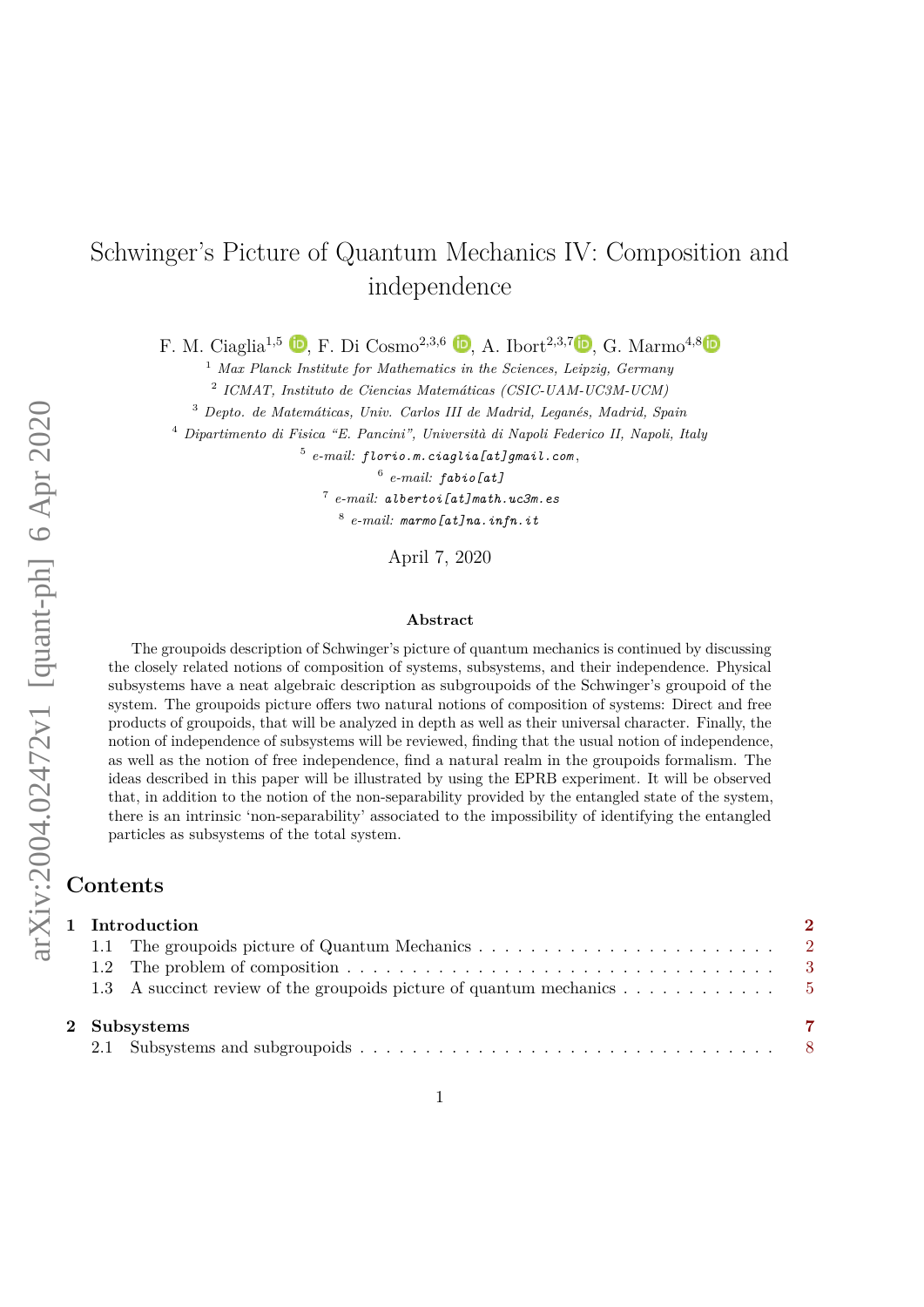# Schwinger's Picture of Quantum Mechanics IV: Composition and independence

F. M. Ciaglia[1,5], F. Di Cosmo[2,3,6], A. Ibort[2,3,7], G. Marmo[4,8]

[1] *Max Planck Institute for Mathematics in the Sciences, Leipzig, Germany*

[2] *ICMAT, Instituto de Ciencias Matemáticas (CSIC-UAM-UC3M-UCM)*

[3] *Depto. de Matemáticas, Univ. Carlos III de Madrid, Leganés, Madrid, Spain*

[4] *Dipartimento di Fisica "E. Pancini", Università di Napoli Federico II, Napoli, Italy*

[5] *e-mail:* `florio.m.ciaglia[at]gmail.com`,

[6] *e-mail:* `fabio[at]`

[7] *e-mail:* `albertoi[at]math.uc3m.es`

[8] *e-mail:* `marmo[at]na.infn.it`

April 7, 2020

## Abstract

The groupoids description of Schwinger's picture of quantum mechanics is continued by discussing the closely related notions of composition of systems, subsystems, and their independence. Physical subsystems have a neat algebraic description as subgroupoids of the Schwinger's groupoid of the system. The groupoids picture offers two natural notions of composition of systems: Direct and free products of groupoids, that will be analyzed in depth as well as their universal character. Finally, the notion of independence of subsystems will be reviewed, finding that the usual notion of independence, as well as the notion of free independence, find a natural realm in the groupoids formalism. The ideas described in this paper will be illustrated by using the EPRB experiment. It will be observed that, in addition to the notion of the non-separability provided by the entangled state of the system, there is an intrinsic 'non-separability' associated to the impossibility of identifying the entangled particles as subsystems of the total system.

## Contents

**1 Introduction** — **2**
- 1.1 The groupoids picture of Quantum Mechanics — 2
- 1.2 The problem of composition — 3
- 1.3 A succinct review of the groupoids picture of quantum mechanics — 5

**2 Subsystems** — **7**
- 2.1 Subsystems and subgroupoids — 8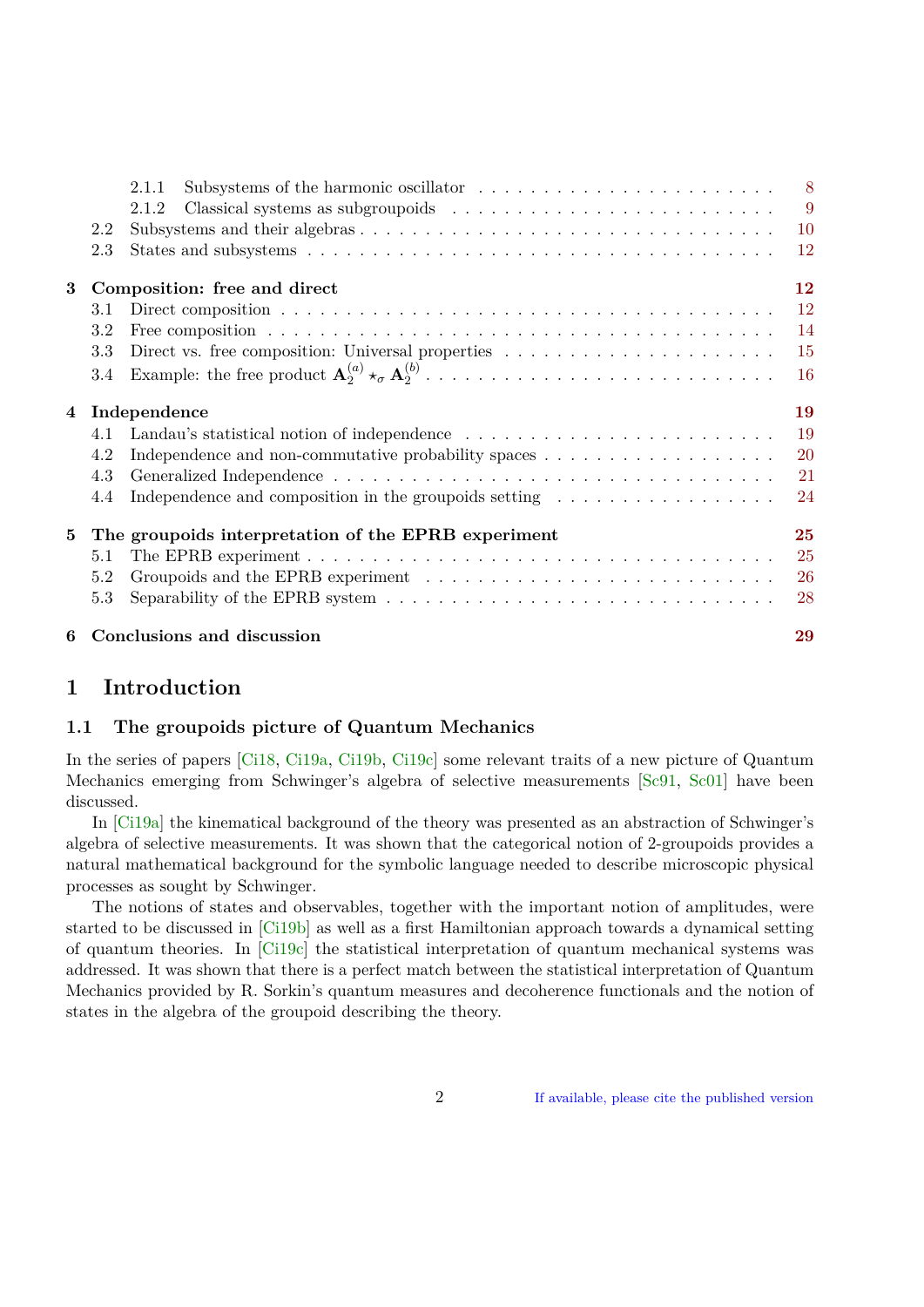2.1.1 Subsystems of the harmonic oscillator . . . . . . . . . . . . . . . . . . . . . . . . 8
2.1.2 Classical systems as subgroupoids . . . . . . . . . . . . . . . . . . . . . . . . . 9
2.2 Subsystems and their algebras . . . . . . . . . . . . . . . . . . . . . . . . . . . . . . . . 10
2.3 States and subsystems . . . . . . . . . . . . . . . . . . . . . . . . . . . . . . . . . . . . 12

**3 Composition: free and direct** **12**
3.1 Direct composition . . . . . . . . . . . . . . . . . . . . . . . . . . . . . . . . . . . . . . 12
3.2 Free composition . . . . . . . . . . . . . . . . . . . . . . . . . . . . . . . . . . . . . . . 14
3.3 Direct vs. free composition: Universal properties . . . . . . . . . . . . . . . . . . . . . 15
3.4 Example: the free product $\mathbf{A}_2^{(a)} \star_\sigma \mathbf{A}_2^{(b)}$ . . . . . . . . . . . . . . . . . . . . . . . . . . 16

**4 Independence** **19**
4.1 Landau's statistical notion of independence . . . . . . . . . . . . . . . . . . . . . . . . 19
4.2 Independence and non-commutative probability spaces . . . . . . . . . . . . . . . . . . 20
4.3 Generalized Independence . . . . . . . . . . . . . . . . . . . . . . . . . . . . . . . . . . 21
4.4 Independence and composition in the groupoids setting . . . . . . . . . . . . . . . . . 24

**5 The groupoids interpretation of the EPRB experiment** **25**
5.1 The EPRB experiment . . . . . . . . . . . . . . . . . . . . . . . . . . . . . . . . . . . . 25
5.2 Groupoids and the EPRB experiment . . . . . . . . . . . . . . . . . . . . . . . . . . . 26
5.3 Separability of the EPRB system . . . . . . . . . . . . . . . . . . . . . . . . . . . . . . 28

**6 Conclusions and discussion** **29**

# 1 Introduction

## 1.1 The groupoids picture of Quantum Mechanics

In the series of papers [Ci18, Ci19a, Ci19b, Ci19c] some relevant traits of a new picture of Quantum Mechanics emerging from Schwinger's algebra of selective measurements [Sc91, Sc01] have been discussed.

In [Ci19a] the kinematical background of the theory was presented as an abstraction of Schwinger's algebra of selective measurements. It was shown that the categorical notion of 2-groupoids provides a natural mathematical background for the symbolic language needed to describe microscopic physical processes as sought by Schwinger.

The notions of states and observables, together with the important notion of amplitudes, were started to be discussed in [Ci19b] as well as a first Hamiltonian approach towards a dynamical setting of quantum theories. In [Ci19c] the statistical interpretation of quantum mechanical systems was addressed. It was shown that there is a perfect match between the statistical interpretation of Quantum Mechanics provided by R. Sorkin's quantum measures and decoherence functionals and the notion of states in the algebra of the groupoid describing the theory.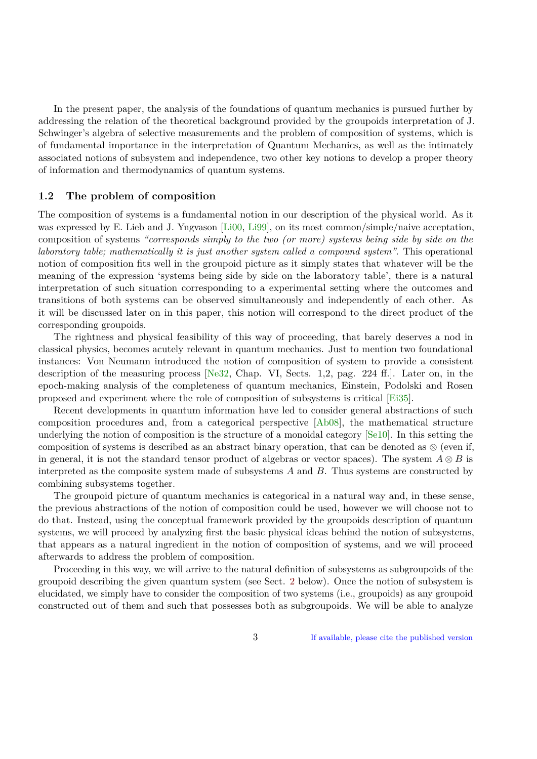In the present paper, the analysis of the foundations of quantum mechanics is pursued further by addressing the relation of the theoretical background provided by the groupoids interpretation of J. Schwinger's algebra of selective measurements and the problem of composition of systems, which is of fundamental importance in the interpretation of Quantum Mechanics, as well as the intimately associated notions of subsystem and independence, two other key notions to develop a proper theory of information and thermodynamics of quantum systems.

### 1.2 The problem of composition

The composition of systems is a fundamental notion in our description of the physical world. As it was expressed by E. Lieb and J. Yngvason [Li00, Li99], on its most common/simple/naive acceptation, composition of systems *"corresponds simply to the two (or more) systems being side by side on the laboratory table; mathematically it is just another system called a compound system"*. This operational notion of composition fits well in the groupoid picture as it simply states that whatever will be the meaning of the expression 'systems being side by side on the laboratory table', there is a natural interpretation of such situation corresponding to a experimental setting where the outcomes and transitions of both systems can be observed simultaneously and independently of each other. As it will be discussed later on in this paper, this notion will correspond to the direct product of the corresponding groupoids.

The rightness and physical feasibility of this way of proceeding, that barely deserves a nod in classical physics, becomes acutely relevant in quantum mechanics. Just to mention two foundational instances: Von Neumann introduced the notion of composition of system to provide a consistent description of the measuring process [Ne32, Chap. VI, Sects. 1,2, pag. 224 ff.]. Later on, in the epoch-making analysis of the completeness of quantum mechanics, Einstein, Podolski and Rosen proposed and experiment where the role of composition of subsystems is critical [Ei35].

Recent developments in quantum information have led to consider general abstractions of such composition procedures and, from a categorical perspective [Ab08], the mathematical structure underlying the notion of composition is the structure of a monoidal category [Se10]. In this setting the composition of systems is described as an abstract binary operation, that can be denoted as $\otimes$ (even if, in general, it is not the standard tensor product of algebras or vector spaces). The system $A \otimes B$ is interpreted as the composite system made of subsystems $A$ and $B$. Thus systems are constructed by combining subsystems together.

The groupoid picture of quantum mechanics is categorical in a natural way and, in these sense, the previous abstractions of the notion of composition could be used, however we will choose not to do that. Instead, using the conceptual framework provided by the groupoids description of quantum systems, we will proceed by analyzing first the basic physical ideas behind the notion of subsystems, that appears as a natural ingredient in the notion of composition of systems, and we will proceed afterwards to address the problem of composition.

Proceeding in this way, we will arrive to the natural definition of subsystems as subgroupoids of the groupoid describing the given quantum system (see Sect. 2 below). Once the notion of subsystem is elucidated, we simply have to consider the composition of two systems (i.e., groupoids) as any groupoid constructed out of them and such that possesses both as subgroupoids. We will be able to analyze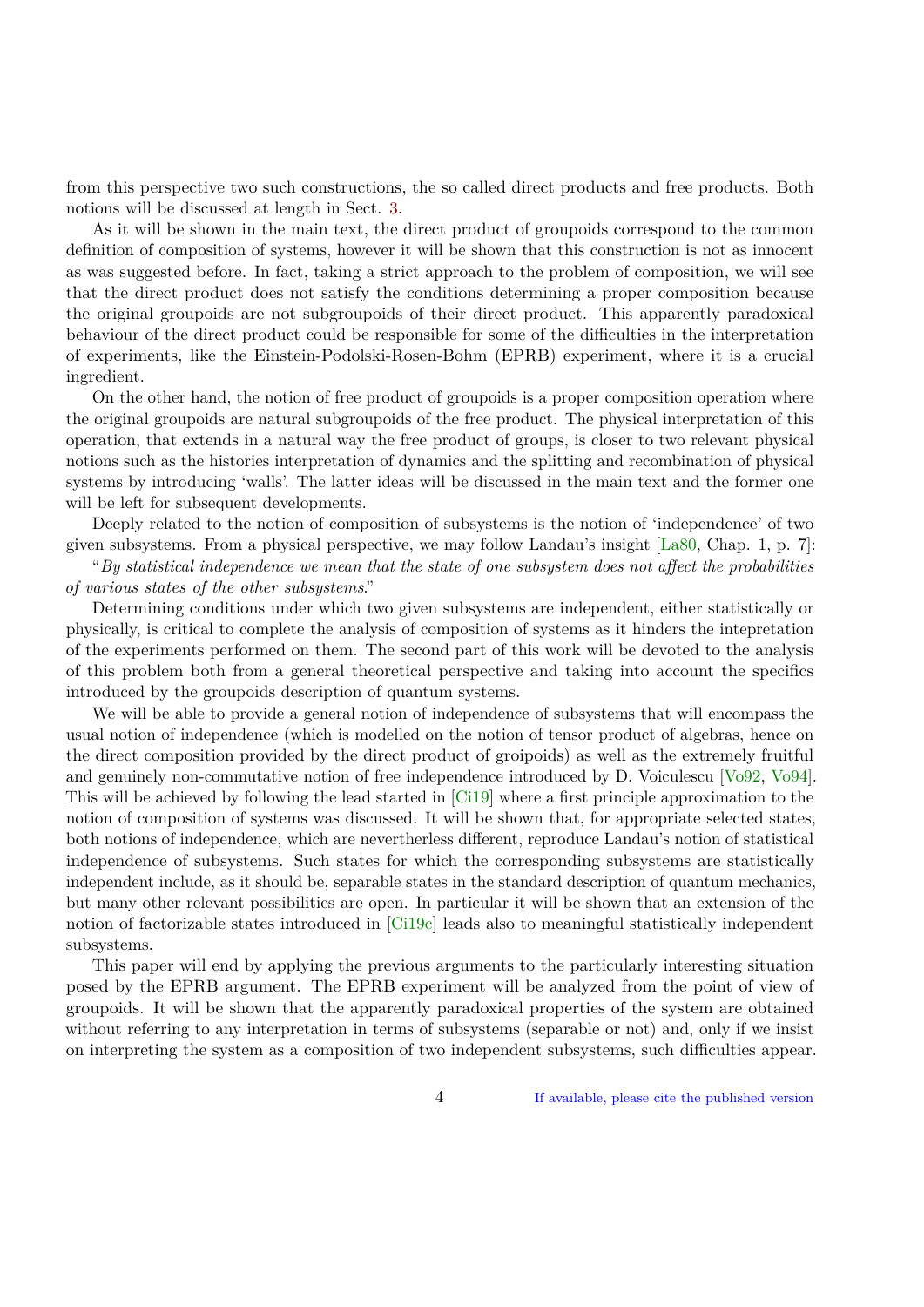from this perspective two such constructions, the so called direct products and free products. Both notions will be discussed at length in Sect. 3.

As it will be shown in the main text, the direct product of groupoids correspond to the common definition of composition of systems, however it will be shown that this construction is not as innocent as was suggested before. In fact, taking a strict approach to the problem of composition, we will see that the direct product does not satisfy the conditions determining a proper composition because the original groupoids are not subgroupoids of their direct product. This apparently paradoxical behaviour of the direct product could be responsible for some of the difficulties in the interpretation of experiments, like the Einstein-Podolski-Rosen-Bohm (EPRB) experiment, where it is a crucial ingredient.

On the other hand, the notion of free product of groupoids is a proper composition operation where the original groupoids are natural subgroupoids of the free product. The physical interpretation of this operation, that extends in a natural way the free product of groups, is closer to two relevant physical notions such as the histories interpretation of dynamics and the splitting and recombination of physical systems by introducing 'walls'. The latter ideas will be discussed in the main text and the former one will be left for subsequent developments.

Deeply related to the notion of composition of subsystems is the notion of 'independence' of two given subsystems. From a physical perspective, we may follow Landau's insight [La80, Chap. 1, p. 7]:

"*By statistical independence we mean that the state of one subsystem does not affect the probabilities of various states of the other subsystems*."

Determining conditions under which two given subsystems are independent, either statistically or physically, is critical to complete the analysis of composition of systems as it hinders the intepretation of the experiments performed on them. The second part of this work will be devoted to the analysis of this problem both from a general theoretical perspective and taking into account the specifics introduced by the groupoids description of quantum systems.

We will be able to provide a general notion of independence of subsystems that will encompass the usual notion of independence (which is modelled on the notion of tensor product of algebras, hence on the direct composition provided by the direct product of groipoids) as well as the extremely fruitful and genuinely non-commutative notion of free independence introduced by D. Voiculescu [Vo92, Vo94]. This will be achieved by following the lead started in [Ci19] where a first principle approximation to the notion of composition of systems was discussed. It will be shown that, for appropriate selected states, both notions of independence, which are nevertheless different, reproduce Landau's notion of statistical independence of subsystems. Such states for which the corresponding subsystems are statistically independent include, as it should be, separable states in the standard description of quantum mechanics, but many other relevant possibilities are open. In particular it will be shown that an extension of the notion of factorizable states introduced in [Ci19c] leads also to meaningful statistically independent subsystems.

This paper will end by applying the previous arguments to the particularly interesting situation posed by the EPRB argument. The EPRB experiment will be analyzed from the point of view of groupoids. It will be shown that the apparently paradoxical properties of the system are obtained without referring to any interpretation in terms of subsystems (separable or not) and, only if we insist on interpreting the system as a composition of two independent subsystems, such difficulties appear.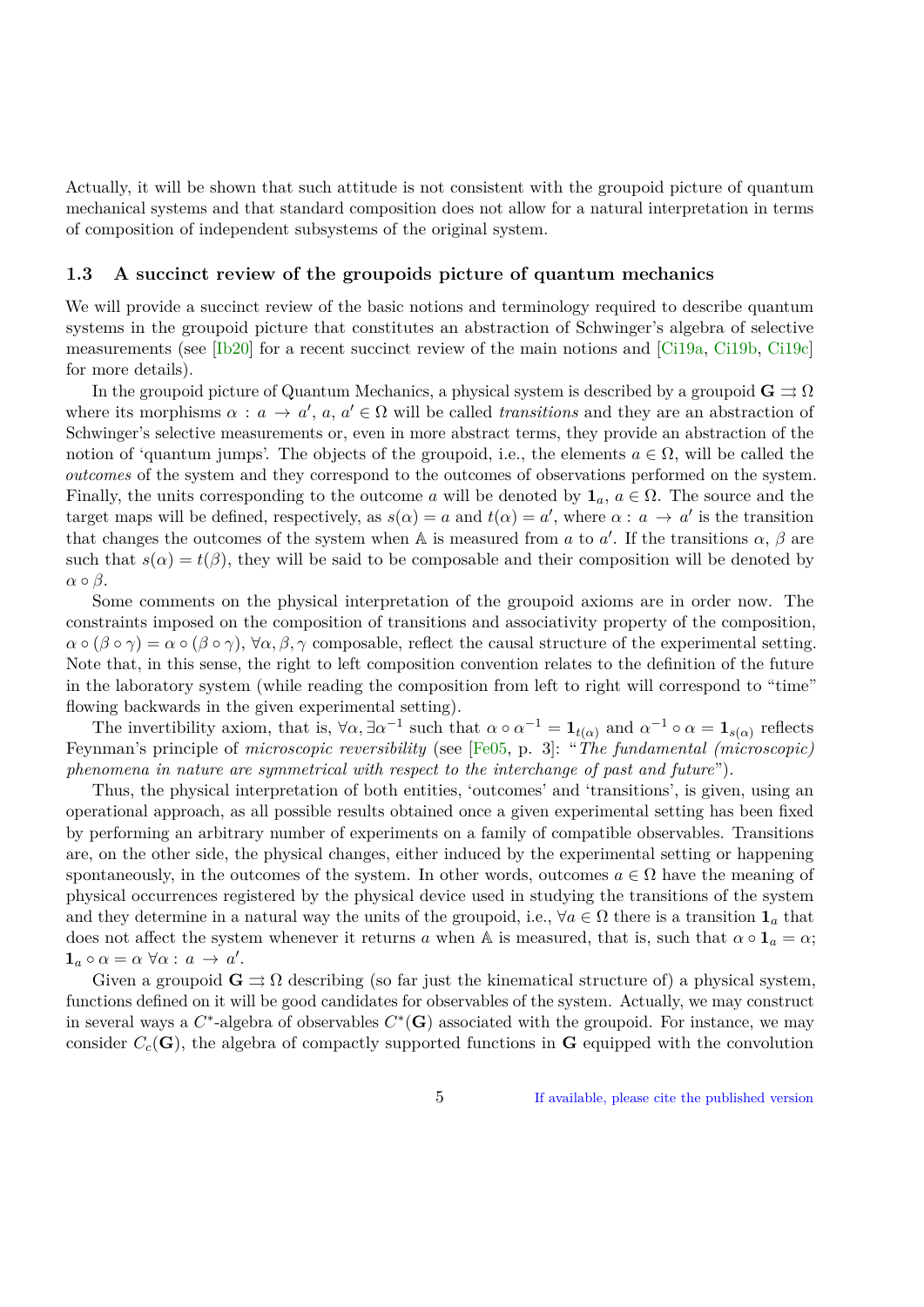Actually, it will be shown that such attitude is not consistent with the groupoid picture of quantum mechanical systems and that standard composition does not allow for a natural interpretation in terms of composition of independent subsystems of the original system.

### 1.3 A succinct review of the groupoids picture of quantum mechanics

We will provide a succinct review of the basic notions and terminology required to describe quantum systems in the groupoid picture that constitutes an abstraction of Schwinger's algebra of selective measurements (see [Ib20] for a recent succinct review of the main notions and [Ci19a, Ci19b, Ci19c] for more details).

In the groupoid picture of Quantum Mechanics, a physical system is described by a groupoid $\mathbf{G} \rightrightarrows \Omega$ where its morphisms $\alpha : a \to a'$, $a, a' \in \Omega$ will be called *transitions* and they are an abstraction of Schwinger's selective measurements or, even in more abstract terms, they provide an abstraction of the notion of 'quantum jumps'. The objects of the groupoid, i.e., the elements $a \in \Omega$, will be called the *outcomes* of the system and they correspond to the outcomes of observations performed on the system. Finally, the units corresponding to the outcome $a$ will be denoted by $\mathbf{1}_a$, $a \in \Omega$. The source and the target maps will be defined, respectively, as $s(\alpha) = a$ and $t(\alpha) = a'$, where $\alpha : a \to a'$ is the transition that changes the outcomes of the system when $\mathbb{A}$ is measured from $a$ to $a'$. If the transitions $\alpha$, $\beta$ are such that $s(\alpha) = t(\beta)$, they will be said to be composable and their composition will be denoted by $\alpha \circ \beta$.

Some comments on the physical interpretation of the groupoid axioms are in order now. The constraints imposed on the composition of transitions and associativity property of the composition, $\alpha \circ (\beta \circ \gamma) = \alpha \circ (\beta \circ \gamma)$, $\forall \alpha, \beta, \gamma$ composable, reflect the causal structure of the experimental setting. Note that, in this sense, the right to left composition convention relates to the definition of the future in the laboratory system (while reading the composition from left to right will correspond to "time" flowing backwards in the given experimental setting).

The invertibility axiom, that is, $\forall \alpha, \exists \alpha^{-1}$ such that $\alpha \circ \alpha^{-1} = \mathbf{1}_{t(\alpha)}$ and $\alpha^{-1} \circ \alpha = \mathbf{1}_{s(\alpha)}$ reflects Feynman's principle of *microscopic reversibility* (see [Fe05, p. 3]: "*The fundamental (microscopic) phenomena in nature are symmetrical with respect to the interchange of past and future*").

Thus, the physical interpretation of both entities, 'outcomes' and 'transitions', is given, using an operational approach, as all possible results obtained once a given experimental setting has been fixed by performing an arbitrary number of experiments on a family of compatible observables. Transitions are, on the other side, the physical changes, either induced by the experimental setting or happening spontaneously, in the outcomes of the system. In other words, outcomes $a \in \Omega$ have the meaning of physical occurrences registered by the physical device used in studying the transitions of the system and they determine in a natural way the units of the groupoid, i.e., $\forall a \in \Omega$ there is a transition $\mathbf{1}_a$ that does not affect the system whenever it returns $a$ when $\mathbb{A}$ is measured, that is, such that $\alpha \circ \mathbf{1}_a = \alpha$; $\mathbf{1}_a \circ \alpha = \alpha \; \forall \alpha : a \to a'$.

Given a groupoid $\mathbf{G} \rightrightarrows \Omega$ describing (so far just the kinematical structure of) a physical system, functions defined on it will be good candidates for observables of the system. Actually, we may construct in several ways a $C^*$-algebra of observables $C^*(\mathbf{G})$ associated with the groupoid. For instance, we may consider $C_c(\mathbf{G})$, the algebra of compactly supported functions in $\mathbf{G}$ equipped with the convolution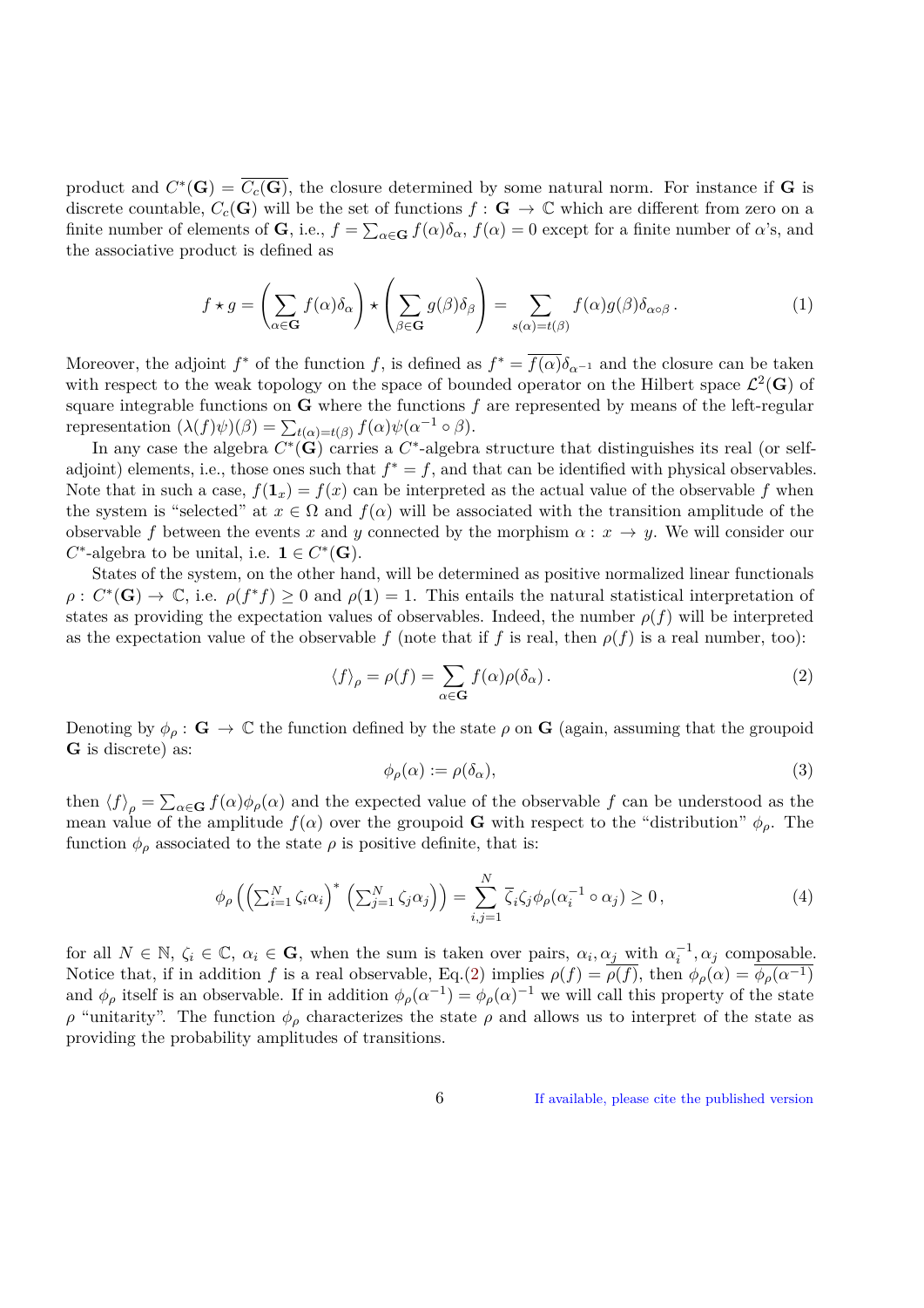product and $C^*(\mathbf{G}) = \overline{C_c(\mathbf{G})}$, the closure determined by some natural norm. For instance if $\mathbf{G}$ is discrete countable, $C_c(\mathbf{G})$ will be the set of functions $f : \mathbf{G} \to \mathbb{C}$ which are different from zero on a finite number of elements of $\mathbf{G}$, i.e., $f = \sum_{\alpha \in \mathbf{G}} f(\alpha)\delta_\alpha$, $f(\alpha) = 0$ except for a finite number of $\alpha$'s, and the associative product is defined as

$$f \star g = \left( \sum_{\alpha \in \mathbf{G}} f(\alpha)\delta_\alpha \right) \star \left( \sum_{\beta \in \mathbf{G}} g(\beta)\delta_\beta \right) = \sum_{s(\alpha)=t(\beta)} f(\alpha)g(\beta)\delta_{\alpha\circ\beta} \,. \tag{1}$$

Moreover, the adjoint $f^*$ of the function $f$, is defined as $f^* = \overline{f(\alpha)}\delta_{\alpha^{-1}}$ and the closure can be taken with respect to the weak topology on the space of bounded operator on the Hilbert space $\mathcal{L}^2(\mathbf{G})$ of square integrable functions on $\mathbf{G}$ where the functions $f$ are represented by means of the left-regular representation $(\lambda(f)\psi)(\beta) = \sum_{t(\alpha)=t(\beta)} f(\alpha)\psi(\alpha^{-1} \circ \beta)$.

In any case the algebra $C^*(\mathbf{G})$ carries a $C^*$-algebra structure that distinguishes its real (or self-adjoint) elements, i.e., those ones such that $f^* = f$, and that can be identified with physical observables. Note that in such a case, $f(\mathbf{1}_x) = f(x)$ can be interpreted as the actual value of the observable $f$ when the system is "selected" at $x \in \Omega$ and $f(\alpha)$ will be associated with the transition amplitude of the observable $f$ between the events $x$ and $y$ connected by the morphism $\alpha : x \to y$. We will consider our $C^*$-algebra to be unital, i.e. $\mathbf{1} \in C^*(\mathbf{G})$.

States of the system, on the other hand, will be determined as positive normalized linear functionals $\rho : C^*(\mathbf{G}) \to \mathbb{C}$, i.e. $\rho(f^*f) \geq 0$ and $\rho(\mathbf{1}) = 1$. This entails the natural statistical interpretation of states as providing the expectation values of observables. Indeed, the number $\rho(f)$ will be interpreted as the expectation value of the observable $f$ (note that if $f$ is real, then $\rho(f)$ is a real number, too):

$$\langle f \rangle_\rho = \rho(f) = \sum_{\alpha \in \mathbf{G}} f(\alpha)\rho(\delta_\alpha) \,. \tag{2}$$

Denoting by $\phi_\rho : \mathbf{G} \to \mathbb{C}$ the function defined by the state $\rho$ on $\mathbf{G}$ (again, assuming that the groupoid $\mathbf{G}$ is discrete) as:

$$\phi_\rho(\alpha) := \rho(\delta_\alpha), \tag{3}$$

then $\langle f \rangle_\rho = \sum_{\alpha \in \mathbf{G}} f(\alpha)\phi_\rho(\alpha)$ and the expected value of the observable $f$ can be understood as the mean value of the amplitude $f(\alpha)$ over the groupoid $\mathbf{G}$ with respect to the "distribution" $\phi_\rho$. The function $\phi_\rho$ associated to the state $\rho$ is positive definite, that is:

$$\phi_\rho \left( \left( \sum_{i=1}^N \zeta_i \alpha_i \right)^* \left( \sum_{j=1}^N \zeta_j \alpha_j \right) \right) = \sum_{i,j=1}^N \overline{\zeta}_i \zeta_j \phi_\rho(\alpha_i^{-1} \circ \alpha_j) \geq 0 \,, \tag{4}$$

for all $N \in \mathbb{N}$, $\zeta_i \in \mathbb{C}$, $\alpha_i \in \mathbf{G}$, when the sum is taken over pairs, $\alpha_i, \alpha_j$ with $\alpha_i^{-1}, \alpha_j$ composable. Notice that, if in addition $f$ is a real observable, Eq.(2) implies $\rho(f) = \overline{\rho(f)}$, then $\phi_\rho(\alpha) = \overline{\phi_\rho(\alpha^{-1})}$ and $\phi_\rho$ itself is an observable. If in addition $\phi_\rho(\alpha^{-1}) = \phi_\rho(\alpha)^{-1}$ we will call this property of the state $\rho$ "unitarity". The function $\phi_\rho$ characterizes the state $\rho$ and allows us to interpret of the state as providing the probability amplitudes of transitions.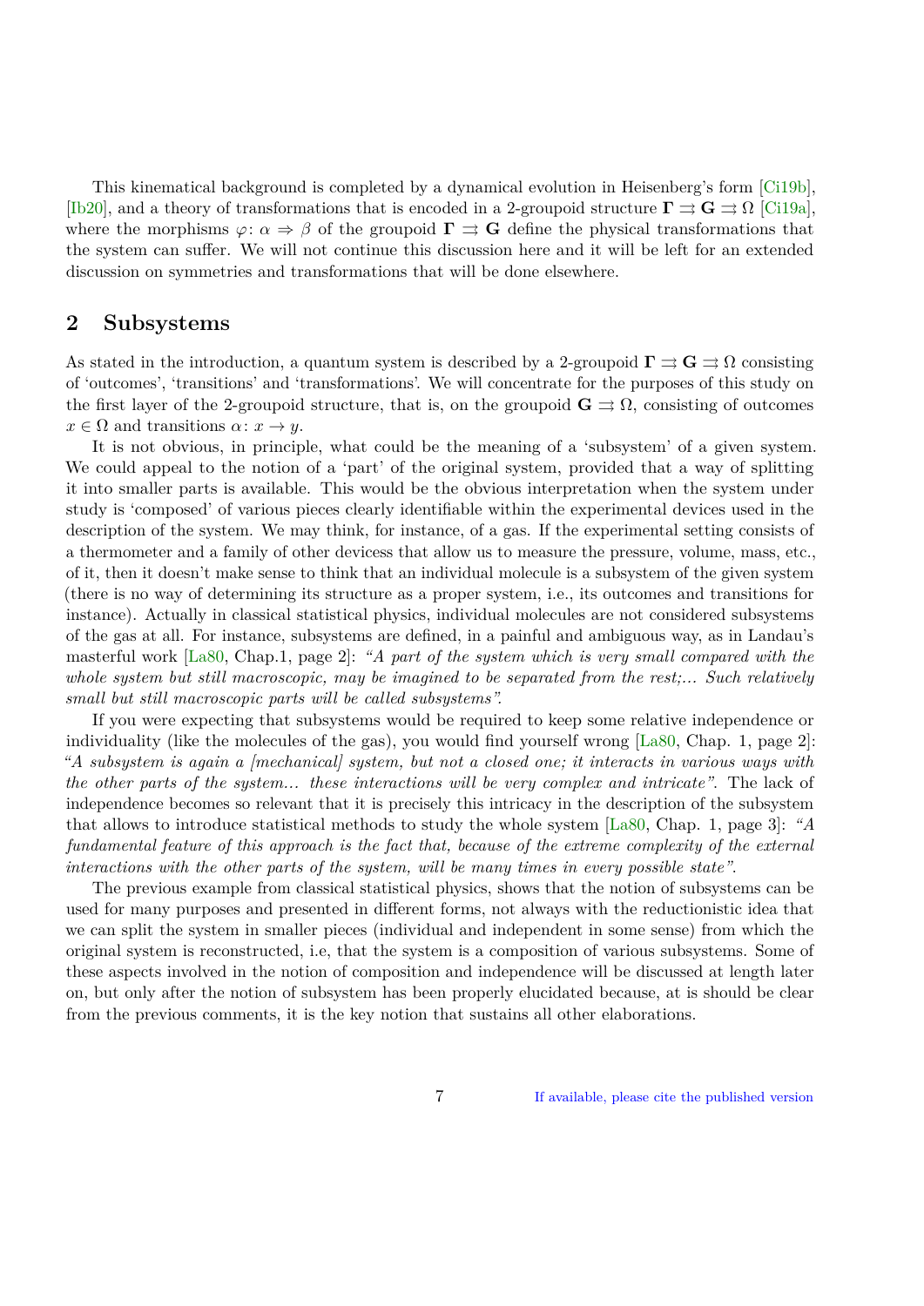This kinematical background is completed by a dynamical evolution in Heisenberg's form [Ci19b], [Ib20], and a theory of transformations that is encoded in a 2-groupoid structure $\mathbf{\Gamma} \rightrightarrows \mathbf{G} \rightrightarrows \Omega$ [Ci19a], where the morphisms $\varphi \colon \alpha \Rightarrow \beta$ of the groupoid $\mathbf{\Gamma} \rightrightarrows \mathbf{G}$ define the physical transformations that the system can suffer. We will not continue this discussion here and it will be left for an extended discussion on symmetries and transformations that will be done elsewhere.

## 2 Subsystems

As stated in the introduction, a quantum system is described by a 2-groupoid $\mathbf{\Gamma} \rightrightarrows \mathbf{G} \rightrightarrows \Omega$ consisting of 'outcomes', 'transitions' and 'transformations'. We will concentrate for the purposes of this study on the first layer of the 2-groupoid structure, that is, on the groupoid $\mathbf{G} \rightrightarrows \Omega$, consisting of outcomes $x \in \Omega$ and transitions $\alpha \colon x \to y$.

It is not obvious, in principle, what could be the meaning of a 'subsystem' of a given system. We could appeal to the notion of a 'part' of the original system, provided that a way of splitting it into smaller parts is available. This would be the obvious interpretation when the system under study is 'composed' of various pieces clearly identifiable within the experimental devices used in the description of the system. We may think, for instance, of a gas. If the experimental setting consists of a thermometer and a family of other devicess that allow us to measure the pressure, volume, mass, etc., of it, then it doesn't make sense to think that an individual molecule is a subsystem of the given system (there is no way of determining its structure as a proper system, i.e., its outcomes and transitions for instance). Actually in classical statistical physics, individual molecules are not considered subsystems of the gas at all. For instance, subsystems are defined, in a painful and ambiguous way, as in Landau's masterful work [La80, Chap.1, page 2]: *"A part of the system which is very small compared with the whole system but still macroscopic, may be imagined to be separated from the rest;... Such relatively small but still macroscopic parts will be called subsystems".*

If you were expecting that subsystems would be required to keep some relative independence or individuality (like the molecules of the gas), you would find yourself wrong [La80, Chap. 1, page 2]: *"A subsystem is again a [mechanical] system, but not a closed one; it interacts in various ways with the other parts of the system... these interactions will be very complex and intricate".* The lack of independence becomes so relevant that it is precisely this intricacy in the description of the subsystem that allows to introduce statistical methods to study the whole system [La80, Chap. 1, page 3]: *"A fundamental feature of this approach is the fact that, because of the extreme complexity of the external interactions with the other parts of the system, will be many times in every possible state".*

The previous example from classical statistical physics, shows that the notion of subsystems can be used for many purposes and presented in different forms, not always with the reductionistic idea that we can split the system in smaller pieces (individual and independent in some sense) from which the original system is reconstructed, i.e, that the system is a composition of various subsystems. Some of these aspects involved in the notion of composition and independence will be discussed at length later on, but only after the notion of subsystem has been properly elucidated because, at is should be clear from the previous comments, it is the key notion that sustains all other elaborations.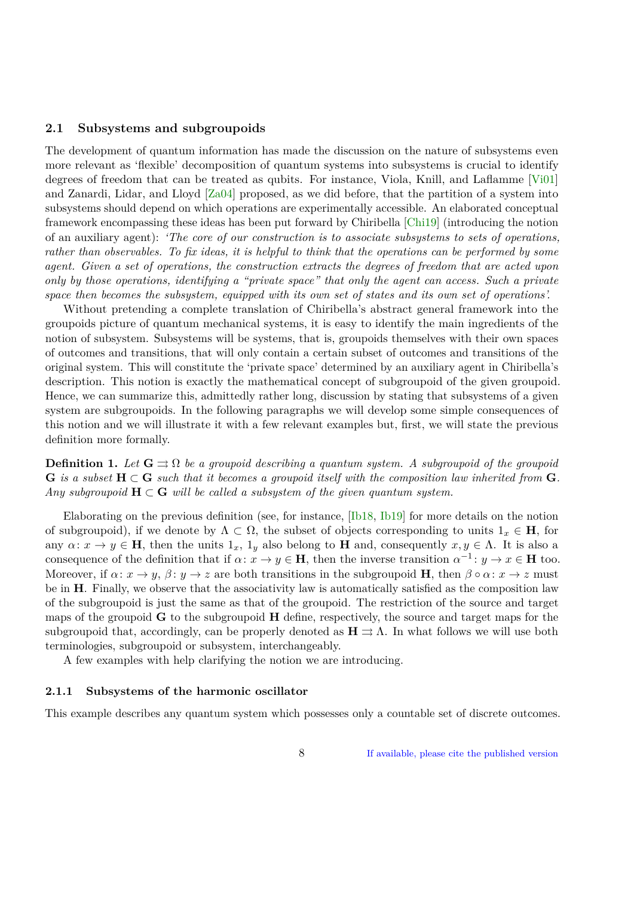### 2.1 Subsystems and subgroupoids

The development of quantum information has made the discussion on the nature of subsystems even more relevant as 'flexible' decomposition of quantum systems into subsystems is crucial to identify degrees of freedom that can be treated as qubits. For instance, Viola, Knill, and Laflamme [Vi01] and Zanardi, Lidar, and Lloyd [Za04] proposed, as we did before, that the partition of a system into subsystems should depend on which operations are experimentally accessible. An elaborated conceptual framework encompassing these ideas has been put forward by Chiribella [Chi19] (introducing the notion of an auxiliary agent): *'The core of our construction is to associate subsystems to sets of operations, rather than observables. To fix ideas, it is helpful to think that the operations can be performed by some agent. Given a set of operations, the construction extracts the degrees of freedom that are acted upon only by those operations, identifying a "private space" that only the agent can access. Such a private space then becomes the subsystem, equipped with its own set of states and its own set of operations'.*

Without pretending a complete translation of Chiribella's abstract general framework into the groupoids picture of quantum mechanical systems, it is easy to identify the main ingredients of the notion of subsystem. Subsystems will be systems, that is, groupoids themselves with their own spaces of outcomes and transitions, that will only contain a certain subset of outcomes and transitions of the original system. This will constitute the 'private space' determined by an auxiliary agent in Chiribella's description. This notion is exactly the mathematical concept of subgroupoid of the given groupoid. Hence, we can summarize this, admittedly rather long, discussion by stating that subsystems of a given system are subgroupoids. In the following paragraphs we will develop some simple consequences of this notion and we will illustrate it with a few relevant examples but, first, we will state the previous definition more formally.

**Definition 1.** *Let $\mathbf{G} \rightrightarrows \Omega$ be a groupoid describing a quantum system. A subgroupoid of the groupoid $\mathbf{G}$ is a subset $\mathbf{H} \subset \mathbf{G}$ such that it becomes a groupoid itself with the composition law inherited from $\mathbf{G}$. Any subgroupoid $\mathbf{H} \subset \mathbf{G}$ will be called a subsystem of the given quantum system.*

Elaborating on the previous definition (see, for instance, [Ib18, Ib19] for more details on the notion of subgroupoid), if we denote by $\Lambda \subset \Omega$, the subset of objects corresponding to units $1_x \in \mathbf{H}$, for any $\alpha\colon x \to y \in \mathbf{H}$, then the units $1_x$, $1_y$ also belong to $\mathbf{H}$ and, consequently $x, y \in \Lambda$. It is also a consequence of the definition that if $\alpha\colon x \to y \in \mathbf{H}$, then the inverse transition $\alpha^{-1}\colon y \to x \in \mathbf{H}$ too. Moreover, if $\alpha\colon x \to y$, $\beta\colon y \to z$ are both transitions in the subgroupoid $\mathbf{H}$, then $\beta \circ \alpha\colon x \to z$ must be in $\mathbf{H}$. Finally, we observe that the associativity law is automatically satisfied as the composition law of the subgroupoid is just the same as that of the groupoid. The restriction of the source and target maps of the groupoid $\mathbf{G}$ to the subgroupoid $\mathbf{H}$ define, respectively, the source and target maps for the subgroupoid that, accordingly, can be properly denoted as $\mathbf{H} \rightrightarrows \Lambda$. In what follows we will use both terminologies, subgroupoid or subsystem, interchangeably.

A few examples with help clarifying the notion we are introducing.

#### 2.1.1 Subsystems of the harmonic oscillator

This example describes any quantum system which possesses only a countable set of discrete outcomes.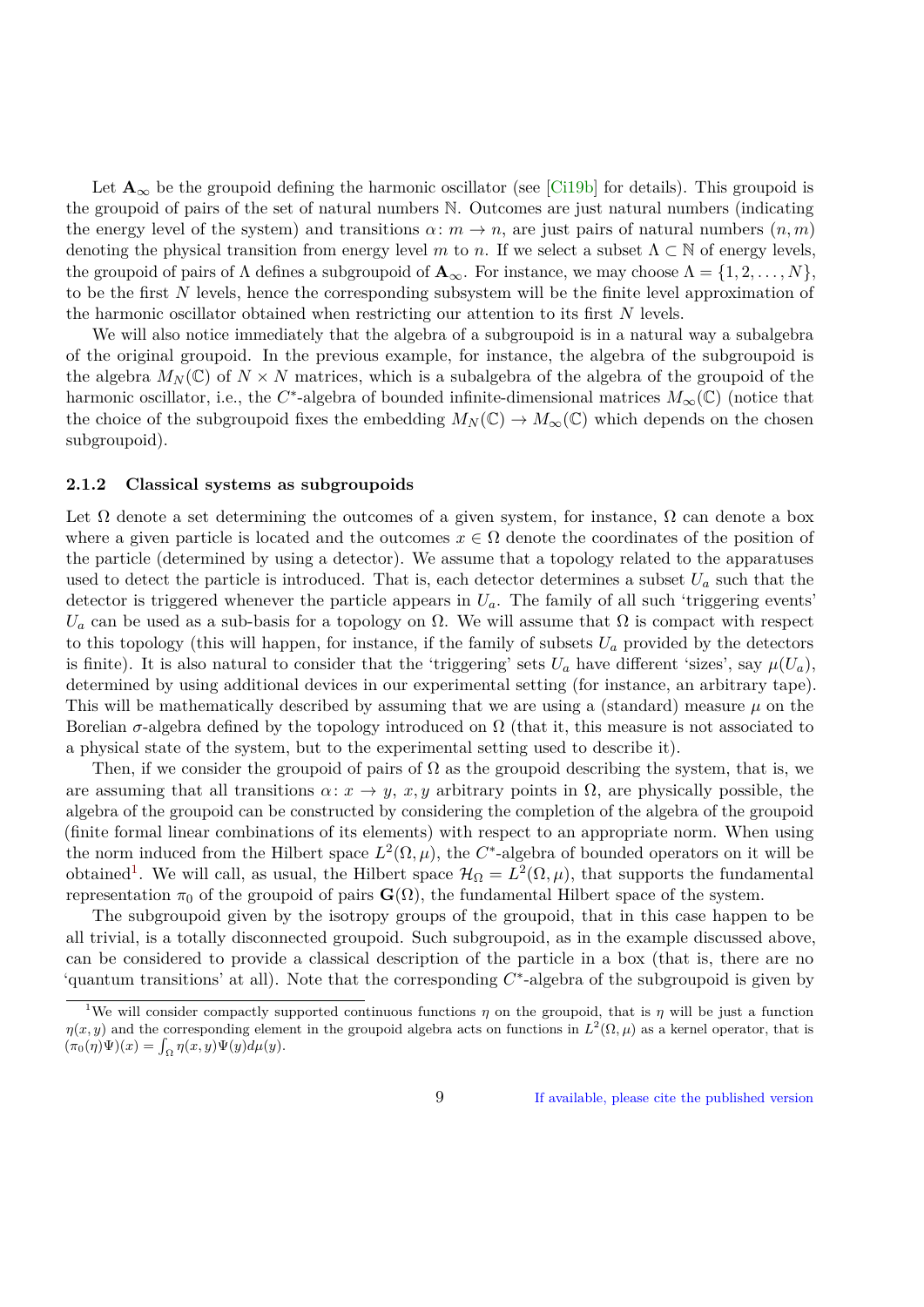Let $\mathbf{A}_\infty$ be the groupoid defining the harmonic oscillator (see [Ci19b] for details). This groupoid is the groupoid of pairs of the set of natural numbers $\mathbb{N}$. Outcomes are just natural numbers (indicating the energy level of the system) and transitions $\alpha\colon m \to n$, are just pairs of natural numbers $(n, m)$ denoting the physical transition from energy level $m$ to $n$. If we select a subset $\Lambda \subset \mathbb{N}$ of energy levels, the groupoid of pairs of $\Lambda$ defines a subgroupoid of $\mathbf{A}_\infty$. For instance, we may choose $\Lambda = \{1, 2, \ldots, N\}$, to be the first $N$ levels, hence the corresponding subsystem will be the finite level approximation of the harmonic oscillator obtained when restricting our attention to its first $N$ levels.

We will also notice immediately that the algebra of a subgroupoid is in a natural way a subalgebra of the original groupoid. In the previous example, for instance, the algebra of the subgroupoid is the algebra $M_N(\mathbb{C})$ of $N \times N$ matrices, which is a subalgebra of the algebra of the groupoid of the harmonic oscillator, i.e., the $C^*$-algebra of bounded infinite-dimensional matrices $M_\infty(\mathbb{C})$ (notice that the choice of the subgroupoid fixes the embedding $M_N(\mathbb{C}) \to M_\infty(\mathbb{C})$ which depends on the chosen subgroupoid).

### 2.1.2 Classical systems as subgroupoids

Let $\Omega$ denote a set determining the outcomes of a given system, for instance, $\Omega$ can denote a box where a given particle is located and the outcomes $x \in \Omega$ denote the coordinates of the position of the particle (determined by using a detector). We assume that a topology related to the apparatuses used to detect the particle is introduced. That is, each detector determines a subset $U_a$ such that the detector is triggered whenever the particle appears in $U_a$. The family of all such 'triggering events' $U_a$ can be used as a sub-basis for a topology on $\Omega$. We will assume that $\Omega$ is compact with respect to this topology (this will happen, for instance, if the family of subsets $U_a$ provided by the detectors is finite). It is also natural to consider that the 'triggering' sets $U_a$ have different 'sizes', say $\mu(U_a)$, determined by using additional devices in our experimental setting (for instance, an arbitrary tape). This will be mathematically described by assuming that we are using a (standard) measure $\mu$ on the Borelian $\sigma$-algebra defined by the topology introduced on $\Omega$ (that it, this measure is not associated to a physical state of the system, but to the experimental setting used to describe it).

Then, if we consider the groupoid of pairs of $\Omega$ as the groupoid describing the system, that is, we are assuming that all transitions $\alpha\colon x \to y$, $x, y$ arbitrary points in $\Omega$, are physically possible, the algebra of the groupoid can be constructed by considering the completion of the algebra of the groupoid (finite formal linear combinations of its elements) with respect to an appropriate norm. When using the norm induced from the Hilbert space $L^2(\Omega, \mu)$, the $C^*$-algebra of bounded operators on it will be obtained[1]. We will call, as usual, the Hilbert space $\mathcal{H}_\Omega = L^2(\Omega, \mu)$, that supports the fundamental representation $\pi_0$ of the groupoid of pairs $\mathbf{G}(\Omega)$, the fundamental Hilbert space of the system.

The subgroupoid given by the isotropy groups of the groupoid, that in this case happen to be all trivial, is a totally disconnected groupoid. Such subgroupoid, as in the example discussed above, can be considered to provide a classical description of the particle in a box (that is, there are no 'quantum transitions' at all). Note that the corresponding $C^*$-algebra of the subgroupoid is given by

[1] We will consider compactly supported continuous functions $\eta$ on the groupoid, that is $\eta$ will be just a function $\eta(x, y)$ and the corresponding element in the groupoid algebra acts on functions in $L^2(\Omega, \mu)$ as a kernel operator, that is $(\pi_0(\eta)\Psi)(x) = \int_\Omega \eta(x, y)\Psi(y)d\mu(y)$.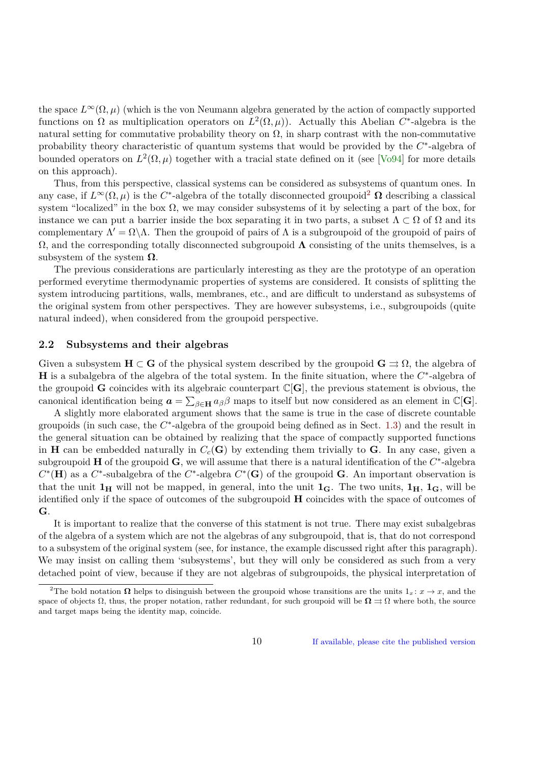the space $L^\infty(\Omega, \mu)$ (which is the von Neumann algebra generated by the action of compactly supported functions on $\Omega$ as multiplication operators on $L^2(\Omega, \mu)$). Actually this Abelian $C^*$-algebra is the natural setting for commutative probability theory on $\Omega$, in sharp contrast with the non-commutative probability theory characteristic of quantum systems that would be provided by the $C^*$-algebra of bounded operators on $L^2(\Omega, \mu)$ together with a tracial state defined on it (see [Vo94] for more details on this approach).

Thus, from this perspective, classical systems can be considered as subsystems of quantum ones. In any case, if $L^\infty(\Omega, \mu)$ is the $C^*$-algebra of the totally disconnected groupoid[2] $\mathbf{\Omega}$ describing a classical system "localized" in the box $\Omega$, we may consider subsystems of it by selecting a part of the box, for instance we can put a barrier inside the box separating it in two parts, a subset $\Lambda \subset \Omega$ of $\Omega$ and its complementary $\Lambda' = \Omega \backslash \Lambda$. Then the groupoid of pairs of $\Lambda$ is a subgroupoid of the groupoid of pairs of $\Omega$, and the corresponding totally disconnected subgroupoid $\mathbf{\Lambda}$ consisting of the units themselves, is a subsystem of the system $\mathbf{\Omega}$.

The previous considerations are particularly interesting as they are the prototype of an operation performed everytime thermodynamic properties of systems are considered. It consists of splitting the system introducing partitions, walls, membranes, etc., and are difficult to understand as subsystems of the original system from other perspectives. They are however subsystems, i.e., subgroupoids (quite natural indeed), when considered from the groupoid perspective.

## 2.2 Subsystems and their algebras

Given a subsystem $\mathbf{H} \subset \mathbf{G}$ of the physical system described by the groupoid $\mathbf{G} \rightrightarrows \Omega$, the algebra of $\mathbf{H}$ is a subalgebra of the algebra of the total system. In the finite situation, where the $C^*$-algebra of the groupoid $\mathbf{G}$ coincides with its algebraic counterpart $\mathbb{C}[\mathbf{G}]$, the previous statement is obvious, the canonical identification being $\boldsymbol{a} = \sum_{\beta \in \mathbf{H}} a_\beta \beta$ maps to itself but now considered as an element in $\mathbb{C}[\mathbf{G}]$.

A slightly more elaborated argument shows that the same is true in the case of discrete countable groupoids (in such case, the $C^*$-algebra of the groupoid being defined as in Sect. 1.3) and the result in the general situation can be obtained by realizing that the space of compactly supported functions in $\mathbf{H}$ can be embedded naturally in $C_c(\mathbf{G})$ by extending them trivially to $\mathbf{G}$. In any case, given a subgroupoid $\mathbf{H}$ of the groupoid $\mathbf{G}$, we will assume that there is a natural identification of the $C^*$-algebra $C^*(\mathbf{H})$ as a $C^*$-subalgebra of the $C^*$-algebra $C^*(\mathbf{G})$ of the groupoid $\mathbf{G}$. An important observation is that the unit $\mathbf{1_H}$ will not be mapped, in general, into the unit $\mathbf{1_G}$. The two units, $\mathbf{1_H}$, $\mathbf{1_G}$, will be identified only if the space of outcomes of the subgroupoid $\mathbf{H}$ coincides with the space of outcomes of $\mathbf{G}$.

It is important to realize that the converse of this statment is not true. There may exist subalgebras of the algebra of a system which are not the algebras of any subgroupoid, that is, that do not correspond to a subsystem of the original system (see, for instance, the example discussed right after this paragraph). We may insist on calling them 'subsystems', but they will only be considered as such from a very detached point of view, because if they are not algebras of subgroupoids, the physical interpretation of

[2] The bold notation $\mathbf{\Omega}$ helps to disinguish between the groupoid whose transitions are the units $1_x : x \to x$, and the space of objects $\Omega$, thus, the proper notation, rather redundant, for such groupoid will be $\mathbf{\Omega} \rightrightarrows \Omega$ where both, the source and target maps being the identity map, coincide.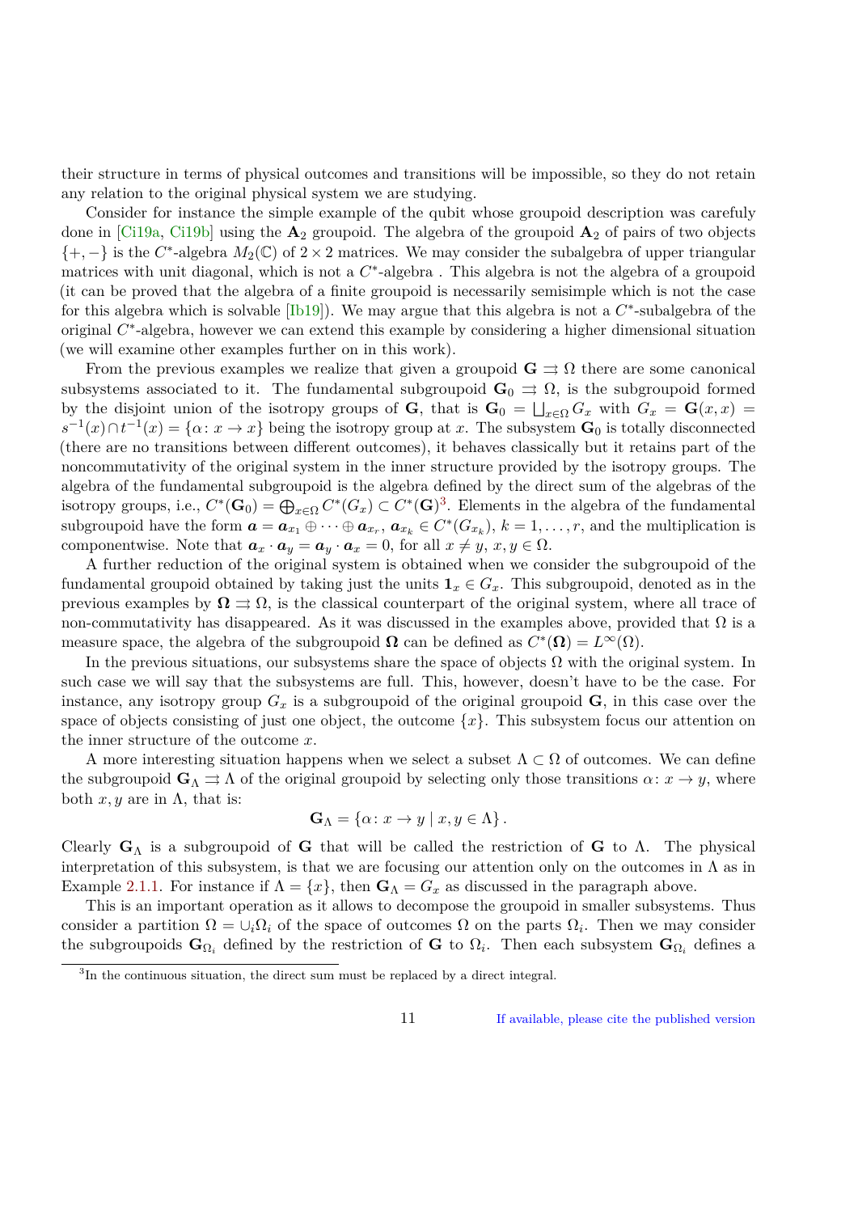their structure in terms of physical outcomes and transitions will be impossible, so they do not retain any relation to the original physical system we are studying.

Consider for instance the simple example of the qubit whose groupoid description was carefuly done in [Ci19a, Ci19b] using the $\mathbf{A}_2$ groupoid. The algebra of the groupoid $\mathbf{A}_2$ of pairs of two objects $\{+,-\}$ is the $C^*$-algebra $M_2(\mathbb{C})$ of $2\times 2$ matrices. We may consider the subalgebra of upper triangular matrices with unit diagonal, which is not a $C^*$-algebra . This algebra is not the algebra of a groupoid (it can be proved that the algebra of a finite groupoid is necessarily semisimple which is not the case for this algebra which is solvable [Ib19]). We may argue that this algebra is not a $C^*$-subalgebra of the original $C^*$-algebra, however we can extend this example by considering a higher dimensional situation (we will examine other examples further on in this work).

From the previous examples we realize that given a groupoid $\mathbf{G} \rightrightarrows \Omega$ there are some canonical subsystems associated to it. The fundamental subgroupoid $\mathbf{G}_0 \rightrightarrows \Omega$, is the subgroupoid formed by the disjoint union of the isotropy groups of $\mathbf{G}$, that is $\mathbf{G}_0 = \bigsqcup_{x\in\Omega} G_x$ with $G_x = \mathbf{G}(x,x) = s^{-1}(x)\cap t^{-1}(x) = \{\alpha\colon x \to x\}$ being the isotropy group at $x$. The subsystem $\mathbf{G}_0$ is totally disconnected (there are no transitions between different outcomes), it behaves classically but it retains part of the noncommutativity of the original system in the inner structure provided by the isotropy groups. The algebra of the fundamental subgroupoid is the algebra defined by the direct sum of the algebras of the isotropy groups, i.e., $C^*(\mathbf{G}_0) = \bigoplus_{x\in\Omega} C^*(G_x) \subset C^*(\mathbf{G})$[3]. Elements in the algebra of the fundamental subgroupoid have the form $\boldsymbol{a} = \boldsymbol{a}_{x_1} \oplus \cdots \oplus \boldsymbol{a}_{x_r}$, $\boldsymbol{a}_{x_k} \in C^*(G_{x_k})$, $k = 1,\ldots,r$, and the multiplication is componentwise. Note that $\boldsymbol{a}_x \cdot \boldsymbol{a}_y = \boldsymbol{a}_y \cdot \boldsymbol{a}_x = 0$, for all $x \neq y$, $x,y \in \Omega$.

A further reduction of the original system is obtained when we consider the subgroupoid of the fundamental groupoid obtained by taking just the units $\mathbf{1}_x \in G_x$. This subgroupoid, denoted as in the previous examples by $\boldsymbol{\Omega} \rightrightarrows \Omega$, is the classical counterpart of the original system, where all trace of non-commutativity has disappeared. As it was discussed in the examples above, provided that $\Omega$ is a measure space, the algebra of the subgroupoid $\boldsymbol{\Omega}$ can be defined as $C^*(\boldsymbol{\Omega}) = L^\infty(\Omega)$.

In the previous situations, our subsystems share the space of objects $\Omega$ with the original system. In such case we will say that the subsystems are full. This, however, doesn't have to be the case. For instance, any isotropy group $G_x$ is a subgroupoid of the original groupoid $\mathbf{G}$, in this case over the space of objects consisting of just one object, the outcome $\{x\}$. This subsystem focus our attention on the inner structure of the outcome $x$.

A more interesting situation happens when we select a subset $\Lambda \subset \Omega$ of outcomes. We can define the subgroupoid $\mathbf{G}_\Lambda \rightrightarrows \Lambda$ of the original groupoid by selecting only those transitions $\alpha\colon x \to y$, where both $x,y$ are in $\Lambda$, that is:

$$\mathbf{G}_\Lambda = \{\alpha\colon x \to y \mid x,y \in \Lambda\}\,.$$

Clearly $\mathbf{G}_\Lambda$ is a subgroupoid of $\mathbf{G}$ that will be called the restriction of $\mathbf{G}$ to $\Lambda$. The physical interpretation of this subsystem, is that we are focusing our attention only on the outcomes in $\Lambda$ as in Example 2.1.1. For instance if $\Lambda = \{x\}$, then $\mathbf{G}_\Lambda = G_x$ as discussed in the paragraph above.

This is an important operation as it allows to decompose the groupoid in smaller subsystems. Thus consider a partition $\Omega = \cup_i \Omega_i$ of the space of outcomes $\Omega$ on the parts $\Omega_i$. Then we may consider the subgroupoids $\mathbf{G}_{\Omega_i}$ defined by the restriction of $\mathbf{G}$ to $\Omega_i$. Then each subsystem $\mathbf{G}_{\Omega_i}$ defines a

[3] In the continuous situation, the direct sum must be replaced by a direct integral.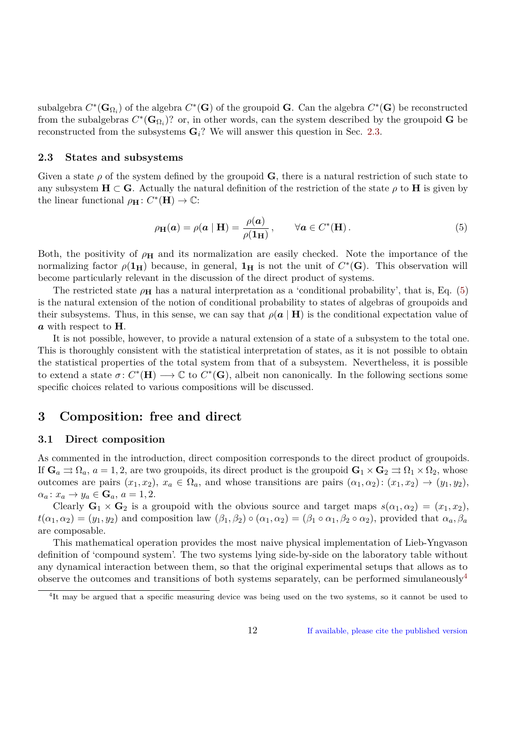subalgebra $C^*(\mathbf{G}_{\Omega_i})$ of the algebra $C^*(\mathbf{G})$ of the groupoid $\mathbf{G}$. Can the algebra $C^*(\mathbf{G})$ be reconstructed from the subalgebras $C^*(\mathbf{G}_{\Omega_i})$? or, in other words, can the system described by the groupoid $\mathbf{G}$ be reconstructed from the subsystems $\mathbf{G}_i$? We will answer this question in Sec. 2.3.

### 2.3 States and subsystems

Given a state $\rho$ of the system defined by the groupoid $\mathbf{G}$, there is a natural restriction of such state to any subsystem $\mathbf{H} \subset \mathbf{G}$. Actually the natural definition of the restriction of the state $\rho$ to $\mathbf{H}$ is given by the linear functional $\rho_{\mathbf{H}} \colon C^*(\mathbf{H}) \to \mathbb{C}$:

$$\rho_{\mathbf{H}}(\boldsymbol{a}) = \rho(\boldsymbol{a} \mid \mathbf{H}) = \frac{\rho(\boldsymbol{a})}{\rho(\mathbf{1_H})}\,, \qquad \forall \boldsymbol{a} \in C^*(\mathbf{H})\,. \tag{5}$$

Both, the positivity of $\rho_{\mathbf{H}}$ and its normalization are easily checked. Note the importance of the normalizing factor $\rho(\mathbf{1_H})$ because, in general, $\mathbf{1_H}$ is not the unit of $C^*(\mathbf{G})$. This observation will become particularly relevant in the discussion of the direct product of systems.

The restricted state $\rho_{\mathbf{H}}$ has a natural interpretation as a 'conditional probability', that is, Eq. (5) is the natural extension of the notion of conditional probability to states of algebras of groupoids and their subsystems. Thus, in this sense, we can say that $\rho(\boldsymbol{a} \mid \mathbf{H})$ is the conditional expectation value of $\boldsymbol{a}$ with respect to $\mathbf{H}$.

It is not possible, however, to provide a natural extension of a state of a subsystem to the total one. This is thoroughly consistent with the statistical interpretation of states, as it is not possible to obtain the statistical properties of the total system from that of a subsystem. Nevertheless, it is possible to extend a state $\sigma \colon C^*(\mathbf{H}) \longrightarrow \mathbb{C}$ to $C^*(\mathbf{G})$, albeit non canonically. In the following sections some specific choices related to various compositions will be discussed.

## 3 Composition: free and direct

### 3.1 Direct composition

As commented in the introduction, direct composition corresponds to the direct product of groupoids. If $\mathbf{G}_a \rightrightarrows \Omega_a$, $a = 1, 2$, are two groupoids, its direct product is the groupoid $\mathbf{G}_1 \times \mathbf{G}_2 \rightrightarrows \Omega_1 \times \Omega_2$, whose outcomes are pairs $(x_1, x_2)$, $x_a \in \Omega_a$, and whose transitions are pairs $(\alpha_1, \alpha_2) \colon (x_1, x_2) \to (y_1, y_2)$, $\alpha_a \colon x_a \to y_a \in \mathbf{G}_a$, $a = 1, 2$.

Clearly $\mathbf{G}_1 \times \mathbf{G}_2$ is a groupoid with the obvious source and target maps $s(\alpha_1, \alpha_2) = (x_1, x_2)$, $t(\alpha_1, \alpha_2) = (y_1, y_2)$ and composition law $(\beta_1, \beta_2) \circ (\alpha_1, \alpha_2) = (\beta_1 \circ \alpha_1, \beta_2 \circ \alpha_2)$, provided that $\alpha_a, \beta_a$ are composable.

This mathematical operation provides the most naive physical implementation of Lieb-Yngvason definition of 'compound system'. The two systems lying side-by-side on the laboratory table without any dynamical interaction between them, so that the original experimental setups that allows as to observe the outcomes and transitions of both systems separately, can be performed simulaneously[4]

[4]It may be argued that a specific measuring device was being used on the two systems, so it cannot be used to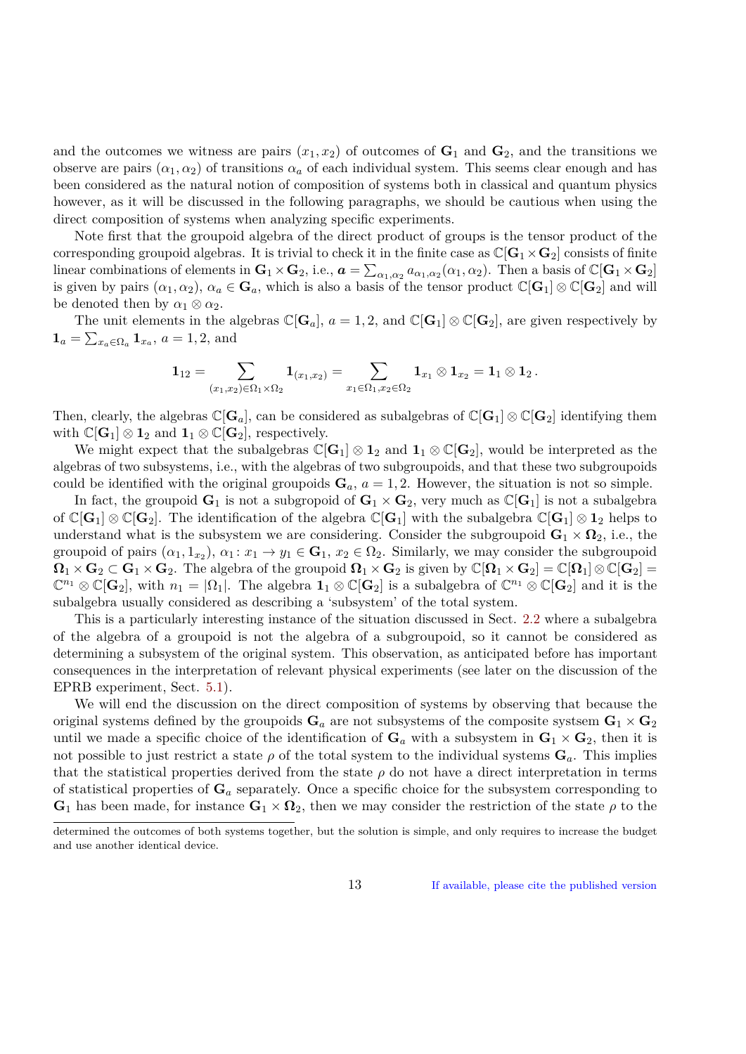and the outcomes we witness are pairs $(x_1, x_2)$ of outcomes of $\mathbf{G}_1$ and $\mathbf{G}_2$, and the transitions we observe are pairs $(\alpha_1, \alpha_2)$ of transitions $\alpha_a$ of each individual system. This seems clear enough and has been considered as the natural notion of composition of systems both in classical and quantum physics however, as it will be discussed in the following paragraphs, we should be cautious when using the direct composition of systems when analyzing specific experiments.

Note first that the groupoid algebra of the direct product of groups is the tensor product of the corresponding groupoid algebras. It is trivial to check it in the finite case as $\mathbb{C}[\mathbf{G}_1 \times \mathbf{G}_2]$ consists of finite linear combinations of elements in $\mathbf{G}_1 \times \mathbf{G}_2$, i.e., $\boldsymbol{a} = \sum_{\alpha_1, \alpha_2} a_{\alpha_1, \alpha_2}(\alpha_1, \alpha_2)$. Then a basis of $\mathbb{C}[\mathbf{G}_1 \times \mathbf{G}_2]$ is given by pairs $(\alpha_1, \alpha_2)$, $\alpha_a \in \mathbf{G}_a$, which is also a basis of the tensor product $\mathbb{C}[\mathbf{G}_1] \otimes \mathbb{C}[\mathbf{G}_2]$ and will be denoted then by $\alpha_1 \otimes \alpha_2$.

The unit elements in the algebras $\mathbb{C}[\mathbf{G}_a]$, $a = 1, 2$, and $\mathbb{C}[\mathbf{G}_1] \otimes \mathbb{C}[\mathbf{G}_2]$, are given respectively by $\mathbf{1}_a = \sum_{x_a \in \Omega_a} \mathbf{1}_{x_a}$, $a = 1, 2$, and

$$\mathbf{1}_{12} = \sum_{(x_1, x_2) \in \Omega_1 \times \Omega_2} \mathbf{1}_{(x_1, x_2)} = \sum_{x_1 \in \Omega_1, x_2 \in \Omega_2} \mathbf{1}_{x_1} \otimes \mathbf{1}_{x_2} = \mathbf{1}_1 \otimes \mathbf{1}_2 \, .$$

Then, clearly, the algebras $\mathbb{C}[\mathbf{G}_a]$, can be considered as subalgebras of $\mathbb{C}[\mathbf{G}_1] \otimes \mathbb{C}[\mathbf{G}_2]$ identifying them with $\mathbb{C}[\mathbf{G}_1] \otimes \mathbf{1}_2$ and $\mathbf{1}_1 \otimes \mathbb{C}[\mathbf{G}_2]$, respectively.

We might expect that the subalgebras $\mathbb{C}[\mathbf{G}_1] \otimes \mathbf{1}_2$ and $\mathbf{1}_1 \otimes \mathbb{C}[\mathbf{G}_2]$, would be interpreted as the algebras of two subsystems, i.e., with the algebras of two subgroupoids, and that these two subgroupoids could be identified with the original groupoids $\mathbf{G}_a$, $a = 1, 2$. However, the situation is not so simple.

In fact, the groupoid $\mathbf{G}_1$ is not a subgropoid of $\mathbf{G}_1 \times \mathbf{G}_2$, very much as $\mathbb{C}[\mathbf{G}_1]$ is not a subalgebra of $\mathbb{C}[\mathbf{G}_1] \otimes \mathbb{C}[\mathbf{G}_2]$. The identification of the algebra $\mathbb{C}[\mathbf{G}_1]$ with the subalgebra $\mathbb{C}[\mathbf{G}_1] \otimes \mathbf{1}_2$ helps to understand what is the subsystem we are considering. Consider the subgroupoid $\mathbf{G}_1 \times \mathbf{\Omega}_2$, i.e., the groupoid of pairs $(\alpha_1, 1_{x_2})$, $\alpha_1 \colon x_1 \to y_1 \in \mathbf{G}_1$, $x_2 \in \Omega_2$. Similarly, we may consider the subgroupoid $\mathbf{\Omega}_1 \times \mathbf{G}_2 \subset \mathbf{G}_1 \times \mathbf{G}_2$. The algebra of the groupoid $\mathbf{\Omega}_1 \times \mathbf{G}_2$ is given by $\mathbb{C}[\mathbf{\Omega}_1 \times \mathbf{G}_2] = \mathbb{C}[\mathbf{\Omega}_1] \otimes \mathbb{C}[\mathbf{G}_2] = \mathbb{C}^{n_1} \otimes \mathbb{C}[\mathbf{G}_2]$, with $n_1 = |\Omega_1|$. The algebra $\mathbf{1}_1 \otimes \mathbb{C}[\mathbf{G}_2]$ is a subalgebra of $\mathbb{C}^{n_1} \otimes \mathbb{C}[\mathbf{G}_2]$ and it is the subalgebra usually considered as describing a 'subsystem' of the total system.

This is a particularly interesting instance of the situation discussed in Sect. 2.2 where a subalgebra of the algebra of a groupoid is not the algebra of a subgroupoid, so it cannot be considered as determining a subsystem of the original system. This observation, as anticipated before has important consequences in the interpretation of relevant physical experiments (see later on the discussion of the EPRB experiment, Sect. 5.1).

We will end the discussion on the direct composition of systems by observing that because the original systems defined by the groupoids $\mathbf{G}_a$ are not subsystems of the composite systsem $\mathbf{G}_1 \times \mathbf{G}_2$ until we made a specific choice of the identification of $\mathbf{G}_a$ with a subsystem in $\mathbf{G}_1 \times \mathbf{G}_2$, then it is not possible to just restrict a state $\rho$ of the total system to the individual systems $\mathbf{G}_a$. This implies that the statistical properties derived from the state $\rho$ do not have a direct interpretation in terms of statistical properties of $\mathbf{G}_a$ separately. Once a specific choice for the subsystem corresponding to $\mathbf{G}_1$ has been made, for instance $\mathbf{G}_1 \times \mathbf{\Omega}_2$, then we may consider the restriction of the state $\rho$ to the

determined the outcomes of both systems together, but the solution is simple, and only requires to increase the budget and use another identical device.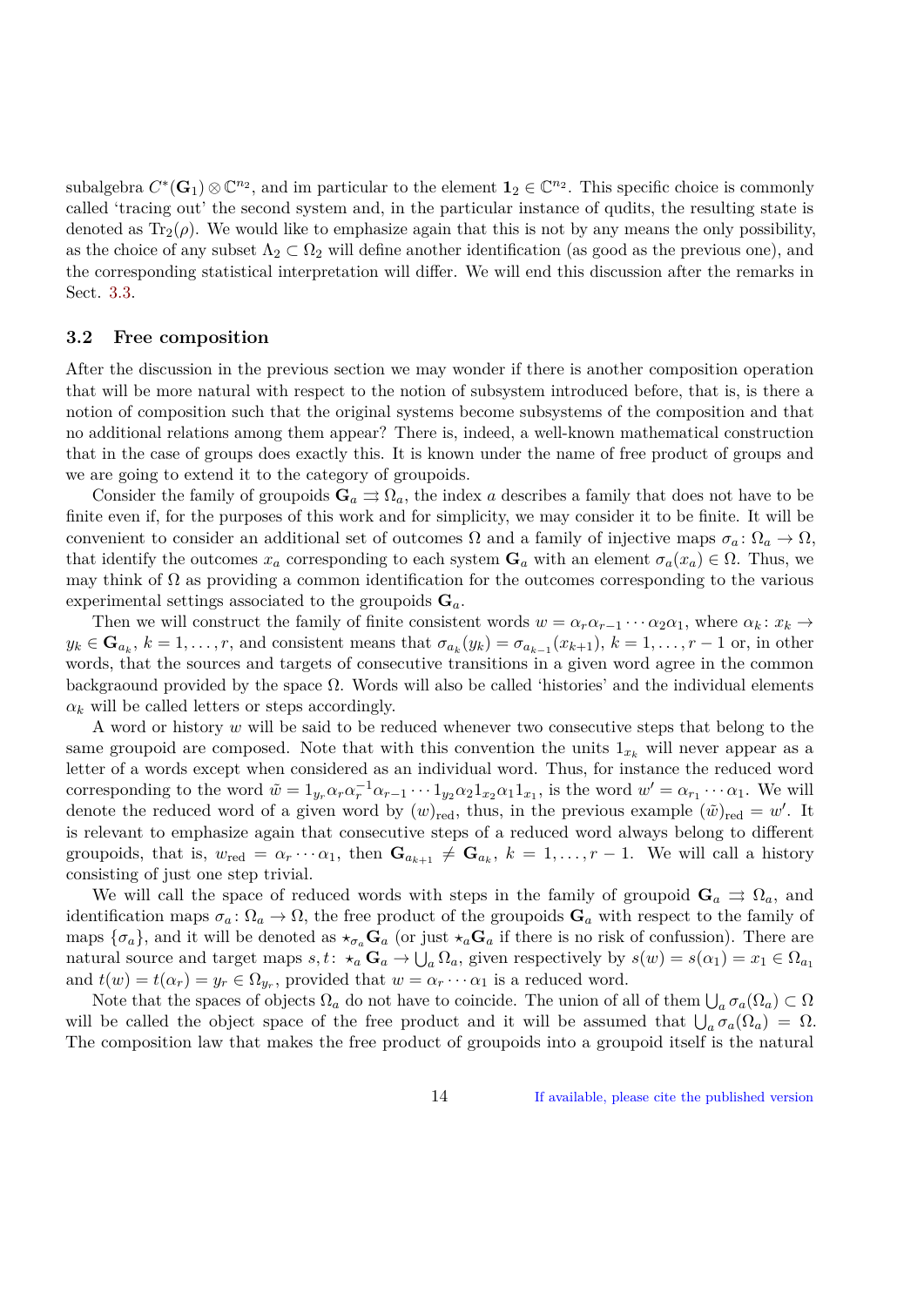subalgebra $C^*(\mathbf{G}_1) \otimes \mathbb{C}^{n_2}$, and im particular to the element $\mathbf{1}_2 \in \mathbb{C}^{n_2}$. This specific choice is commonly called 'tracing out' the second system and, in the particular instance of qudits, the resulting state is denoted as $\mathrm{Tr}_2(\rho)$. We would like to emphasize again that this is not by any means the only possibility, as the choice of any subset $\Lambda_2 \subset \Omega_2$ will define another identification (as good as the previous one), and the corresponding statistical interpretation will differ. We will end this discussion after the remarks in Sect. 3.3.

### 3.2 Free composition

After the discussion in the previous section we may wonder if there is another composition operation that will be more natural with respect to the notion of subsystem introduced before, that is, is there a notion of composition such that the original systems become subsystems of the composition and that no additional relations among them appear? There is, indeed, a well-known mathematical construction that in the case of groups does exactly this. It is known under the name of free product of groups and we are going to extend it to the category of groupoids.

Consider the family of groupoids $\mathbf{G}_a \rightrightarrows \Omega_a$, the index $a$ describes a family that does not have to be finite even if, for the purposes of this work and for simplicity, we may consider it to be finite. It will be convenient to consider an additional set of outcomes $\Omega$ and a family of injective maps $\sigma_a \colon \Omega_a \to \Omega$, that identify the outcomes $x_a$ corresponding to each system $\mathbf{G}_a$ with an element $\sigma_a(x_a) \in \Omega$. Thus, we may think of $\Omega$ as providing a common identification for the outcomes corresponding to the various experimental settings associated to the groupoids $\mathbf{G}_a$.

Then we will construct the family of finite consistent words $w = \alpha_r \alpha_{r-1} \cdots \alpha_2 \alpha_1$, where $\alpha_k \colon x_k \to y_k \in \mathbf{G}_{a_k}$, $k = 1, \ldots, r$, and consistent means that $\sigma_{a_k}(y_k) = \sigma_{a_{k-1}}(x_{k+1})$, $k = 1, \ldots, r-1$ or, in other words, that the sources and targets of consecutive transitions in a given word agree in the common backgraound provided by the space $\Omega$. Words will also be called 'histories' and the individual elements $\alpha_k$ will be called letters or steps accordingly.

A word or history $w$ will be said to be reduced whenever two consecutive steps that belong to the same groupoid are composed. Note that with this convention the units $1_{x_k}$ will never appear as a letter of a words except when considered as an individual word. Thus, for instance the reduced word corresponding to the word $\tilde{w} = 1_{y_r} \alpha_r \alpha_r^{-1} \alpha_{r-1} \cdots 1_{y_2} \alpha_2 1_{x_2} \alpha_1 1_{x_1}$, is the word $w' = \alpha_{r_1} \cdots \alpha_1$. We will denote the reduced word of a given word by $(w)_{\mathrm{red}}$, thus, in the previous example $(\tilde{w})_{\mathrm{red}} = w'$. It is relevant to emphasize again that consecutive steps of a reduced word always belong to different groupoids, that is, $w_{\mathrm{red}} = \alpha_r \cdots \alpha_1$, then $\mathbf{G}_{a_{k+1}} \neq \mathbf{G}_{a_k}$, $k = 1, \ldots, r-1$. We will call a history consisting of just one step trivial.

We will call the space of reduced words with steps in the family of groupoid $\mathbf{G}_a \rightrightarrows \Omega_a$, and identification maps $\sigma_a \colon \Omega_a \to \Omega$, the free product of the groupoids $\mathbf{G}_a$ with respect to the family of maps $\{\sigma_a\}$, and it will be denoted as $\star_{\sigma_a} \mathbf{G}_a$ (or just $\star_a \mathbf{G}_a$ if there is no risk of confussion). There are natural source and target maps $s, t \colon \star_a \mathbf{G}_a \to \bigcup_a \Omega_a$, given respectively by $s(w) = s(\alpha_1) = x_1 \in \Omega_{a_1}$ and $t(w) = t(\alpha_r) = y_r \in \Omega_{y_r}$, provided that $w = \alpha_r \cdots \alpha_1$ is a reduced word.

Note that the spaces of objects $\Omega_a$ do not have to coincide. The union of all of them $\bigcup_a \sigma_a(\Omega_a) \subset \Omega$ will be called the object space of the free product and it will be assumed that $\bigcup_a \sigma_a(\Omega_a) = \Omega$. The composition law that makes the free product of groupoids into a groupoid itself is the natural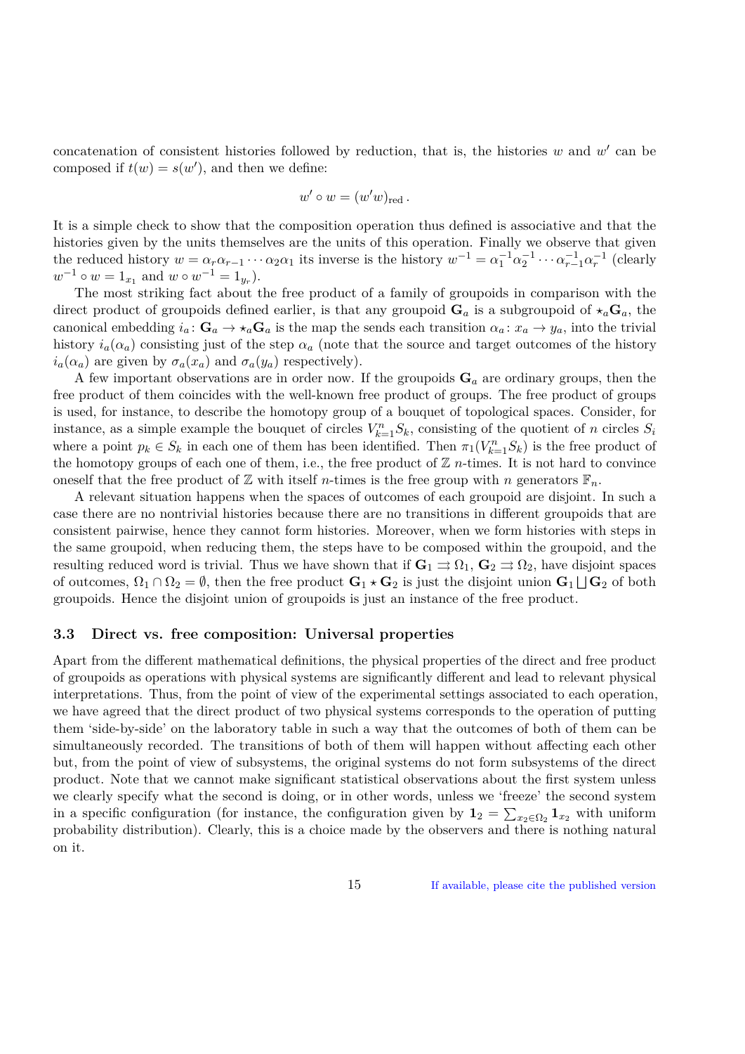concatenation of consistent histories followed by reduction, that is, the histories $w$ and $w'$ can be composed if $t(w) = s(w')$, and then we define:

$$w' \circ w = (w'w)_{\mathrm{red}} \, .$$

It is a simple check to show that the composition operation thus defined is associative and that the histories given by the units themselves are the units of this operation. Finally we observe that given the reduced history $w = \alpha_r \alpha_{r-1} \cdots \alpha_2 \alpha_1$ its inverse is the history $w^{-1} = \alpha_1^{-1} \alpha_2^{-1} \cdots \alpha_{r-1}^{-1} \alpha_r^{-1}$ (clearly $w^{-1} \circ w = 1_{x_1}$ and $w \circ w^{-1} = 1_{y_r}$).

The most striking fact about the free product of a family of groupoids in comparison with the direct product of groupoids defined earlier, is that any groupoid $\mathbf{G}_a$ is a subgroupoid of $\star_a \mathbf{G}_a$, the canonical embedding $i_a \colon \mathbf{G}_a \to \star_a \mathbf{G}_a$ is the map the sends each transition $\alpha_a \colon x_a \to y_a$, into the trivial history $i_a(\alpha_a)$ consisting just of the step $\alpha_a$ (note that the source and target outcomes of the history $i_a(\alpha_a)$ are given by $\sigma_a(x_a)$ and $\sigma_a(y_a)$ respectively).

A few important observations are in order now. If the groupoids $\mathbf{G}_a$ are ordinary groups, then the free product of them coincides with the well-known free product of groups. The free product of groups is used, for instance, to describe the homotopy group of a bouquet of topological spaces. Consider, for instance, as a simple example the bouquet of circles $V_{k=1}^n S_k$, consisting of the quotient of $n$ circles $S_i$ where a point $p_k \in S_k$ in each one of them has been identified. Then $\pi_1(V_{k=1}^n S_k)$ is the free product of the homotopy groups of each one of them, i.e., the free product of $\mathbb{Z}$ $n$-times. It is not hard to convince oneself that the free product of $\mathbb{Z}$ with itself $n$-times is the free group with $n$ generators $\mathbb{F}_n$.

A relevant situation happens when the spaces of outcomes of each groupoid are disjoint. In such a case there are no nontrivial histories because there are no transitions in different groupoids that are consistent pairwise, hence they cannot form histories. Moreover, when we form histories with steps in the same groupoid, when reducing them, the steps have to be composed within the groupoid, and the resulting reduced word is trivial. Thus we have shown that if $\mathbf{G}_1 \rightrightarrows \Omega_1$, $\mathbf{G}_2 \rightrightarrows \Omega_2$, have disjoint spaces of outcomes, $\Omega_1 \cap \Omega_2 = \emptyset$, then the free product $\mathbf{G}_1 \star \mathbf{G}_2$ is just the disjoint union $\mathbf{G}_1 \bigsqcup \mathbf{G}_2$ of both groupoids. Hence the disjoint union of groupoids is just an instance of the free product.

### 3.3 Direct vs. free composition: Universal properties

Apart from the different mathematical definitions, the physical properties of the direct and free product of groupoids as operations with physical systems are significantly different and lead to relevant physical interpretations. Thus, from the point of view of the experimental settings associated to each operation, we have agreed that the direct product of two physical systems corresponds to the operation of putting them 'side-by-side' on the laboratory table in such a way that the outcomes of both of them can be simultaneously recorded. The transitions of both of them will happen without affecting each other but, from the point of view of subsystems, the original systems do not form subsystems of the direct product. Note that we cannot make significant statistical observations about the first system unless we clearly specify what the second is doing, or in other words, unless we 'freeze' the second system in a specific configuration (for instance, the configuration given by $\mathbf{1}_2 = \sum_{x_2 \in \Omega_2} \mathbf{1}_{x_2}$ with uniform probability distribution). Clearly, this is a choice made by the observers and there is nothing natural on it.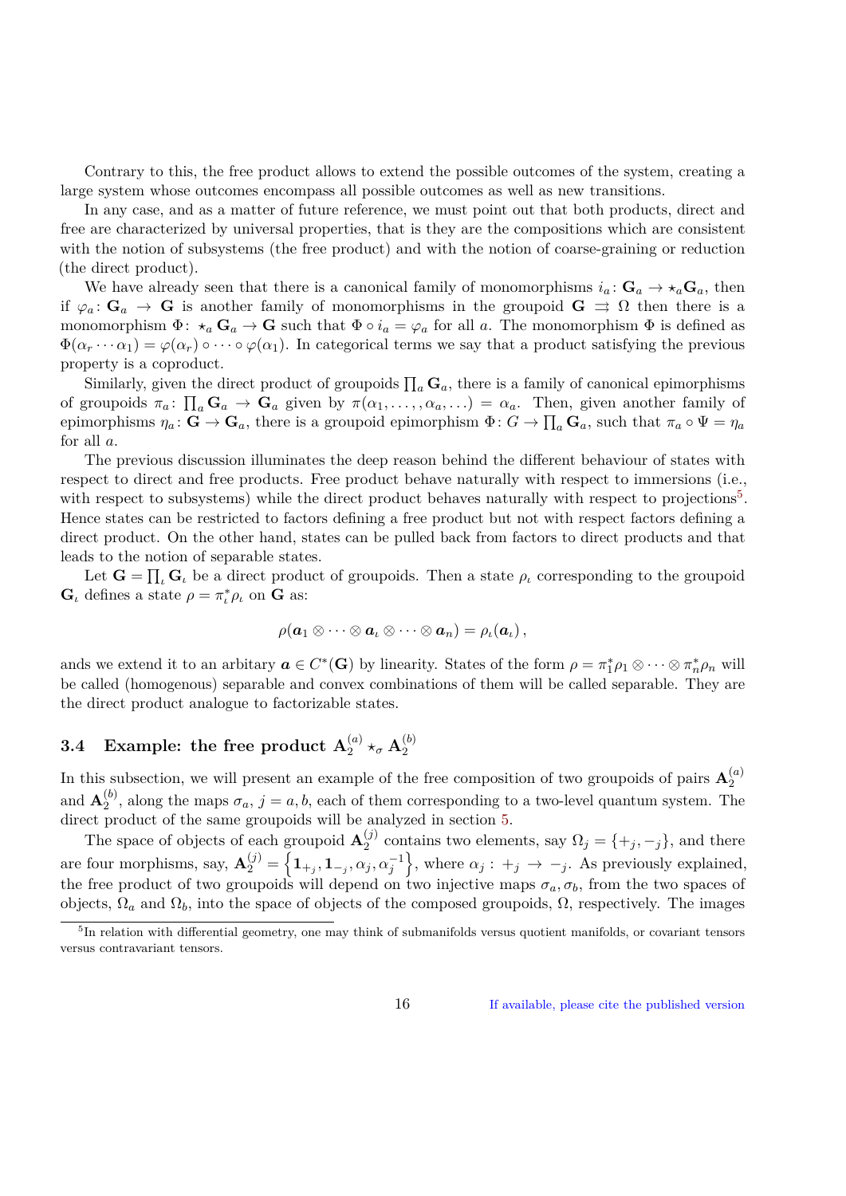Contrary to this, the free product allows to extend the possible outcomes of the system, creating a large system whose outcomes encompass all possible outcomes as well as new transitions.

In any case, and as a matter of future reference, we must point out that both products, direct and free are characterized by universal properties, that is they are the compositions which are consistent with the notion of subsystems (the free product) and with the notion of coarse-graining or reduction (the direct product).

We have already seen that there is a canonical family of monomorphisms $i_a \colon \mathbf{G}_a \to \star_a \mathbf{G}_a$, then if $\varphi_a \colon \mathbf{G}_a \to \mathbf{G}$ is another family of monomorphisms in the groupoid $\mathbf{G} \rightrightarrows \Omega$ then there is a monomorphism $\Phi \colon \star_a \mathbf{G}_a \to \mathbf{G}$ such that $\Phi \circ i_a = \varphi_a$ for all $a$. The monomorphism $\Phi$ is defined as $\Phi(\alpha_r \cdots \alpha_1) = \varphi(\alpha_r) \circ \cdots \circ \varphi(\alpha_1)$. In categorical terms we say that a product satisfying the previous property is a coproduct.

Similarly, given the direct product of groupoids $\prod_a \mathbf{G}_a$, there is a family of canonical epimorphisms of groupoids $\pi_a \colon \prod_a \mathbf{G}_a \to \mathbf{G}_a$ given by $\pi(\alpha_1, \ldots, \alpha_a, \ldots) = \alpha_a$. Then, given another family of epimorphisms $\eta_a \colon \mathbf{G} \to \mathbf{G}_a$, there is a groupoid epimorphism $\Phi \colon G \to \prod_a \mathbf{G}_a$, such that $\pi_a \circ \Psi = \eta_a$ for all $a$.

The previous discussion illuminates the deep reason behind the different behaviour of states with respect to direct and free products. Free product behave naturally with respect to immersions (i.e., with respect to subsystems) while the direct product behaves naturally with respect to projections[5]. Hence states can be restricted to factors defining a free product but not with respect factors defining a direct product. On the other hand, states can be pulled back from factors to direct products and that leads to the notion of separable states.

Let $\mathbf{G} = \prod_\iota \mathbf{G}_\iota$ be a direct product of groupoids. Then a state $\rho_\iota$ corresponding to the groupoid $\mathbf{G}_\iota$ defines a state $\rho = \pi_\iota^* \rho_\iota$ on $\mathbf{G}$ as:

$$\rho(\boldsymbol{a}_1 \otimes \cdots \otimes \boldsymbol{a}_\iota \otimes \cdots \otimes \boldsymbol{a}_n) = \rho_\iota(\boldsymbol{a}_\iota)\,,$$

ands we extend it to an arbitary $\boldsymbol{a} \in C^*(\mathbf{G})$ by linearity. States of the form $\rho = \pi_1^* \rho_1 \otimes \cdots \otimes \pi_n^* \rho_n$ will be called (homogenous) separable and convex combinations of them will be called separable. They are the direct product analogue to factorizable states.

### 3.4 Example: the free product $\mathbf{A}_2^{(a)} \star_\sigma \mathbf{A}_2^{(b)}$

In this subsection, we will present an example of the free composition of two groupoids of pairs $\mathbf{A}_2^{(a)}$ and $\mathbf{A}_2^{(b)}$, along the maps $\sigma_a$, $j = a, b$, each of them corresponding to a two-level quantum system. The direct product of the same groupoids will be analyzed in section 5.

The space of objects of each groupoid $\mathbf{A}_2^{(j)}$ contains two elements, say $\Omega_j = \{+_j, -_j\}$, and there are four morphisms, say, $\mathbf{A}_2^{(j)} = \left\{ \mathbf{1}_{+_j}, \mathbf{1}_{-_j}, \alpha_j, \alpha_j^{-1} \right\}$, where $\alpha_j : +_j \to -_j$. As previously explained, the free product of two groupoids will depend on two injective maps $\sigma_a, \sigma_b$, from the two spaces of objects, $\Omega_a$ and $\Omega_b$, into the space of objects of the composed groupoids, $\Omega$, respectively. The images

[5] In relation with differential geometry, one may think of submanifolds versus quotient manifolds, or covariant tensors versus contravariant tensors.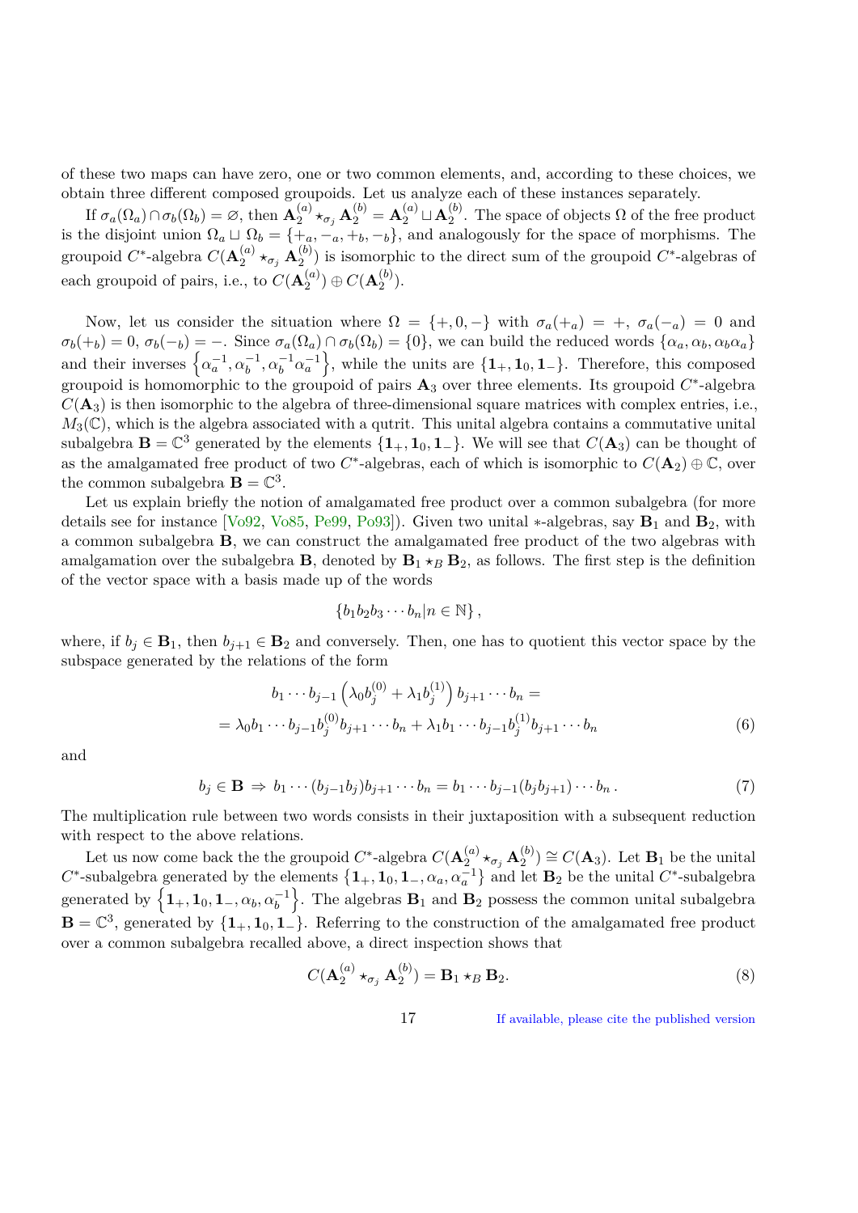of these two maps can have zero, one or two common elements, and, according to these choices, we obtain three different composed groupoids. Let us analyze each of these instances separately.

If $\sigma_a(\Omega_a) \cap \sigma_b(\Omega_b) = \varnothing$, then $\mathbf{A}_2^{(a)} \star_{\sigma_j} \mathbf{A}_2^{(b)} = \mathbf{A}_2^{(a)} \sqcup \mathbf{A}_2^{(b)}$. The space of objects $\Omega$ of the free product is the disjoint union $\Omega_a \sqcup \Omega_b = \{+_a, -_a, +_b, -_b\}$, and analogously for the space of morphisms. The groupoid $C^*$-algebra $C(\mathbf{A}_2^{(a)} \star_{\sigma_j} \mathbf{A}_2^{(b)})$ is isomorphic to the direct sum of the groupoid $C^*$-algebras of each groupoid of pairs, i.e., to $C(\mathbf{A}_2^{(a)}) \oplus C(\mathbf{A}_2^{(b)})$.

Now, let us consider the situation where $\Omega = \{+, 0, -\}$ with $\sigma_a(+_a) = +$, $\sigma_a(-_a) = 0$ and $\sigma_b(+_b) = 0$, $\sigma_b(-_b) = -$. Since $\sigma_a(\Omega_a) \cap \sigma_b(\Omega_b) = \{0\}$, we can build the reduced words $\{\alpha_a, \alpha_b, \alpha_b\alpha_a\}$ and their inverses $\left\{\alpha_a^{-1}, \alpha_b^{-1}, \alpha_b^{-1}\alpha_a^{-1}\right\}$, while the units are $\{\mathbf{1}_+, \mathbf{1}_0, \mathbf{1}_-\}$. Therefore, this composed groupoid is homomorphic to the groupoid of pairs $\mathbf{A}_3$ over three elements. Its groupoid $C^*$-algebra $C(\mathbf{A}_3)$ is then isomorphic to the algebra of three-dimensional square matrices with complex entries, i.e., $M_3(\mathbb{C})$, which is the algebra associated with a qutrit. This unital algebra contains a commutative unital subalgebra $\mathbf{B} = \mathbb{C}^3$ generated by the elements $\{\mathbf{1}_+, \mathbf{1}_0, \mathbf{1}_-\}$. We will see that $C(\mathbf{A}_3)$ can be thought of as the amalgamated free product of two $C^*$-algebras, each of which is isomorphic to $C(\mathbf{A}_2) \oplus \mathbb{C}$, over the common subalgebra $\mathbf{B} = \mathbb{C}^3$.

Let us explain briefly the notion of amalgamated free product over a common subalgebra (for more details see for instance [Vo92, Vo85, Pe99, Po93]). Given two unital $*$-algebras, say $\mathbf{B}_1$ and $\mathbf{B}_2$, with a common subalgebra $\mathbf{B}$, we can construct the amalgamated free product of the two algebras with amalgamation over the subalgebra $\mathbf{B}$, denoted by $\mathbf{B}_1 \star_B \mathbf{B}_2$, as follows. The first step is the definition of the vector space with a basis made up of the words

$$\{b_1 b_2 b_3 \cdots b_n | n \in \mathbb{N}\},$$

where, if $b_j \in \mathbf{B}_1$, then $b_{j+1} \in \mathbf{B}_2$ and conversely. Then, one has to quotient this vector space by the subspace generated by the relations of the form

$$\begin{aligned} & b_1 \cdots b_{j-1} \left(\lambda_0 b_j^{(0)} + \lambda_1 b_j^{(1)}\right) b_{j+1} \cdots b_n = \\ & = \lambda_0 b_1 \cdots b_{j-1} b_j^{(0)} b_{j+1} \cdots b_n + \lambda_1 b_1 \cdots b_{j-1} b_j^{(1)} b_{j+1} \cdots b_n \end{aligned} \tag{6}$$

and

$$b_j \in \mathbf{B} \Rightarrow b_1 \cdots (b_{j-1} b_j) b_{j+1} \cdots b_n = b_1 \cdots b_{j-1} (b_j b_{j+1}) \cdots b_n . \tag{7}$$

The multiplication rule between two words consists in their juxtaposition with a subsequent reduction with respect to the above relations.

Let us now come back the the groupoid $C^*$-algebra $C(\mathbf{A}_2^{(a)} \star_{\sigma_j} \mathbf{A}_2^{(b)}) \cong C(\mathbf{A}_3)$. Let $\mathbf{B}_1$ be the unital $C^*$-subalgebra generated by the elements $\{\mathbf{1}_+, \mathbf{1}_0, \mathbf{1}_-, \alpha_a, \alpha_a^{-1}\}$ and let $\mathbf{B}_2$ be the unital $C^*$-subalgebra generated by $\left\{\mathbf{1}_+, \mathbf{1}_0, \mathbf{1}_-, \alpha_b, \alpha_b^{-1}\right\}$. The algebras $\mathbf{B}_1$ and $\mathbf{B}_2$ possess the common unital subalgebra $\mathbf{B} = \mathbb{C}^3$, generated by $\{\mathbf{1}_+, \mathbf{1}_0, \mathbf{1}_-\}$. Referring to the construction of the amalgamated free product over a common subalgebra recalled above, a direct inspection shows that

$$C(\mathbf{A}_2^{(a)} \star_{\sigma_j} \mathbf{A}_2^{(b)}) = \mathbf{B}_1 \star_B \mathbf{B}_2. \tag{8}$$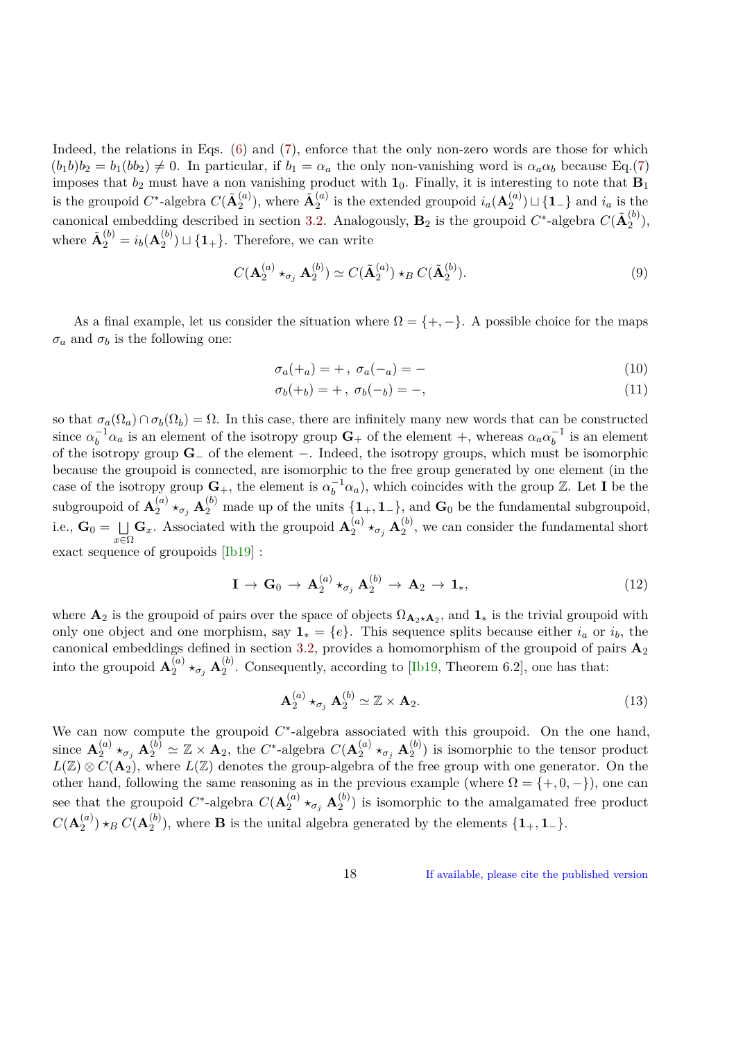Indeed, the relations in Eqs. (6) and (7), enforce that the only non-zero words are those for which $(b_1 b)b_2 = b_1(bb_2) \neq 0$. In particular, if $b_1 = \alpha_a$ the only non-vanishing word is $\alpha_a \alpha_b$ because Eq.(7) imposes that $b_2$ must have a non vanishing product with $\mathbf{1}_0$. Finally, it is interesting to note that $\mathbf{B}_1$ is the groupoid $C^*$-algebra $C(\tilde{\mathbf{A}}_2^{(a)})$, where $\tilde{\mathbf{A}}_2^{(a)}$ is the extended groupoid $i_a(\mathbf{A}_2^{(a)}) \sqcup \{\mathbf{1}_-\}$ and $i_a$ is the canonical embedding described in section 3.2. Analogously, $\mathbf{B}_2$ is the groupoid $C^*$-algebra $C(\tilde{\mathbf{A}}_2^{(b)})$, where $\tilde{\mathbf{A}}_2^{(b)} = i_b(\mathbf{A}_2^{(b)}) \sqcup \{\mathbf{1}_+\}$. Therefore, we can write

$$
C(\mathbf{A}_2^{(a)} \star_{\sigma_j} \mathbf{A}_2^{(b)}) \simeq C(\tilde{\mathbf{A}}_2^{(a)}) \star_B C(\tilde{\mathbf{A}}_2^{(b)}). \tag{9}
$$

As a final example, let us consider the situation where $\Omega = \{+, -\}$. A possible choice for the maps $\sigma_a$ and $\sigma_b$ is the following one:

$$
\sigma_a(+_a) = + \,, \; \sigma_a(-_a) = - \tag{10}
$$

$$
\sigma_b(+_b) = + \,, \; \sigma_b(-_b) = -, \tag{11}
$$

so that $\sigma_a(\Omega_a) \cap \sigma_b(\Omega_b) = \Omega$. In this case, there are infinitely many new words that can be constructed since $\alpha_b^{-1}\alpha_a$ is an element of the isotropy group $\mathbf{G}_+$ of the element $+$, whereas $\alpha_a \alpha_b^{-1}$ is an element of the isotropy group $\mathbf{G}_-$ of the element $-$. Indeed, the isotropy groups, which must be isomorphic because the groupoid is connected, are isomorphic to the free group generated by one element (in the case of the isotropy group $\mathbf{G}_+$, the element is $\alpha_b^{-1}\alpha_a$), which coincides with the group $\mathbb{Z}$. Let $\mathbf{I}$ be the subgroupoid of $\mathbf{A}_2^{(a)} \star_{\sigma_j} \mathbf{A}_2^{(b)}$ made up of the units $\{\mathbf{1}_+, \mathbf{1}_-\}$, and $\mathbf{G}_0$ be the fundamental subgroupoid, i.e., $\mathbf{G}_0 = \bigsqcup_{x \in \Omega} \mathbf{G}_x$. Associated with the groupoid $\mathbf{A}_2^{(a)} \star_{\sigma_j} \mathbf{A}_2^{(b)}$, we can consider the fundamental short exact sequence of groupoids [Ib19] :

$$
\mathbf{I} \to \mathbf{G}_0 \to \mathbf{A}_2^{(a)} \star_{\sigma_j} \mathbf{A}_2^{(b)} \to \mathbf{A}_2 \to \mathbf{1}_*, \tag{12}
$$

where $\mathbf{A}_2$ is the groupoid of pairs over the space of objects $\Omega_{\mathbf{A}_2 \star \mathbf{A}_2}$, and $\mathbf{1}_*$ is the trivial groupoid with only one object and one morphism, say $\mathbf{1}_* = \{e\}$. This sequence splits because either $i_a$ or $i_b$, the canonical embeddings defined in section 3.2, provides a homomorphism of the groupoid of pairs $\mathbf{A}_2$ into the groupoid $\mathbf{A}_2^{(a)} \star_{\sigma_j} \mathbf{A}_2^{(b)}$. Consequently, according to [Ib19, Theorem 6.2], one has that:

$$
\mathbf{A}_2^{(a)} \star_{\sigma_j} \mathbf{A}_2^{(b)} \simeq \mathbb{Z} \times \mathbf{A}_2. \tag{13}
$$

We can now compute the groupoid $C^*$-algebra associated with this groupoid. On the one hand, since $\mathbf{A}_2^{(a)} \star_{\sigma_j} \mathbf{A}_2^{(b)} \simeq \mathbb{Z} \times \mathbf{A}_2$, the $C^*$-algebra $C(\mathbf{A}_2^{(a)} \star_{\sigma_j} \mathbf{A}_2^{(b)})$ is isomorphic to the tensor product $L(\mathbb{Z}) \otimes C(\mathbf{A}_2)$, where $L(\mathbb{Z})$ denotes the group-algebra of the free group with one generator. On the other hand, following the same reasoning as in the previous example (where $\Omega = \{+, 0, -\}$), one can see that the groupoid $C^*$-algebra $C(\mathbf{A}_2^{(a)} \star_{\sigma_j} \mathbf{A}_2^{(b)})$ is isomorphic to the amalgamated free product $C(\mathbf{A}_2^{(a)}) \star_B C(\mathbf{A}_2^{(b)})$, where $\mathbf{B}$ is the unital algebra generated by the elements $\{\mathbf{1}_+, \mathbf{1}_-\}$.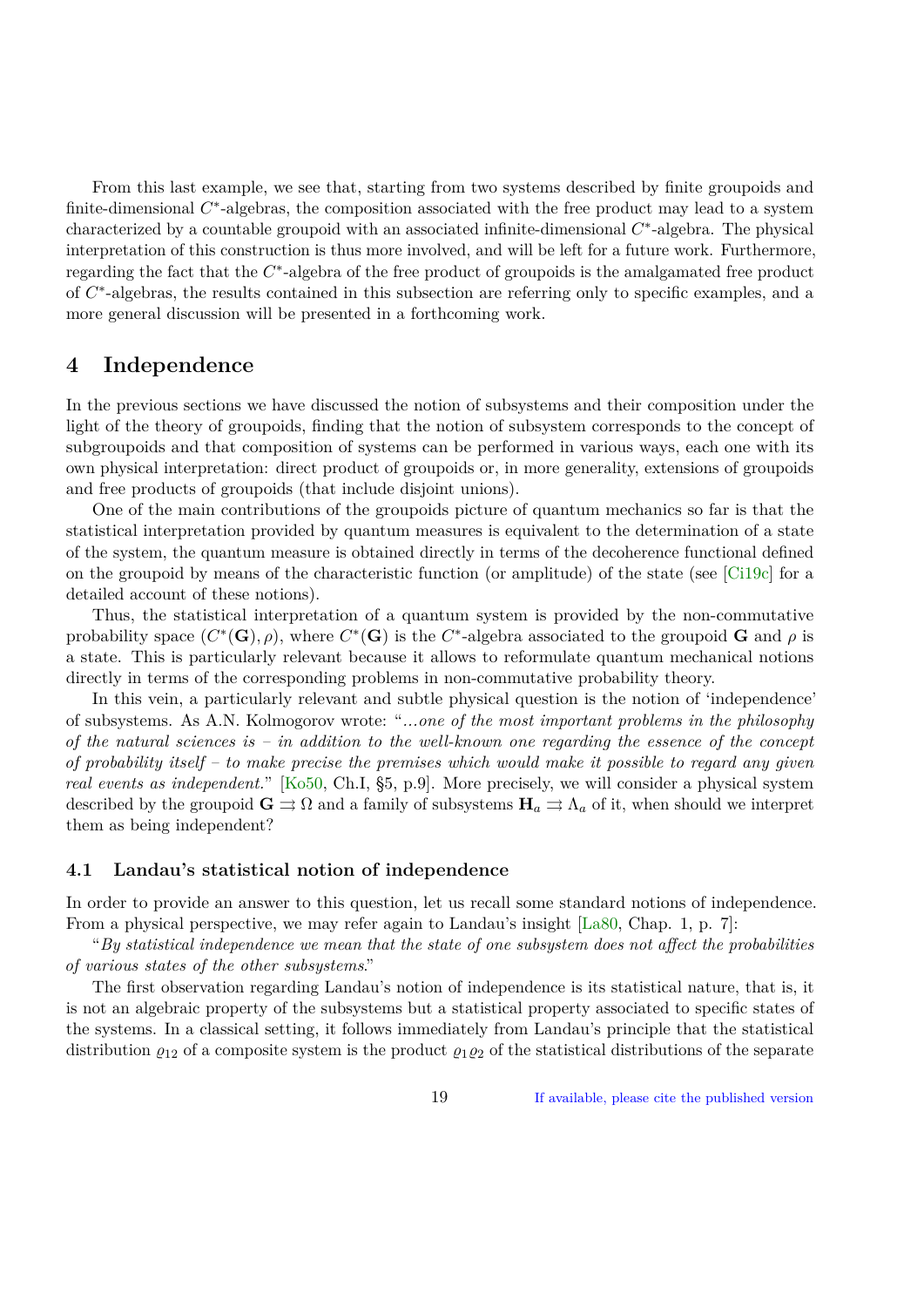From this last example, we see that, starting from two systems described by finite groupoids and finite-dimensional $C^*$-algebras, the composition associated with the free product may lead to a system characterized by a countable groupoid with an associated infinite-dimensional $C^*$-algebra. The physical interpretation of this construction is thus more involved, and will be left for a future work. Furthermore, regarding the fact that the $C^*$-algebra of the free product of groupoids is the amalgamated free product of $C^*$-algebras, the results contained in this subsection are referring only to specific examples, and a more general discussion will be presented in a forthcoming work.

## 4 Independence

In the previous sections we have discussed the notion of subsystems and their composition under the light of the theory of groupoids, finding that the notion of subsystem corresponds to the concept of subgroupoids and that composition of systems can be performed in various ways, each one with its own physical interpretation: direct product of groupoids or, in more generality, extensions of groupoids and free products of groupoids (that include disjoint unions).

One of the main contributions of the groupoids picture of quantum mechanics so far is that the statistical interpretation provided by quantum measures is equivalent to the determination of a state of the system, the quantum measure is obtained directly in terms of the decoherence functional defined on the groupoid by means of the characteristic function (or amplitude) of the state (see [Ci19c] for a detailed account of these notions).

Thus, the statistical interpretation of a quantum system is provided by the non-commutative probability space $(C^*(\mathbf{G}), \rho)$, where $C^*(\mathbf{G})$ is the $C^*$-algebra associated to the groupoid $\mathbf{G}$ and $\rho$ is a state. This is particularly relevant because it allows to reformulate quantum mechanical notions directly in terms of the corresponding problems in non-commutative probability theory.

In this vein, a particularly relevant and subtle physical question is the notion of 'independence' of subsystems. As A.N. Kolmogorov wrote: "*...one of the most important problems in the philosophy of the natural sciences is – in addition to the well-known one regarding the essence of the concept of probability itself – to make precise the premises which would make it possible to regard any given real events as independent.*" [Ko50, Ch.I, §5, p.9]. More precisely, we will consider a physical system described by the groupoid $\mathbf{G} \rightrightarrows \Omega$ and a family of subsystems $\mathbf{H}_a \rightrightarrows \Lambda_a$ of it, when should we interpret them as being independent?

### 4.1 Landau's statistical notion of independence

In order to provide an answer to this question, let us recall some standard notions of independence. From a physical perspective, we may refer again to Landau's insight [La80, Chap. 1, p. 7]:

"*By statistical independence we mean that the state of one subsystem does not affect the probabilities of various states of the other subsystems*."

The first observation regarding Landau's notion of independence is its statistical nature, that is, it is not an algebraic property of the subsystems but a statistical property associated to specific states of the systems. In a classical setting, it follows immediately from Landau's principle that the statistical distribution $\varrho_{12}$ of a composite system is the product $\varrho_1\varrho_2$ of the statistical distributions of the separate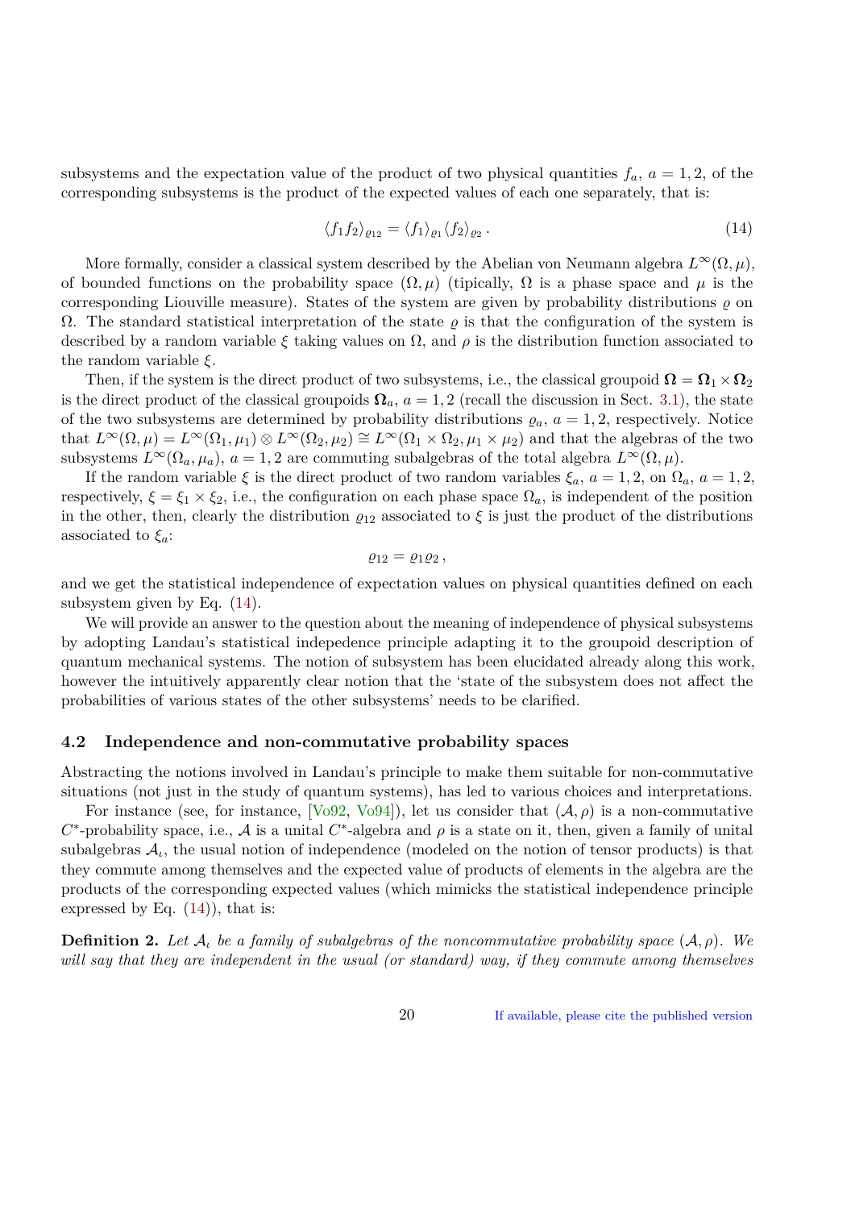subsystems and the expectation value of the product of two physical quantities $f_a$, $a = 1, 2$, of the corresponding subsystems is the product of the expected values of each one separately, that is:

$$\langle f_1 f_2 \rangle_{\varrho_{12}} = \langle f_1 \rangle_{\varrho_1} \langle f_2 \rangle_{\varrho_2} \,. \tag{14}$$

More formally, consider a classical system described by the Abelian von Neumann algebra $L^\infty(\Omega, \mu)$, of bounded functions on the probability space $(\Omega, \mu)$ (tipically, $\Omega$ is a phase space and $\mu$ is the corresponding Liouville measure). States of the system are given by probability distributions $\varrho$ on $\Omega$. The standard statistical interpretation of the state $\varrho$ is that the configuration of the system is described by a random variable $\xi$ taking values on $\Omega$, and $\rho$ is the distribution function associated to the random variable $\xi$.

Then, if the system is the direct product of two subsystems, i.e., the classical groupoid $\mathbf{\Omega} = \mathbf{\Omega}_1 \times \mathbf{\Omega}_2$ is the direct product of the classical groupoids $\mathbf{\Omega}_a$, $a = 1, 2$ (recall the discussion in Sect. 3.1), the state of the two subsystems are determined by probability distributions $\varrho_a$, $a = 1, 2$, respectively. Notice that $L^\infty(\Omega, \mu) = L^\infty(\Omega_1, \mu_1) \otimes L^\infty(\Omega_2, \mu_2) \cong L^\infty(\Omega_1 \times \Omega_2, \mu_1 \times \mu_2)$ and that the algebras of the two subsystems $L^\infty(\Omega_a, \mu_a)$, $a = 1, 2$ are commuting subalgebras of the total algebra $L^\infty(\Omega, \mu)$.

If the random variable $\xi$ is the direct product of two random variables $\xi_a$, $a = 1, 2$, on $\Omega_a$, $a = 1, 2$, respectively, $\xi = \xi_1 \times \xi_2$, i.e., the configuration on each phase space $\Omega_a$, is independent of the position in the other, then, clearly the distribution $\varrho_{12}$ associated to $\xi$ is just the product of the distributions associated to $\xi_a$:

$$\varrho_{12} = \varrho_1 \varrho_2 \,,$$

and we get the statistical independence of expectation values on physical quantities defined on each subsystem given by Eq. (14).

We will provide an answer to the question about the meaning of independence of physical subsystems by adopting Landau's statistical indepedence principle adapting it to the groupoid description of quantum mechanical systems. The notion of subsystem has been elucidated already along this work, however the intuitively apparently clear notion that the 'state of the subsystem does not affect the probabilities of various states of the other subsystems' needs to be clarified.

### 4.2 Independence and non-commutative probability spaces

Abstracting the notions involved in Landau's principle to make them suitable for non-commutative situations (not just in the study of quantum systems), has led to various choices and interpretations.

For instance (see, for instance, [Vo92, Vo94]), let us consider that $(\mathcal{A}, \rho)$ is a non-commutative $C^*$-probability space, i.e., $\mathcal{A}$ is a unital $C^*$-algebra and $\rho$ is a state on it, then, given a family of unital subalgebras $\mathcal{A}_\iota$, the usual notion of independence (modeled on the notion of tensor products) is that they commute among themselves and the expected value of products of elements in the algebra are the products of the corresponding expected values (which mimicks the statistical independence principle expressed by Eq. (14)), that is:

**Definition 2.** *Let $\mathcal{A}_\iota$ be a family of subalgebras of the noncommutative probability space $(\mathcal{A}, \rho)$. We will say that they are independent in the usual (or standard) way, if they commute among themselves*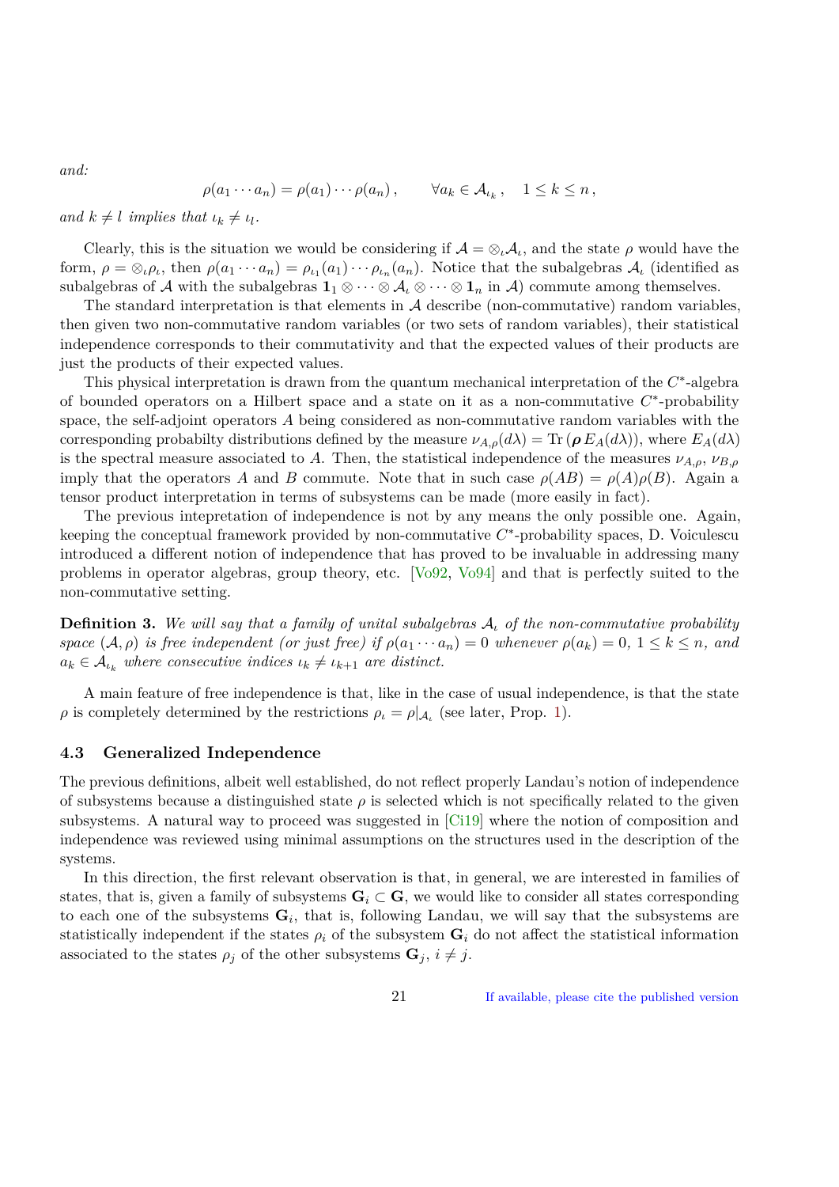*and:*

$$\rho(a_1 \cdots a_n) = \rho(a_1) \cdots \rho(a_n) \,, \qquad \forall a_k \in \mathcal{A}_{\iota_k} \,, \quad 1 \leq k \leq n \,,$$

*and $k \neq l$ implies that $\iota_k \neq \iota_l$.*

Clearly, this is the situation we would be considering if $\mathcal{A} = \otimes_\iota \mathcal{A}_\iota$, and the state $\rho$ would have the form, $\rho = \otimes_\iota \rho_\iota$, then $\rho(a_1 \cdots a_n) = \rho_{\iota_1}(a_1) \cdots \rho_{\iota_n}(a_n)$. Notice that the subalgebras $\mathcal{A}_\iota$ (identified as subalgebras of $\mathcal{A}$ with the subalgebras $\mathbf{1}_1 \otimes \cdots \otimes \mathcal{A}_\iota \otimes \cdots \otimes \mathbf{1}_n$ in $\mathcal{A}$) commute among themselves.

The standard interpretation is that elements in $\mathcal{A}$ describe (non-commutative) random variables, then given two non-commutative random variables (or two sets of random variables), their statistical independence corresponds to their commutativity and that the expected values of their products are just the products of their expected values.

This physical interpretation is drawn from the quantum mechanical interpretation of the $C^*$-algebra of bounded operators on a Hilbert space and a state on it as a non-commutative $C^*$-probability space, the self-adjoint operators $A$ being considered as non-commutative random variables with the corresponding probabilty distributions defined by the measure $\nu_{A,\rho}(d\lambda) = \mathrm{Tr}\,(\boldsymbol{\rho}\, E_A(d\lambda))$, where $E_A(d\lambda)$ is the spectral measure associated to $A$. Then, the statistical independence of the measures $\nu_{A,\rho}$, $\nu_{B,\rho}$ imply that the operators $A$ and $B$ commute. Note that in such case $\rho(AB) = \rho(A)\rho(B)$. Again a tensor product interpretation in terms of subsystems can be made (more easily in fact).

The previous intepretation of independence is not by any means the only possible one. Again, keeping the conceptual framework provided by non-commutative $C^*$-probability spaces, D. Voiculescu introduced a different notion of independence that has proved to be invaluable in addressing many problems in operator algebras, group theory, etc. [Vo92, Vo94] and that is perfectly suited to the non-commutative setting.

**Definition 3.** *We will say that a family of unital subalgebras $\mathcal{A}_\iota$ of the non-commutative probability space $(\mathcal{A}, \rho)$ is free independent (or just free) if $\rho(a_1 \cdots a_n) = 0$ whenever $\rho(a_k) = 0$, $1 \leq k \leq n$, and $a_k \in \mathcal{A}_{\iota_k}$ where consecutive indices $\iota_k \neq \iota_{k+1}$ are distinct.*

A main feature of free independence is that, like in the case of usual independence, is that the state $\rho$ is completely determined by the restrictions $\rho_\iota = \rho|_{\mathcal{A}_\iota}$ (see later, Prop. 1).

### 4.3 Generalized Independence

The previous definitions, albeit well established, do not reflect properly Landau's notion of independence of subsystems because a distinguished state $\rho$ is selected which is not specifically related to the given subsystems. A natural way to proceed was suggested in [Ci19] where the notion of composition and independence was reviewed using minimal assumptions on the structures used in the description of the systems.

In this direction, the first relevant observation is that, in general, we are interested in families of states, that is, given a family of subsystems $\mathbf{G}_i \subset \mathbf{G}$, we would like to consider all states corresponding to each one of the subsystems $\mathbf{G}_i$, that is, following Landau, we will say that the subsystems are statistically independent if the states $\rho_i$ of the subsystem $\mathbf{G}_i$ do not affect the statistical information associated to the states $\rho_j$ of the other subsystems $\mathbf{G}_j$, $i \neq j$.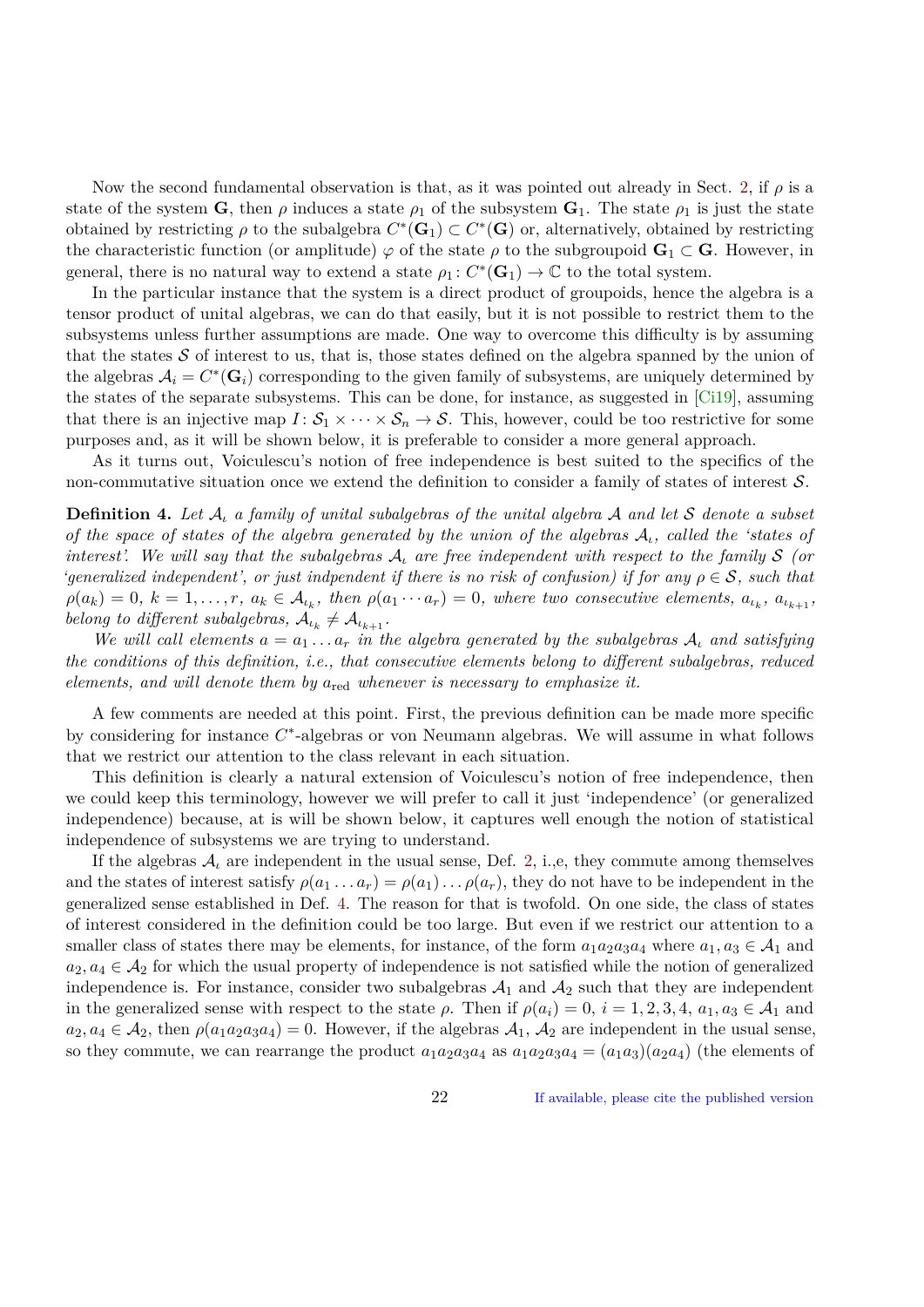Now the second fundamental observation is that, as it was pointed out already in Sect. 2, if $\rho$ is a state of the system $\mathbf{G}$, then $\rho$ induces a state $\rho_1$ of the subsystem $\mathbf{G}_1$. The state $\rho_1$ is just the state obtained by restricting $\rho$ to the subalgebra $C^*(\mathbf{G}_1) \subset C^*(\mathbf{G})$ or, alternatively, obtained by restricting the characteristic function (or amplitude) $\varphi$ of the state $\rho$ to the subgroupoid $\mathbf{G}_1 \subset \mathbf{G}$. However, in general, there is no natural way to extend a state $\rho_1 \colon C^*(\mathbf{G}_1) \to \mathbb{C}$ to the total system.

In the particular instance that the system is a direct product of groupoids, hence the algebra is a tensor product of unital algebras, we can do that easily, but it is not possible to restrict them to the subsystems unless further assumptions are made. One way to overcome this difficulty is by assuming that the states $\mathcal{S}$ of interest to us, that is, those states defined on the algebra spanned by the union of the algebras $\mathcal{A}_i = C^*(\mathbf{G}_i)$ corresponding to the given family of subsystems, are uniquely determined by the states of the separate subsystems. This can be done, for instance, as suggested in [Ci19], assuming that there is an injective map $I \colon \mathcal{S}_1 \times \cdots \times \mathcal{S}_n \to \mathcal{S}$. This, however, could be too restrictive for some purposes and, as it will be shown below, it is preferable to consider a more general approach.

As it turns out, Voiculescu's notion of free independence is best suited to the specifics of the non-commutative situation once we extend the definition to consider a family of states of interest $\mathcal{S}$.

**Definition 4.** *Let $\mathcal{A}_\iota$ a family of unital subalgebras of the unital algebra $\mathcal{A}$ and let $\mathcal{S}$ denote a subset of the space of states of the algebra generated by the union of the algebras $\mathcal{A}_\iota$, called the 'states of interest'. We will say that the subalgebras $\mathcal{A}_\iota$ are free independent with respect to the family $\mathcal{S}$ (or 'generalized independent', or just indpendent if there is no risk of confusion) if for any $\rho \in \mathcal{S}$, such that $\rho(a_k) = 0$, $k = 1, \ldots, r$, $a_k \in \mathcal{A}_{\iota_k}$, then $\rho(a_1 \cdots a_r) = 0$, where two consecutive elements, $a_{\iota_k}$, $a_{\iota_{k+1}}$, belong to different subalgebras, $\mathcal{A}_{\iota_k} \neq \mathcal{A}_{\iota_{k+1}}$.*

*We will call elements $a = a_1 \ldots a_r$ in the algebra generated by the subalgebras $\mathcal{A}_\iota$ and satisfying the conditions of this definition, i.e., that consecutive elements belong to different subalgebras, reduced elements, and will denote them by $a_{\mathrm{red}}$ whenever is necessary to emphasize it.*

A few comments are needed at this point. First, the previous definition can be made more specific by considering for instance $C^*$-algebras or von Neumann algebras. We will assume in what follows that we restrict our attention to the class relevant in each situation.

This definition is clearly a natural extension of Voiculescu's notion of free independence, then we could keep this terminology, however we will prefer to call it just 'independence' (or generalized independence) because, at is will be shown below, it captures well enough the notion of statistical independence of subsystems we are trying to understand.

If the algebras $\mathcal{A}_\iota$ are independent in the usual sense, Def. 2, i.,e, they commute among themselves and the states of interest satisfy $\rho(a_1 \ldots a_r) = \rho(a_1) \ldots \rho(a_r)$, they do not have to be independent in the generalized sense established in Def. 4. The reason for that is twofold. On one side, the class of states of interest considered in the definition could be too large. But even if we restrict our attention to a smaller class of states there may be elements, for instance, of the form $a_1a_2a_3a_4$ where $a_1, a_3 \in \mathcal{A}_1$ and $a_2, a_4 \in \mathcal{A}_2$ for which the usual property of independence is not satisfied while the notion of generalized independence is. For instance, consider two subalgebras $\mathcal{A}_1$ and $\mathcal{A}_2$ such that they are independent in the generalized sense with respect to the state $\rho$. Then if $\rho(a_i) = 0$, $i = 1, 2, 3, 4$, $a_1, a_3 \in \mathcal{A}_1$ and $a_2, a_4 \in \mathcal{A}_2$, then $\rho(a_1a_2a_3a_4) = 0$. However, if the algebras $\mathcal{A}_1$, $\mathcal{A}_2$ are independent in the usual sense, so they commute, we can rearrange the product $a_1a_2a_3a_4$ as $a_1a_2a_3a_4 = (a_1a_3)(a_2a_4)$ (the elements of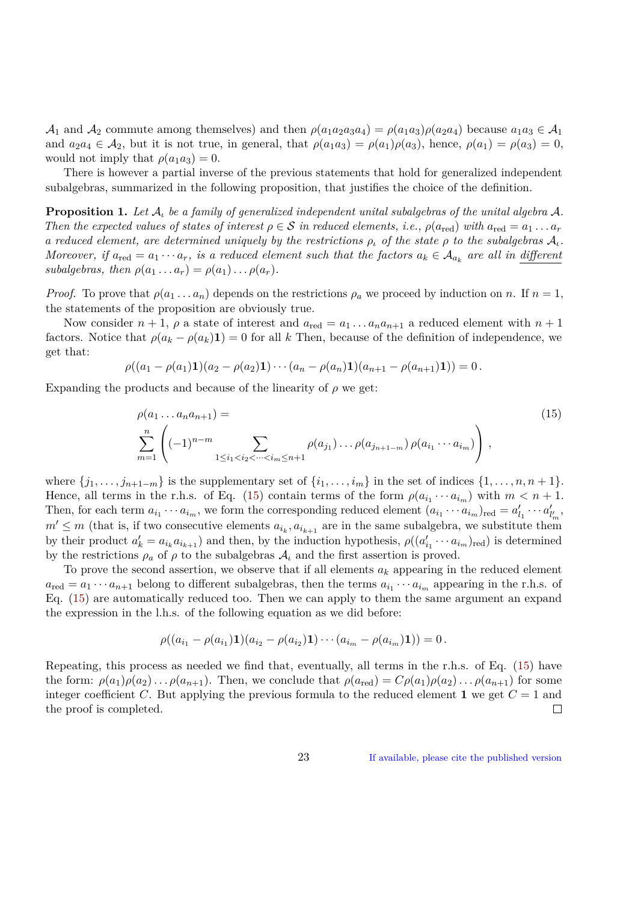$\mathcal{A}_1$ and $\mathcal{A}_2$ commute among themselves) and then $\rho(a_1a_2a_3a_4) = \rho(a_1a_3)\rho(a_2a_4)$ because $a_1a_3 \in \mathcal{A}_1$ and $a_2a_4 \in \mathcal{A}_2$, but it is not true, in general, that $\rho(a_1a_3) = \rho(a_1)\rho(a_3)$, hence, $\rho(a_1) = \rho(a_3) = 0$, would not imply that $\rho(a_1a_3) = 0$.

There is however a partial inverse of the previous statements that hold for generalized independent subalgebras, summarized in the following proposition, that justifies the choice of the definition.

**Proposition 1.** *Let $\mathcal{A}_\iota$ be a family of generalized independent unital subalgebras of the unital algebra $\mathcal{A}$. Then the expected values of states of interest $\rho \in \mathcal{S}$ in reduced elements, i.e., $\rho(a_{\mathrm{red}})$ with $a_{\mathrm{red}} = a_1 \dots a_r$ a reduced element, are determined uniquely by the restrictions $\rho_\iota$ of the state $\rho$ to the subalgebras $\mathcal{A}_\iota$. Moreover, if $a_{\mathrm{red}} = a_1 \cdots a_r$, is a reduced element such that the factors $a_k \in \mathcal{A}_{a_k}$ are all in* <u>*different*</u> *subalgebras, then $\rho(a_1 \dots a_r) = \rho(a_1) \dots \rho(a_r)$.*

*Proof.* To prove that $\rho(a_1 \dots a_n)$ depends on the restrictions $\rho_a$ we proceed by induction on $n$. If $n = 1$, the statements of the proposition are obviously true.

Now consider $n+1$, $\rho$ a state of interest and $a_{\mathrm{red}} = a_1 \dots a_n a_{n+1}$ a reduced element with $n+1$ factors. Notice that $\rho(a_k - \rho(a_k)\mathbf{1}) = 0$ for all $k$ Then, because of the definition of independence, we get that:

$$
\rho((a_1 - \rho(a_1)\mathbf{1})(a_2 - \rho(a_2)\mathbf{1}) \cdots (a_n - \rho(a_n)\mathbf{1})(a_{n+1} - \rho(a_{n+1})\mathbf{1})) = 0 \, .
$$

Expanding the products and because of the linearity of $\rho$ we get:

$$
\rho(a_1 \dots a_n a_{n+1}) = \sum_{m=1}^{n} \left( (-1)^{n-m} \sum_{1 \leq i_1 < i_2 < \cdots < i_m \leq n+1} \rho(a_{j_1}) \dots \rho(a_{j_{n+1-m}}) \, \rho(a_{i_1} \cdots a_{i_m}) \right) , \tag{15}
$$

where $\{j_1, \dots, j_{n+1-m}\}$ is the supplementary set of $\{i_1, \dots, i_m\}$ in the set of indices $\{1, \dots, n, n+1\}$. Hence, all terms in the r.h.s. of Eq. (15) contain terms of the form $\rho(a_{i_1} \cdots a_{i_m})$ with $m < n+1$. Then, for each term $a_{i_1} \cdots a_{i_m}$, we form the corresponding reduced element $(a_{i_1} \cdots a_{i_m})_{\mathrm{red}} = a'_{l_1} \cdots a'_{l'_m}$, $m' \leq m$ (that is, if two consecutive elements $a_{i_k}, a_{i_{k+1}}$ are in the same subalgebra, we substitute them by their product $a'_k = a_{i_k} a_{i_{k+1}}$) and then, by the induction hypothesis, $\rho((a'_{i_1} \cdots a_{i_m})_{\mathrm{red}})$ is determined by the restrictions $\rho_a$ of $\rho$ to the subalgebras $\mathcal{A}_\iota$ and the first assertion is proved.

To prove the second assertion, we observe that if all elements $a_k$ appearing in the reduced element $a_{\mathrm{red}} = a_1 \cdots a_{n+1}$ belong to different subalgebras, then the terms $a_{i_1} \cdots a_{i_m}$ appearing in the r.h.s. of Eq. (15) are automatically reduced too. Then we can apply to them the same argument an expand the expression in the l.h.s. of the following equation as we did before:

$$
\rho((a_{i_1} - \rho(a_{i_1})\mathbf{1})(a_{i_2} - \rho(a_{i_2})\mathbf{1}) \cdots (a_{i_m} - \rho(a_{i_m})\mathbf{1})) = 0 \, .
$$

Repeating, this process as needed we find that, eventually, all terms in the r.h.s. of Eq. (15) have the form: $\rho(a_1)\rho(a_2) \dots \rho(a_{n+1})$. Then, we conclude that $\rho(a_{\mathrm{red}}) = C\rho(a_1)\rho(a_2) \dots \rho(a_{n+1})$ for some integer coefficient $C$. But applying the previous formula to the reduced element $\mathbf{1}$ we get $C = 1$ and the proof is completed. $\square$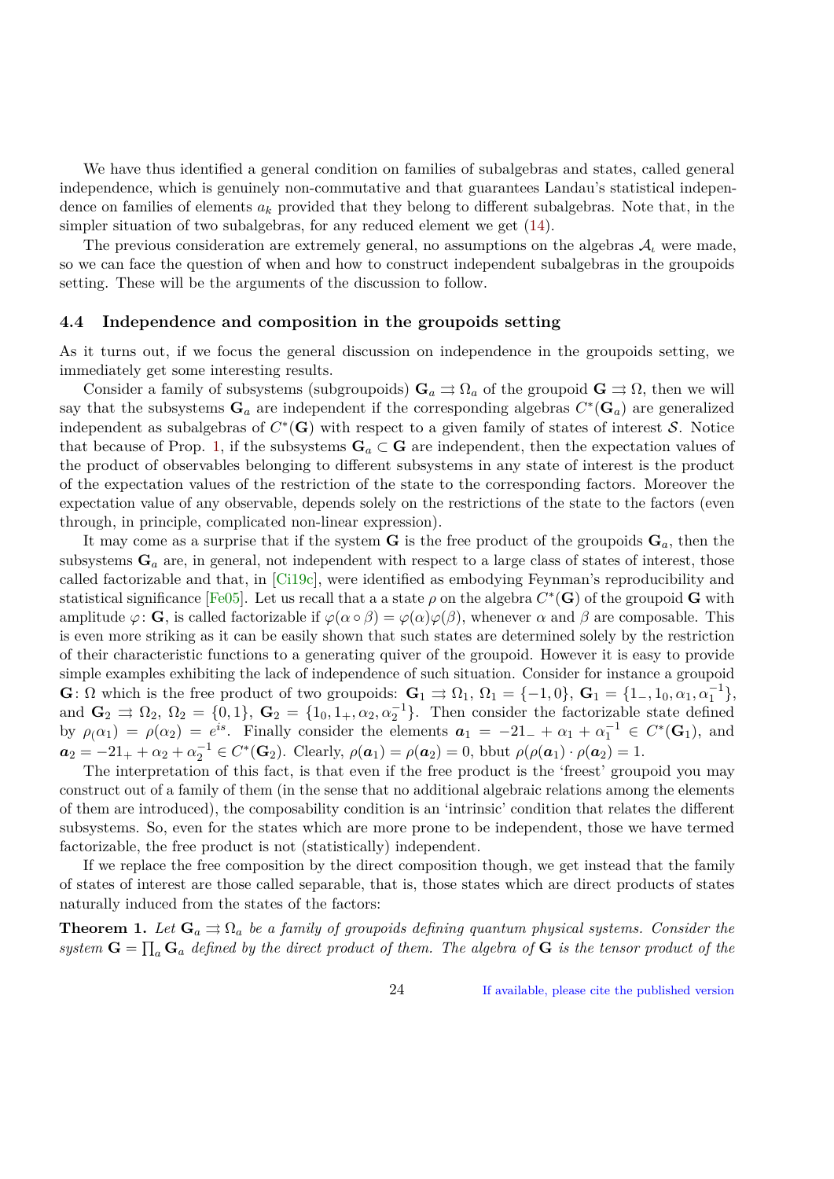We have thus identified a general condition on families of subalgebras and states, called general independence, which is genuinely non-commutative and that guarantees Landau's statistical independence on families of elements $a_k$ provided that they belong to different subalgebras. Note that, in the simpler situation of two subalgebras, for any reduced element we get (14).

The previous consideration are extremely general, no assumptions on the algebras $\mathcal{A}_\iota$ were made, so we can face the question of when and how to construct independent subalgebras in the groupoids setting. These will be the arguments of the discussion to follow.

### 4.4 Independence and composition in the groupoids setting

As it turns out, if we focus the general discussion on independence in the groupoids setting, we immediately get some interesting results.

Consider a family of subsystems (subgroupoids) $\mathbf{G}_a \rightrightarrows \Omega_a$ of the groupoid $\mathbf{G} \rightrightarrows \Omega$, then we will say that the subsystems $\mathbf{G}_a$ are independent if the corresponding algebras $C^*(\mathbf{G}_a)$ are generalized independent as subalgebras of $C^*(\mathbf{G})$ with respect to a given family of states of interest $\mathcal{S}$. Notice that because of Prop. 1, if the subsystems $\mathbf{G}_a \subset \mathbf{G}$ are independent, then the expectation values of the product of observables belonging to different subsystems in any state of interest is the product of the expectation values of the restriction of the state to the corresponding factors. Moreover the expectation value of any observable, depends solely on the restrictions of the state to the factors (even through, in principle, complicated non-linear expression).

It may come as a surprise that if the system $\mathbf{G}$ is the free product of the groupoids $\mathbf{G}_a$, then the subsystems $\mathbf{G}_a$ are, in general, not independent with respect to a large class of states of interest, those called factorizable and that, in [Ci19c], were identified as embodying Feynman's reproducibility and statistical significance [Fe05]. Let us recall that a a state $\rho$ on the algebra $C^*(\mathbf{G})$ of the groupoid $\mathbf{G}$ with amplitude $\varphi \colon \mathbf{G}$, is called factorizable if $\varphi(\alpha \circ \beta) = \varphi(\alpha)\varphi(\beta)$, whenever $\alpha$ and $\beta$ are composable. This is even more striking as it can be easily shown that such states are determined solely by the restriction of their characteristic functions to a generating quiver of the groupoid. However it is easy to provide simple examples exhibiting the lack of independence of such situation. Consider for instance a groupoid $\mathbf{G} \colon \Omega$ which is the free product of two groupoids: $\mathbf{G}_1 \rightrightarrows \Omega_1$, $\Omega_1 = \{-1, 0\}$, $\mathbf{G}_1 = \{1_-, 1_0, \alpha_1, \alpha_1^{-1}\}$, and $\mathbf{G}_2 \rightrightarrows \Omega_2$, $\Omega_2 = \{0, 1\}$, $\mathbf{G}_2 = \{1_0, 1_+, \alpha_2, \alpha_2^{-1}\}$. Then consider the factorizable state defined by $\rho_(\alpha_1) = \rho(\alpha_2) = e^{is}$. Finally consider the elements $\boldsymbol{a}_1 = -21_- + \alpha_1 + \alpha_1^{-1} \in C^*(\mathbf{G}_1)$, and $\boldsymbol{a}_2 = -21_+ + \alpha_2 + \alpha_2^{-1} \in C^*(\mathbf{G}_2)$. Clearly, $\rho(\boldsymbol{a}_1) = \rho(\boldsymbol{a}_2) = 0$, bbut $\rho(\rho(\boldsymbol{a}_1) \cdot \rho(\boldsymbol{a}_2) = 1$.

The interpretation of this fact, is that even if the free product is the 'freest' groupoid you may construct out of a family of them (in the sense that no additional algebraic relations among the elements of them are introduced), the composability condition is an 'intrinsic' condition that relates the different subsystems. So, even for the states which are more prone to be independent, those we have termed factorizable, the free product is not (statistically) independent.

If we replace the free composition by the direct composition though, we get instead that the family of states of interest are those called separable, that is, those states which are direct products of states naturally induced from the states of the factors:

**Theorem 1.** *Let $\mathbf{G}_a \rightrightarrows \Omega_a$ be a family of groupoids defining quantum physical systems. Consider the system $\mathbf{G} = \prod_a \mathbf{G}_a$ defined by the direct product of them. The algebra of $\mathbf{G}$ is the tensor product of the*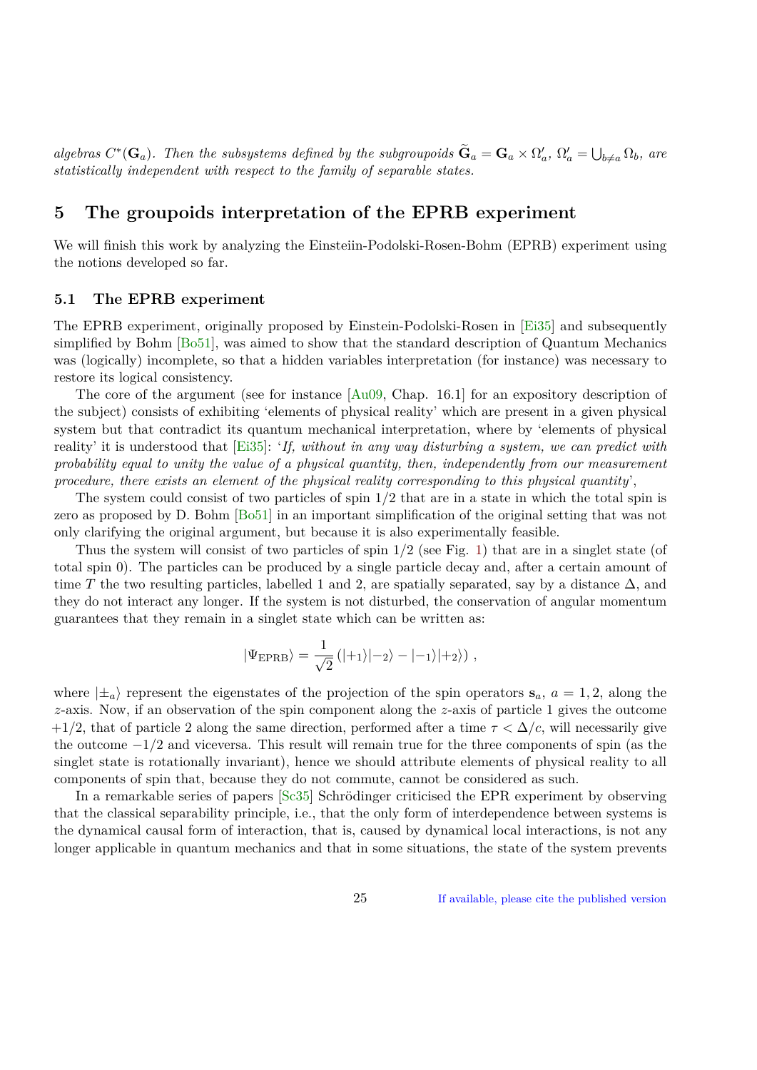*algebras $C^*(\mathbf{G}_a)$. Then the subsystems defined by the subgroupoids $\widetilde{\mathbf{G}}_a = \mathbf{G}_a \times \Omega'_a$, $\Omega'_a = \bigcup_{b\neq a} \Omega_b$, are statistically independent with respect to the family of separable states.*

## 5 The groupoids interpretation of the EPRB experiment

We will finish this work by analyzing the Einsteiin-Podolski-Rosen-Bohm (EPRB) experiment using the notions developed so far.

### 5.1 The EPRB experiment

The EPRB experiment, originally proposed by Einstein-Podolski-Rosen in [Ei35] and subsequently simplified by Bohm [Bo51], was aimed to show that the standard description of Quantum Mechanics was (logically) incomplete, so that a hidden variables interpretation (for instance) was necessary to restore its logical consistency.

The core of the argument (see for instance [Au09, Chap. 16.1] for an expository description of the subject) consists of exhibiting 'elements of physical reality' which are present in a given physical system but that contradict its quantum mechanical interpretation, where by 'elements of physical reality' it is understood that [Ei35]: '*If, without in any way disturbing a system, we can predict with probability equal to unity the value of a physical quantity, then, independently from our measurement procedure, there exists an element of the physical reality corresponding to this physical quantity*',

The system could consist of two particles of spin 1/2 that are in a state in which the total spin is zero as proposed by D. Bohm [Bo51] in an important simplification of the original setting that was not only clarifying the original argument, but because it is also experimentally feasible.

Thus the system will consist of two particles of spin 1/2 (see Fig. 1) that are in a singlet state (of total spin 0). The particles can be produced by a single particle decay and, after a certain amount of time $T$ the two resulting particles, labelled 1 and 2, are spatially separated, say by a distance $\Delta$, and they do not interact any longer. If the system is not disturbed, the conservation of angular momentum guarantees that they remain in a singlet state which can be written as:

$$|\Psi_{\mathrm{EPRB}}\rangle = \frac{1}{\sqrt{2}} \left( |+_1\rangle|-_2\rangle - |-_1\rangle|+_2\rangle \right) ,$$

where $|\pm_a\rangle$ represent the eigenstates of the projection of the spin operators $\mathbf{s}_a$, $a = 1, 2$, along the $z$-axis. Now, if an observation of the spin component along the $z$-axis of particle 1 gives the outcome $+1/2$, that of particle 2 along the same direction, performed after a time $\tau < \Delta/c$, will necessarily give the outcome $-1/2$ and viceversa. This result will remain true for the three components of spin (as the singlet state is rotationally invariant), hence we should attribute elements of physical reality to all components of spin that, because they do not commute, cannot be considered as such.

In a remarkable series of papers [Sc35] Schrödinger criticised the EPR experiment by observing that the classical separability principle, i.e., that the only form of interdependence between systems is the dynamical causal form of interaction, that is, caused by dynamical local interactions, is not any longer applicable in quantum mechanics and that in some situations, the state of the system prevents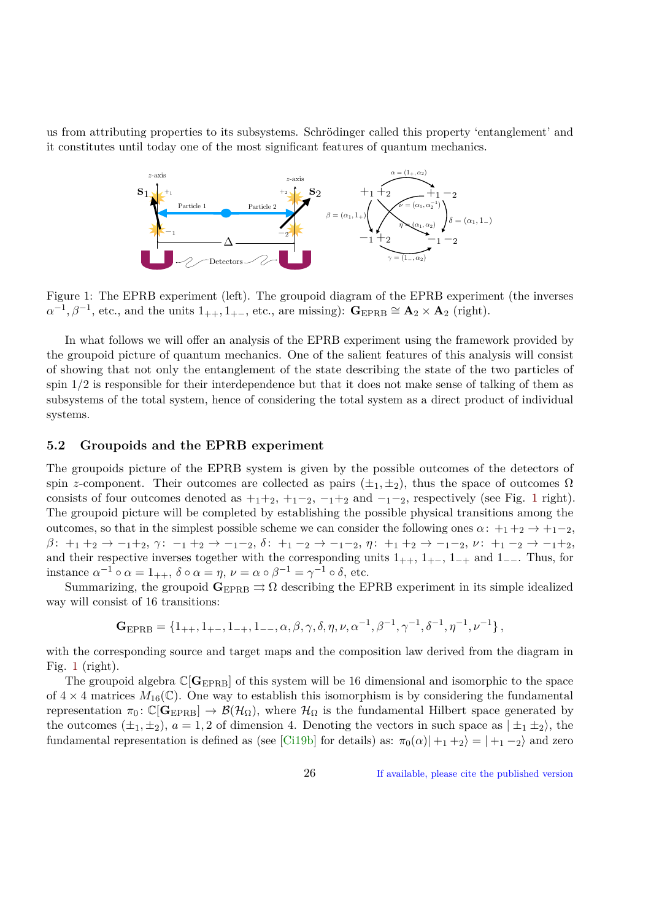us from attributing properties to its subsystems. Schrödinger called this property 'entanglement' and it constitutes until today one of the most significant features of quantum mechanics.

Figure 1: The EPRB experiment (left). The groupoid diagram of the EPRB experiment (the inverses $\alpha^{-1}, \beta^{-1}$, etc., and the units $1_{++}, 1_{+-}$, etc., are missing): $\mathbf{G}_{\mathrm{EPRB}} \cong \mathbf{A}_2 \times \mathbf{A}_2$ (right).

In what follows we will offer an analysis of the EPRB experiment using the framework provided by the groupoid picture of quantum mechanics. One of the salient features of this analysis will consist of showing that not only the entanglement of the state describing the state of the two particles of spin 1/2 is responsible for their interdependence but that it does not make sense of talking of them as subsystems of the total system, hence of considering the total system as a direct product of individual systems.

### 5.2 Groupoids and the EPRB experiment

The groupoids picture of the EPRB system is given by the possible outcomes of the detectors of spin $z$-component. Their outcomes are collected as pairs $(\pm_1, \pm_2)$, thus the space of outcomes $\Omega$ consists of four outcomes denoted as $+_1+_2$, $+_1-_2$, $-_1+_2$ and $-_1-_2$, respectively (see Fig. 1 right). The groupoid picture will be completed by establishing the possible physical transitions among the outcomes, so that in the simplest possible scheme we can consider the following ones $\alpha\colon +_1+_2 \to +_1-_2$, $\beta\colon +_1+_2 \to -_1+_2$, $\gamma\colon -_1+_2 \to -_1-_2$, $\delta\colon +_1-_2 \to -_1-_2$, $\eta\colon +_1+_2 \to -_1-_2$, $\nu\colon +_1-_2 \to -_1+_2$, and their respective inverses together with the corresponding units $1_{++}$, $1_{+-}$, $1_{-+}$ and $1_{--}$. Thus, for instance $\alpha^{-1} \circ \alpha = 1_{++}$, $\delta \circ \alpha = \eta$, $\nu = \alpha \circ \beta^{-1} = \gamma^{-1} \circ \delta$, etc.

Summarizing, the groupoid $\mathbf{G}_{\mathrm{EPRB}} \rightrightarrows \Omega$ describing the EPRB experiment in its simple idealized way will consist of 16 transitions:

$$\mathbf{G}_{\mathrm{EPRB}} = \{1_{++}, 1_{+-}, 1_{-+}, 1_{--}, \alpha, \beta, \gamma, \delta, \eta, \nu, \alpha^{-1}, \beta^{-1}, \gamma^{-1}, \delta^{-1}, \eta^{-1}, \nu^{-1}\},$$

with the corresponding source and target maps and the composition law derived from the diagram in Fig. 1 (right).

The groupoid algebra $\mathbb{C}[\mathbf{G}_{\mathrm{EPRB}}]$ of this system will be 16 dimensional and isomorphic to the space of $4 \times 4$ matrices $M_{16}(\mathbb{C})$. One way to establish this isomorphism is by considering the fundamental representation $\pi_0 \colon \mathbb{C}[\mathbf{G}_{\mathrm{EPRB}}] \to \mathcal{B}(\mathcal{H}_\Omega)$, where $\mathcal{H}_\Omega$ is the fundamental Hilbert space generated by the outcomes $(\pm_1, \pm_2)$, $a = 1, 2$ of dimension 4. Denoting the vectors in such space as $|\pm_1 \pm_2\rangle$, the fundamental representation is defined as (see [Ci19b] for details) as: $\pi_0(\alpha)|+_1+_2\rangle = |+_1-_2\rangle$ and zero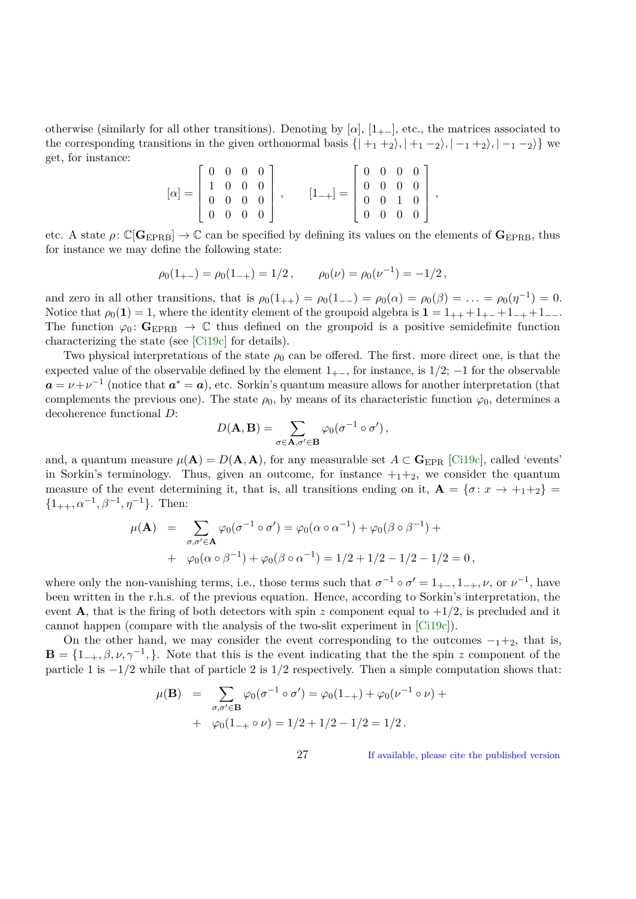otherwise (similarly for all other transitions). Denoting by $[\alpha]$, $[1_{+-}]$, etc., the matrices associated to the corresponding transitions in the given orthonormal basis $\{|+_1+_2\rangle, |+_1-_2\rangle, |-_1+_2\rangle, |-_1-_2\rangle\}$ we get, for instance:

$$
[\alpha] = \left[ \begin{array}{cccc} 0 & 0 & 0 & 0 \\ 1 & 0 & 0 & 0 \\ 0 & 0 & 0 & 0 \\ 0 & 0 & 0 & 0 \end{array} \right] , \qquad [1_{-+}] = \left[ \begin{array}{cccc} 0 & 0 & 0 & 0 \\ 0 & 0 & 0 & 0 \\ 0 & 0 & 1 & 0 \\ 0 & 0 & 0 & 0 \end{array} \right] ,
$$

etc. A state $\rho\colon \mathbb{C}[\mathbf{G}_{\mathrm{EPRB}}] \to \mathbb{C}$ can be specified by defining its values on the elements of $\mathbf{G}_{\mathrm{EPRB}}$, thus for instance we may define the following state:

$$
\rho_0(1_{+-}) = \rho_0(1_{-+}) = 1/2 , \qquad \rho_0(\nu) = \rho_0(\nu^{-1}) = -1/2 ,
$$

and zero in all other transitions, that is $\rho_0(1_{++}) = \rho_0(1_{--}) = \rho_0(\alpha) = \rho_0(\beta) = \ldots = \rho_0(\eta^{-1}) = 0$. Notice that $\rho_0(\mathbf{1}) = 1$, where the identity element of the groupoid algebra is $\mathbf{1} = 1_{++} + 1_{+-} + 1_{-+} + 1_{--}$. The function $\varphi_0\colon \mathbf{G}_{\mathrm{EPRB}} \to \mathbb{C}$ thus defined on the groupoid is a positive semidefinite function characterizing the state (see [Ci19c] for details).

Two physical interpretations of the state $\rho_0$ can be offered. The first. more direct one, is that the expected value of the observable defined by the element $1_{+-}$, for instance, is $1/2$; $-1$ for the observable $\boldsymbol{a} = \nu + \nu^{-1}$ (notice that $\boldsymbol{a}^* = \boldsymbol{a}$), etc. Sorkin's quantum measure allows for another interpretation (that complements the previous one). The state $\rho_0$, by means of its characteristic function $\varphi_0$, determines a decoherence functional $D$:

$$
D(\mathbf{A}, \mathbf{B}) = \sum_{\sigma \in \mathbf{A}, \sigma' \in \mathbf{B}} \varphi_0(\sigma^{-1} \circ \sigma') ,
$$

and, a quantum measure $\mu(\mathbf{A}) = D(\mathbf{A}, \mathbf{A})$, for any measurable set $A \subset \mathbf{G}_{\mathrm{EPR}}$ [Ci19c], called 'events' in Sorkin's terminology. Thus, given an outcome, for instance $+_1+_2$, we consider the quantum measure of the event determining it, that is, all transitions ending on it, $\mathbf{A} = \{\sigma\colon x \to +_1+_2\} = \{1_{++}, \alpha^{-1}, \beta^{-1}, \eta^{-1}\}$. Then:

$$
\begin{aligned}
\mu(\mathbf{A}) &= \sum_{\sigma, \sigma' \in \mathbf{A}} \varphi_0(\sigma^{-1} \circ \sigma') = \varphi_0(\alpha \circ \alpha^{-1}) + \varphi_0(\beta \circ \beta^{-1}) + \\
&+ \varphi_0(\alpha \circ \beta^{-1}) + \varphi_0(\beta \circ \alpha^{-1}) = 1/2 + 1/2 - 1/2 - 1/2 = 0 ,
\end{aligned}
$$

where only the non-vanishing terms, i.e., those terms such that $\sigma^{-1} \circ \sigma' = 1_{+-}, 1_{-+}, \nu$, or $\nu^{-1}$, have been written in the r.h.s. of the previous equation. Hence, according to Sorkin's interpretation, the event $\mathbf{A}$, that is the firing of both detectors with spin $z$ component equal to $+1/2$, is precluded and it cannot happen (compare with the analysis of the two-slit experiment in [Ci19c]).

On the other hand, we may consider the event corresponding to the outcomes $-_1+_2$, that is, $\mathbf{B} = \{1_{-+}, \beta, \nu, \gamma^{-1}, \}$. Note that this is the event indicating that the the spin $z$ component of the particle 1 is $-1/2$ while that of particle 2 is $1/2$ respectively. Then a simple computation shows that:

$$
\begin{aligned}
\mu(\mathbf{B}) &= \sum_{\sigma, \sigma' \in \mathbf{B}} \varphi_0(\sigma^{-1} \circ \sigma') = \varphi_0(1_{-+}) + \varphi_0(\nu^{-1} \circ \nu) + \\
&+ \varphi_0(1_{-+} \circ \nu) = 1/2 + 1/2 - 1/2 = 1/2 .
\end{aligned}
$$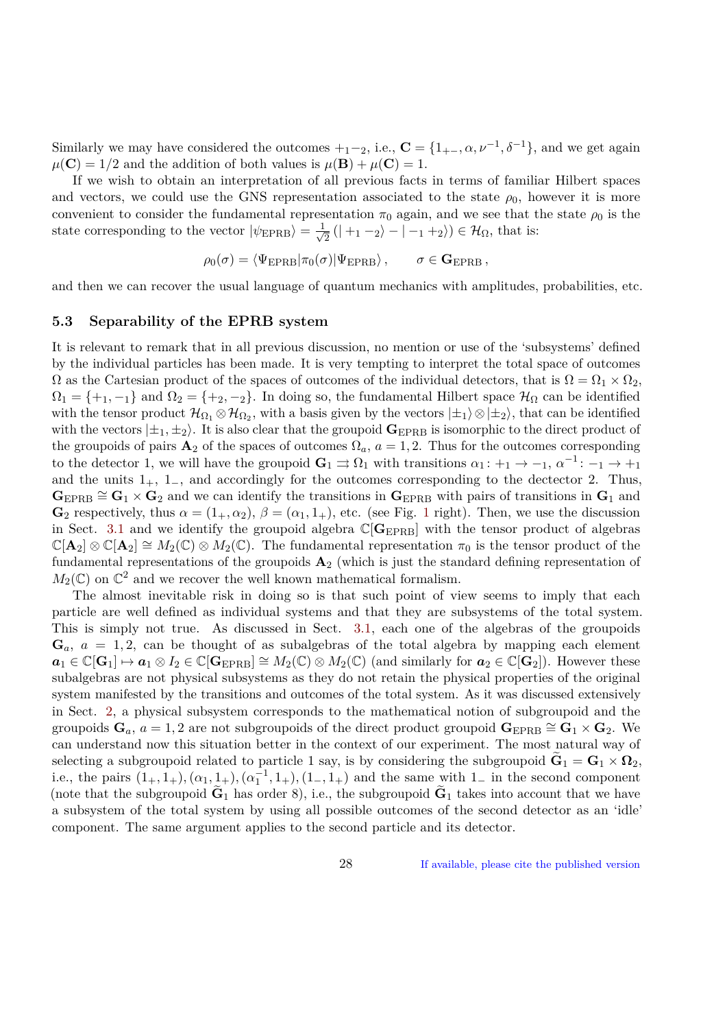Similarly we may have considered the outcomes $+_1 -_2$, i.e., $\mathbf{C} = \{1_{+-}, \alpha, \nu^{-1}, \delta^{-1}\}$, and we get again $\mu(\mathbf{C}) = 1/2$ and the addition of both values is $\mu(\mathbf{B}) + \mu(\mathbf{C}) = 1$.

If we wish to obtain an interpretation of all previous facts in terms of familiar Hilbert spaces and vectors, we could use the GNS representation associated to the state $\rho_0$, however it is more convenient to consider the fundamental representation $\pi_0$ again, and we see that the state $\rho_0$ is the state corresponding to the vector $|\psi_{\mathrm{EPRB}}\rangle = \frac{1}{\sqrt{2}}\left(| +_1 -_2\rangle - | -_1 +_2\rangle\right) \in \mathcal{H}_\Omega$, that is:

$$
\rho_0(\sigma) = \langle \Psi_{\mathrm{EPRB}} | \pi_0(\sigma) | \Psi_{\mathrm{EPRB}} \rangle \,, \qquad \sigma \in \mathbf{G}_{\mathrm{EPRB}} \,,
$$

and then we can recover the usual language of quantum mechanics with amplitudes, probabilities, etc.

### 5.3 Separability of the EPRB system

It is relevant to remark that in all previous discussion, no mention or use of the 'subsystems' defined by the individual particles has been made. It is very tempting to interpret the total space of outcomes $\Omega$ as the Cartesian product of the spaces of outcomes of the individual detectors, that is $\Omega = \Omega_1 \times \Omega_2$, $\Omega_1 = \{+_1, -_1\}$ and $\Omega_2 = \{+_2, -_2\}$. In doing so, the fundamental Hilbert space $\mathcal{H}_\Omega$ can be identified with the tensor product $\mathcal{H}_{\Omega_1} \otimes \mathcal{H}_{\Omega_2}$, with a basis given by the vectors $|\pm_1\rangle \otimes |\pm_2\rangle$, that can be identified with the vectors $|\pm_1, \pm_2\rangle$. It is also clear that the groupoid $\mathbf{G}_{\mathrm{EPRB}}$ is isomorphic to the direct product of the groupoids of pairs $\mathbf{A}_2$ of the spaces of outcomes $\Omega_a$, $a = 1, 2$. Thus for the outcomes corresponding to the detector 1, we will have the groupoid $\mathbf{G}_1 \rightrightarrows \Omega_1$ with transitions $\alpha_1 \colon +_1 \to -_1$, $\alpha^{-1} \colon -_1 \to +_1$ and the units $1_+$, $1_-$, and accordingly for the outcomes corresponding to the dectector 2. Thus, $\mathbf{G}_{\mathrm{EPRB}} \cong \mathbf{G}_1 \times \mathbf{G}_2$ and we can identify the transitions in $\mathbf{G}_{\mathrm{EPRB}}$ with pairs of transitions in $\mathbf{G}_1$ and $\mathbf{G}_2$ respectively, thus $\alpha = (1_+, \alpha_2)$, $\beta = (\alpha_1, 1_+)$, etc. (see Fig. 1 right). Then, we use the discussion in Sect. 3.1 and we identify the groupoid algebra $\mathbb{C}[\mathbf{G}_{\mathrm{EPRB}}]$ with the tensor product of algebras $\mathbb{C}[\mathbf{A}_2] \otimes \mathbb{C}[\mathbf{A}_2] \cong M_2(\mathbb{C}) \otimes M_2(\mathbb{C})$. The fundamental representation $\pi_0$ is the tensor product of the fundamental representations of the groupoids $\mathbf{A}_2$ (which is just the standard defining representation of $M_2(\mathbb{C})$ on $\mathbb{C}^2$ and we recover the well known mathematical formalism.

The almost inevitable risk in doing so is that such point of view seems to imply that each particle are well defined as individual systems and that they are subsystems of the total system. This is simply not true. As discussed in Sect. 3.1, each one of the algebras of the groupoids $\mathbf{G}_a$, $a = 1, 2$, can be thought of as subalgebras of the total algebra by mapping each element $\boldsymbol{a}_1 \in \mathbb{C}[\mathbf{G}_1] \mapsto \boldsymbol{a}_1 \otimes I_2 \in \mathbb{C}[\mathbf{G}_{\mathrm{EPRB}}] \cong M_2(\mathbb{C}) \otimes M_2(\mathbb{C})$ (and similarly for $\boldsymbol{a}_2 \in \mathbb{C}[\mathbf{G}_2]$). However these subalgebras are not physical subsystems as they do not retain the physical properties of the original system manifested by the transitions and outcomes of the total system. As it was discussed extensively in Sect. 2, a physical subsystem corresponds to the mathematical notion of subgroupoid and the groupoids $\mathbf{G}_a$, $a = 1, 2$ are not subgroupoids of the direct product groupoid $\mathbf{G}_{\mathrm{EPRB}} \cong \mathbf{G}_1 \times \mathbf{G}_2$. We can understand now this situation better in the context of our experiment. The most natural way of selecting a subgroupoid related to particle 1 say, is by considering the subgroupoid $\widetilde{\mathbf{G}}_1 = \mathbf{G}_1 \times \boldsymbol{\Omega}_2$, i.e., the pairs $(1_+, 1_+), (\alpha_1, 1_+), (\alpha_1^{-1}, 1_+), (1_-, 1_+)$ and the same with $1_-$ in the second component (note that the subgroupoid $\widetilde{\mathbf{G}}_1$ has order 8), i.e., the subgroupoid $\widetilde{\mathbf{G}}_1$ takes into account that we have a subsystem of the total system by using all possible outcomes of the second detector as an 'idle' component. The same argument applies to the second particle and its detector.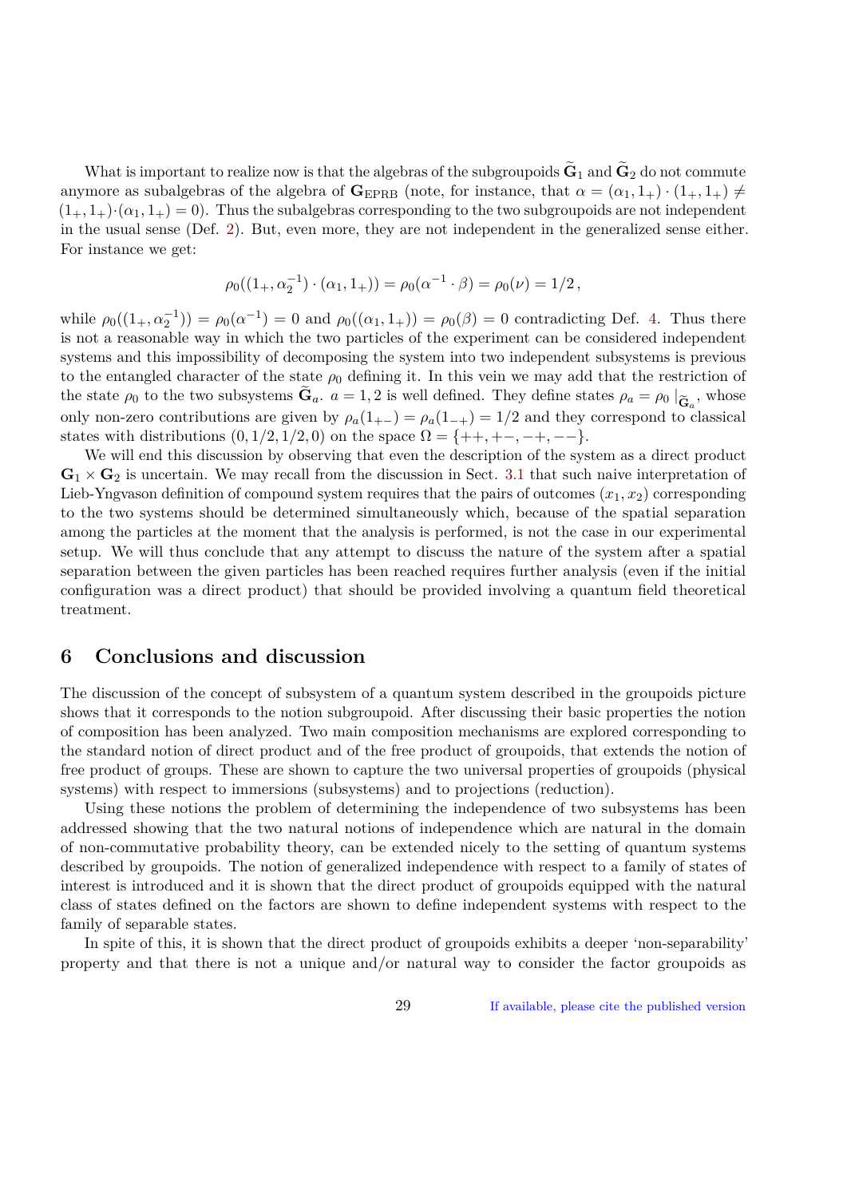What is important to realize now is that the algebras of the subgroupoids $\widetilde{\mathbf{G}}_1$ and $\widetilde{\mathbf{G}}_2$ do not commute anymore as subalgebras of the algebra of $\mathbf{G}_{\mathrm{EPRB}}$ (note, for instance, that $\alpha = (\alpha_1, 1_+) \cdot (1_+, 1_+) \neq (1_+, 1_+) \cdot (\alpha_1, 1_+) = 0$). Thus the subalgebras corresponding to the two subgroupoids are not independent in the usual sense (Def. 2). But, even more, they are not independent in the generalized sense either. For instance we get:

$$
\rho_0((1_+, \alpha_2^{-1}) \cdot (\alpha_1, 1_+)) = \rho_0(\alpha^{-1} \cdot \beta) = \rho_0(\nu) = 1/2\,,
$$

while $\rho_0((1_+, \alpha_2^{-1})) = \rho_0(\alpha^{-1}) = 0$ and $\rho_0((\alpha_1, 1_+)) = \rho_0(\beta) = 0$ contradicting Def. 4. Thus there is not a reasonable way in which the two particles of the experiment can be considered independent systems and this impossibility of decomposing the system into two independent subsystems is previous to the entangled character of the state $\rho_0$ defining it. In this vein we may add that the restriction of the state $\rho_0$ to the two subsystems $\widetilde{\mathbf{G}}_a$. $a = 1, 2$ is well defined. They define states $\rho_a = \rho_0 \mid_{\widetilde{\mathbf{G}}_a}$, whose only non-zero contributions are given by $\rho_a(1_{+-}) = \rho_a(1_{-+}) = 1/2$ and they correspond to classical states with distributions $(0, 1/2, 1/2, 0)$ on the space $\Omega = \{++, +-, -+, --\}$.

We will end this discussion by observing that even the description of the system as a direct product $\mathbf{G}_1 \times \mathbf{G}_2$ is uncertain. We may recall from the discussion in Sect. 3.1 that such naive interpretation of Lieb-Yngvason definition of compound system requires that the pairs of outcomes $(x_1, x_2)$ corresponding to the two systems should be determined simultaneously which, because of the spatial separation among the particles at the moment that the analysis is performed, is not the case in our experimental setup. We will thus conclude that any attempt to discuss the nature of the system after a spatial separation between the given particles has been reached requires further analysis (even if the initial configuration was a direct product) that should be provided involving a quantum field theoretical treatment.

## 6 Conclusions and discussion

The discussion of the concept of subsystem of a quantum system described in the groupoids picture shows that it corresponds to the notion subgroupoid. After discussing their basic properties the notion of composition has been analyzed. Two main composition mechanisms are explored corresponding to the standard notion of direct product and of the free product of groupoids, that extends the notion of free product of groups. These are shown to capture the two universal properties of groupoids (physical systems) with respect to immersions (subsystems) and to projections (reduction).

Using these notions the problem of determining the independence of two subsystems has been addressed showing that the two natural notions of independence which are natural in the domain of non-commutative probability theory, can be extended nicely to the setting of quantum systems described by groupoids. The notion of generalized independence with respect to a family of states of interest is introduced and it is shown that the direct product of groupoids equipped with the natural class of states defined on the factors are shown to define independent systems with respect to the family of separable states.

In spite of this, it is shown that the direct product of groupoids exhibits a deeper 'non-separability' property and that there is not a unique and/or natural way to consider the factor groupoids as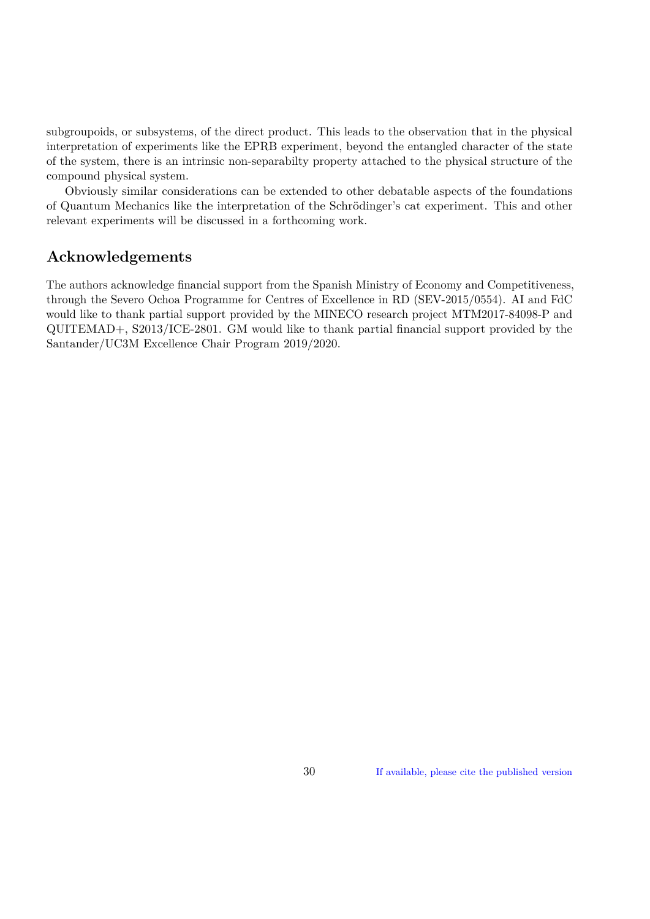subgroupoids, or subsystems, of the direct product. This leads to the observation that in the physical interpretation of experiments like the EPRB experiment, beyond the entangled character of the state of the system, there is an intrinsic non-separabilty property attached to the physical structure of the compound physical system.

Obviously similar considerations can be extended to other debatable aspects of the foundations of Quantum Mechanics like the interpretation of the Schrödinger's cat experiment. This and other relevant experiments will be discussed in a forthcoming work.

## Acknowledgements

The authors acknowledge financial support from the Spanish Ministry of Economy and Competitiveness, through the Severo Ochoa Programme for Centres of Excellence in RD (SEV-2015/0554). AI and FdC would like to thank partial support provided by the MINECO research project MTM2017-84098-P and QUITEMAD+, S2013/ICE-2801. GM would like to thank partial financial support provided by the Santander/UC3M Excellence Chair Program 2019/2020.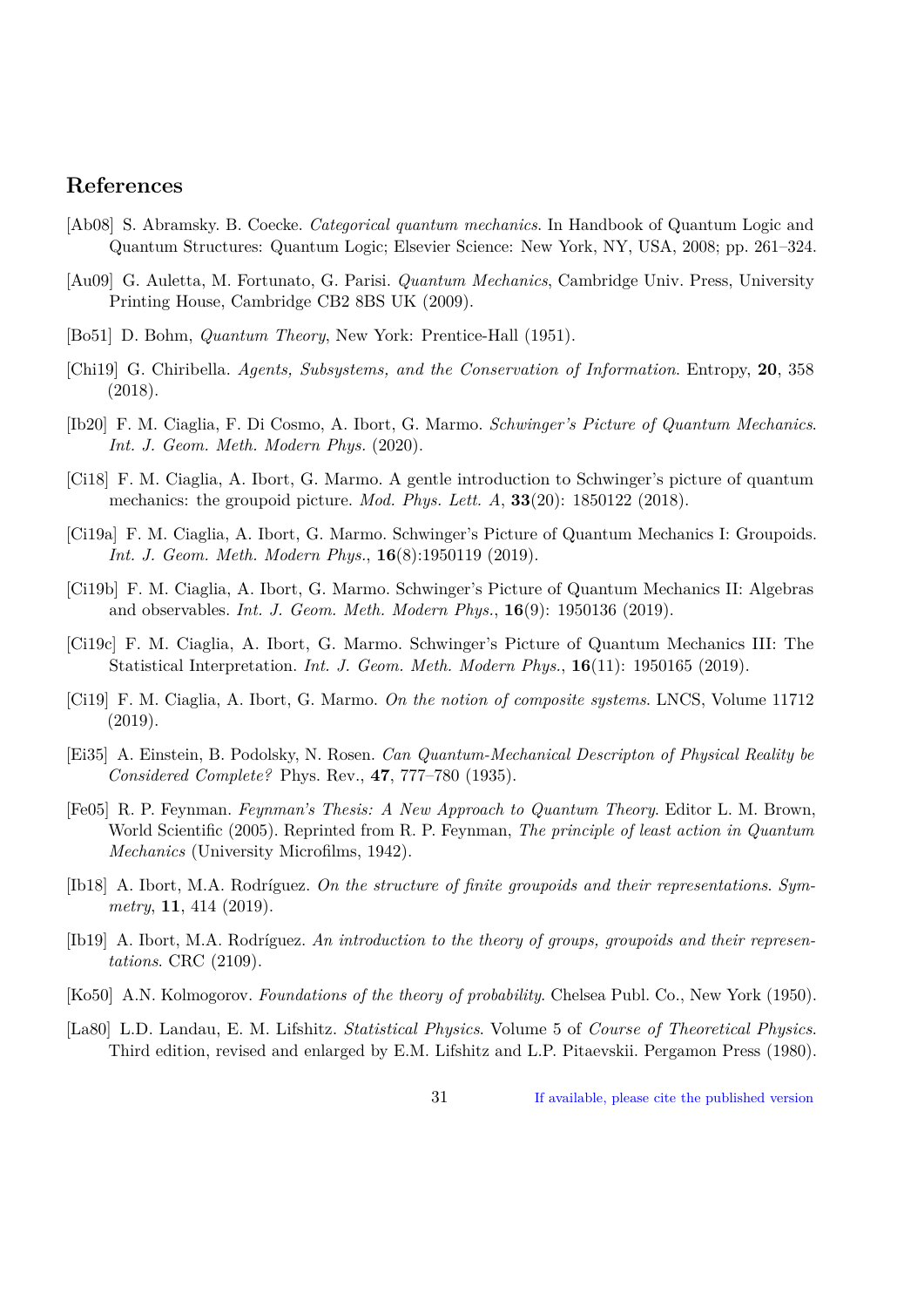## References

[Ab08] S. Abramsky. B. Coecke. *Categorical quantum mechanics*. In Handbook of Quantum Logic and Quantum Structures: Quantum Logic; Elsevier Science: New York, NY, USA, 2008; pp. 261–324.

[Au09] G. Auletta, M. Fortunato, G. Parisi. *Quantum Mechanics*, Cambridge Univ. Press, University Printing House, Cambridge CB2 8BS UK (2009).

[Bo51] D. Bohm, *Quantum Theory*, New York: Prentice-Hall (1951).

[Chi19] G. Chiribella. *Agents, Subsystems, and the Conservation of Information*. Entropy, **20**, 358 (2018).

[Ib20] F. M. Ciaglia, F. Di Cosmo, A. Ibort, G. Marmo. *Schwinger's Picture of Quantum Mechanics*. *Int. J. Geom. Meth. Modern Phys.* (2020).

[Ci18] F. M. Ciaglia, A. Ibort, G. Marmo. A gentle introduction to Schwinger's picture of quantum mechanics: the groupoid picture. *Mod. Phys. Lett. A*, **33**(20): 1850122 (2018).

[Ci19a] F. M. Ciaglia, A. Ibort, G. Marmo. Schwinger's Picture of Quantum Mechanics I: Groupoids. *Int. J. Geom. Meth. Modern Phys.*, **16**(8):1950119 (2019).

[Ci19b] F. M. Ciaglia, A. Ibort, G. Marmo. Schwinger's Picture of Quantum Mechanics II: Algebras and observables. *Int. J. Geom. Meth. Modern Phys.*, **16**(9): 1950136 (2019).

[Ci19c] F. M. Ciaglia, A. Ibort, G. Marmo. Schwinger's Picture of Quantum Mechanics III: The Statistical Interpretation. *Int. J. Geom. Meth. Modern Phys.*, **16**(11): 1950165 (2019).

[Ci19] F. M. Ciaglia, A. Ibort, G. Marmo. *On the notion of composite systems*. LNCS, Volume 11712 (2019).

[Ei35] A. Einstein, B. Podolsky, N. Rosen. *Can Quantum-Mechanical Descripton of Physical Reality be Considered Complete?* Phys. Rev., **47**, 777–780 (1935).

[Fe05] R. P. Feynman. *Feynman's Thesis: A New Approach to Quantum Theory*. Editor L. M. Brown, World Scientific (2005). Reprinted from R. P. Feynman, *The principle of least action in Quantum Mechanics* (University Microfilms, 1942).

[Ib18] A. Ibort, M.A. Rodríguez. *On the structure of finite groupoids and their representations*. *Symmetry*, **11**, 414 (2019).

[Ib19] A. Ibort, M.A. Rodríguez. *An introduction to the theory of groups, groupoids and their representations*. CRC (2109).

[Ko50] A.N. Kolmogorov. *Foundations of the theory of probability*. Chelsea Publ. Co., New York (1950).

[La80] L.D. Landau, E. M. Lifshitz. *Statistical Physics*. Volume 5 of *Course of Theoretical Physics*. Third edition, revised and enlarged by E.M. Lifshitz and L.P. Pitaevskii. Pergamon Press (1980).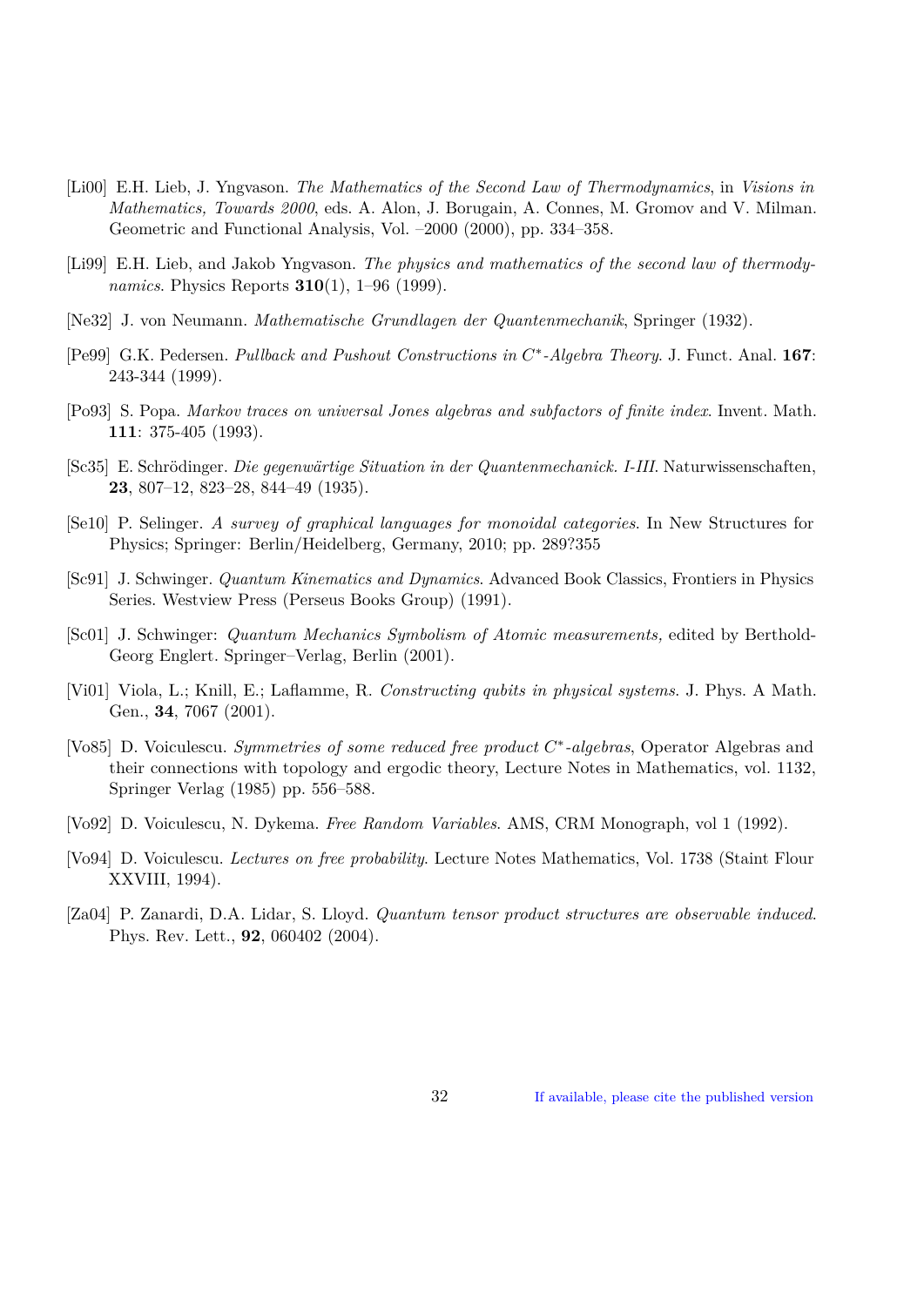[Li00] E.H. Lieb, J. Yngvason. *The Mathematics of the Second Law of Thermodynamics*, in *Visions in Mathematics, Towards 2000*, eds. A. Alon, J. Borugain, A. Connes, M. Gromov and V. Milman. Geometric and Functional Analysis, Vol. –2000 (2000), pp. 334–358.

[Li99] E.H. Lieb, and Jakob Yngvason. *The physics and mathematics of the second law of thermodynamics*. Physics Reports **310**(1), 1–96 (1999).

[Ne32] J. von Neumann. *Mathematische Grundlagen der Quantenmechanik*, Springer (1932).

[Pe99] G.K. Pedersen. *Pullback and Pushout Constructions in $C^*$-Algebra Theory*. J. Funct. Anal. **167**: 243-344 (1999).

[Po93] S. Popa. *Markov traces on universal Jones algebras and subfactors of finite index*. Invent. Math. **111**: 375-405 (1993).

[Sc35] E. Schrödinger. *Die gegenwärtige Situation in der Quantenmechanick. I-III*. Naturwissenschaften, **23**, 807–12, 823–28, 844–49 (1935).

[Se10] P. Selinger. *A survey of graphical languages for monoidal categories*. In New Structures for Physics; Springer: Berlin/Heidelberg, Germany, 2010; pp. 289?355

[Sc91] J. Schwinger. *Quantum Kinematics and Dynamics*. Advanced Book Classics, Frontiers in Physics Series. Westview Press (Perseus Books Group) (1991).

[Sc01] J. Schwinger: *Quantum Mechanics Symbolism of Atomic measurements,* edited by Berthold-Georg Englert. Springer–Verlag, Berlin (2001).

[Vi01] Viola, L.; Knill, E.; Laflamme, R. *Constructing qubits in physical systems*. J. Phys. A Math. Gen., **34**, 7067 (2001).

[Vo85] D. Voiculescu. *Symmetries of some reduced free product $C^*$-algebras*, Operator Algebras and their connections with topology and ergodic theory, Lecture Notes in Mathematics, vol. 1132, Springer Verlag (1985) pp. 556–588.

[Vo92] D. Voiculescu, N. Dykema. *Free Random Variables*. AMS, CRM Monograph, vol 1 (1992).

[Vo94] D. Voiculescu. *Lectures on free probability*. Lecture Notes Mathematics, Vol. 1738 (Staint Flour XXVIII, 1994).

[Za04] P. Zanardi, D.A. Lidar, S. Lloyd. *Quantum tensor product structures are observable induced*. Phys. Rev. Lett., **92**, 060402 (2004).